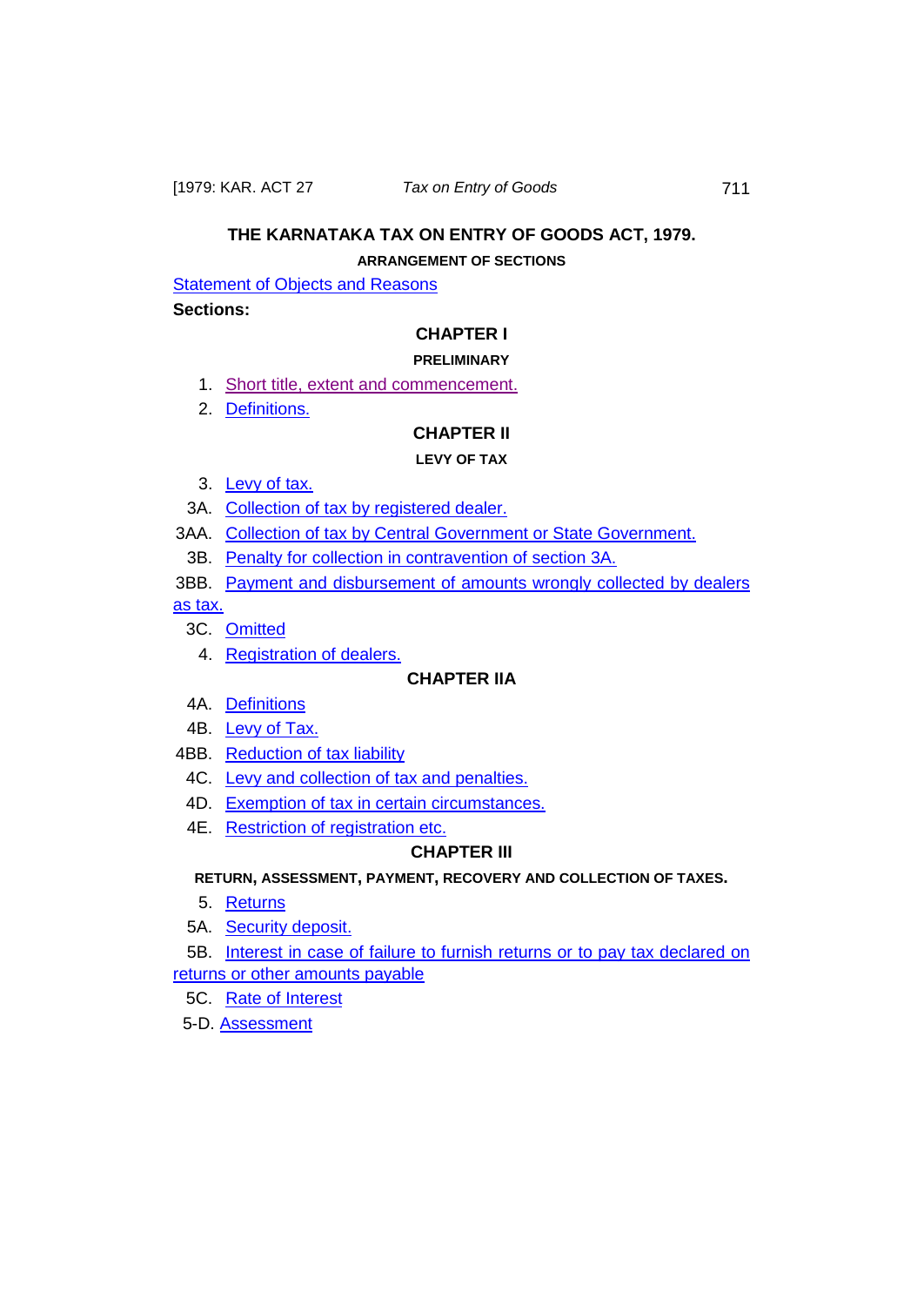# THE KARNATAKA TAX ON ENTRY OF GOODS ACT, 1979.

### ARRANGEMENT OF SECTIONS

Statement of Objects and Reasons

**Sections:**

## CHAPTER I

### PRELIMINARY

1. Short title, extent and commencement.
2. Definitions.

## CHAPTER II

### LEVY OF TAX

3. Levy of tax.

3A. Collection of tax by registered dealer.

3AA. Collection of tax by Central Government or State Government.

3B. Penalty for collection in contravention of section 3A.

3BB. Payment and disbursement of amounts wrongly collected by dealers as tax.

3C. Omitted

4. Registration of dealers.

## CHAPTER IIA

4A. Definitions

4B. Levy of Tax.

4BB. Reduction of tax liability

4C. Levy and collection of tax and penalties.

4D. Exemption of tax in certain circumstances.

4E. Restriction of registration etc.

## CHAPTER III

### RETURN, ASSESSMENT, PAYMENT, RECOVERY AND COLLECTION OF TAXES.

5. Returns

5A. Security deposit.

5B. Interest in case of failure to furnish returns or to pay tax declared on returns or other amounts payable

5C. Rate of Interest

5-D. Assessment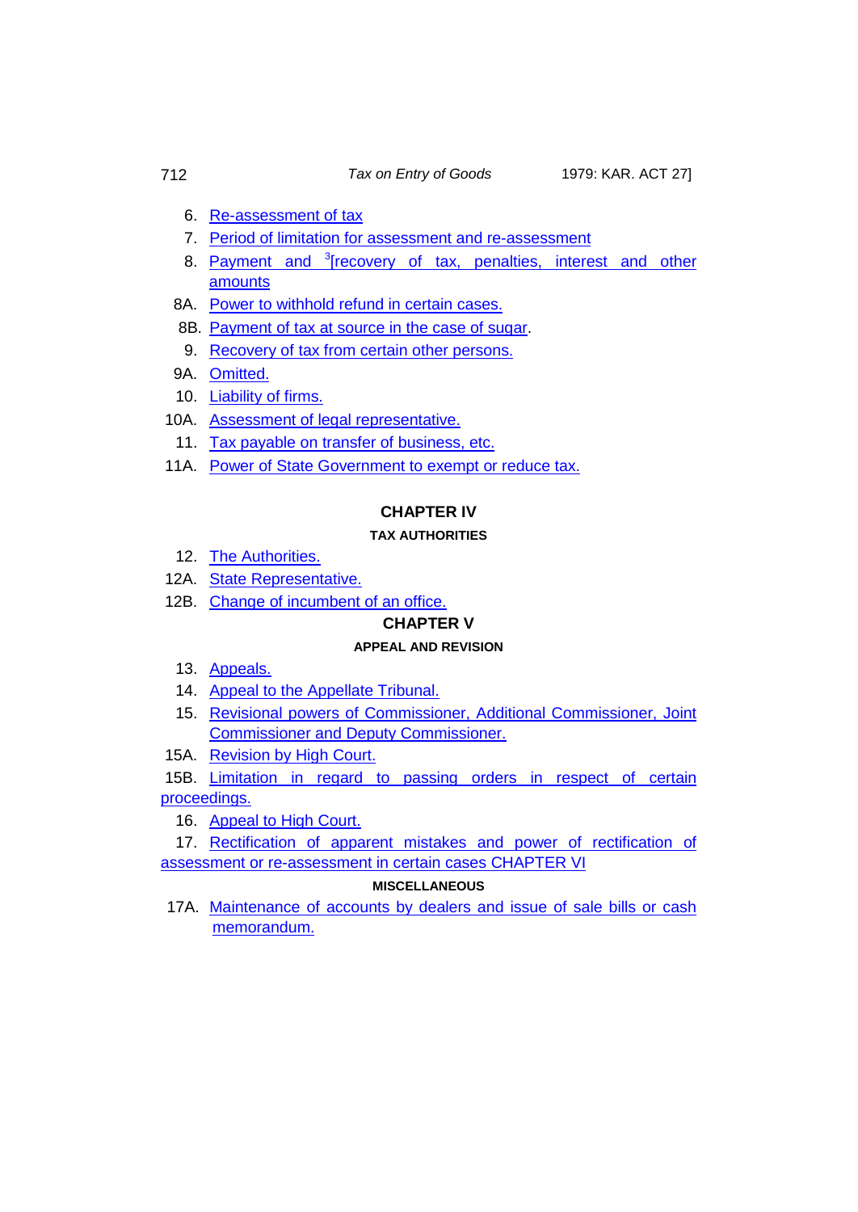6. Re-assessment of tax
7. Period of limitation for assessment and re-assessment
8. Payment and [3][recovery of tax, penalties, interest and other amounts

8A. Power to withhold refund in certain cases.

8B. Payment of tax at source in the case of sugar.

9. Recovery of tax from certain other persons.

9A. Omitted.

10. Liability of firms.

10A. Assessment of legal representative.

11. Tax payable on transfer of business, etc.

11A. Power of State Government to exempt or reduce tax.

## CHAPTER IV

### TAX AUTHORITIES

12. The Authorities.

12A. State Representative.

12B. Change of incumbent of an office.

## CHAPTER V

### APPEAL AND REVISION

13. Appeals.
14. Appeal to the Appellate Tribunal.
15. Revisional powers of Commissioner, Additional Commissioner, Joint Commissioner and Deputy Commissioner.

15A. Revision by High Court.

15B. Limitation in regard to passing orders in respect of certain proceedings.

16. Appeal to High Court.
17. Rectification of apparent mistakes and power of rectification of assessment or re-assessment in certain cases CHAPTER VI

### MISCELLANEOUS

17A. Maintenance of accounts by dealers and issue of sale bills or cash memorandum.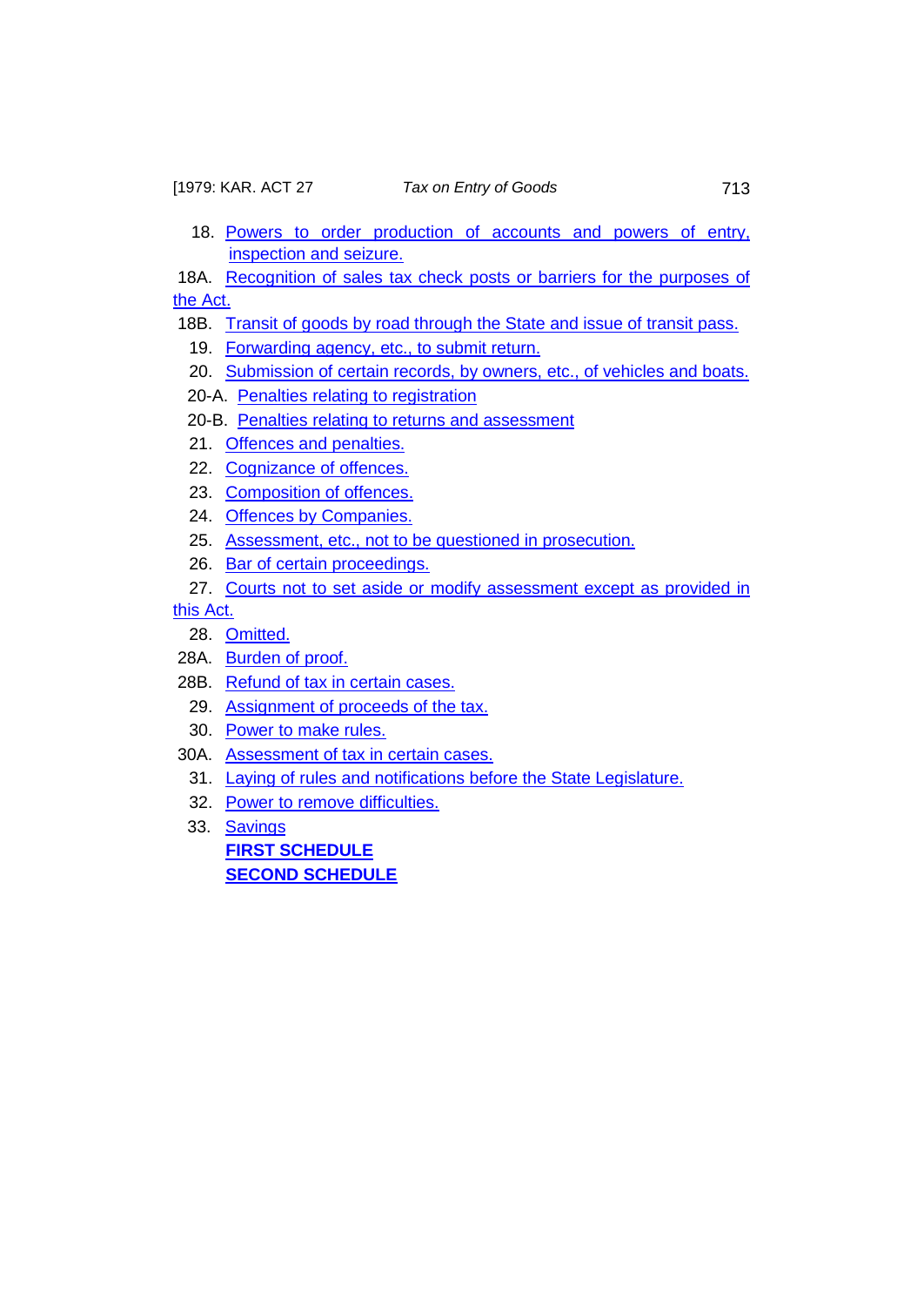18. Powers to order production of accounts and powers of entry, inspection and seizure.

18A. Recognition of sales tax check posts or barriers for the purposes of the Act.

18B. Transit of goods by road through the State and issue of transit pass.

19. Forwarding agency, etc., to submit return.

20. Submission of certain records, by owners, etc., of vehicles and boats.

20-A. Penalties relating to registration

20-B. Penalties relating to returns and assessment

21. Offences and penalties.

22. Cognizance of offences.

23. Composition of offences.

24. Offences by Companies.

25. Assessment, etc., not to be questioned in prosecution.

26. Bar of certain proceedings.

27. Courts not to set aside or modify assessment except as provided in this Act.

28. Omitted.

28A. Burden of proof.

28B. Refund of tax in certain cases.

29. Assignment of proceeds of the tax.

30. Power to make rules.

30A. Assessment of tax in certain cases.

31. Laying of rules and notifications before the State Legislature.

32. Power to remove difficulties.

33. Savings

**FIRST SCHEDULE**

**SECOND SCHEDULE**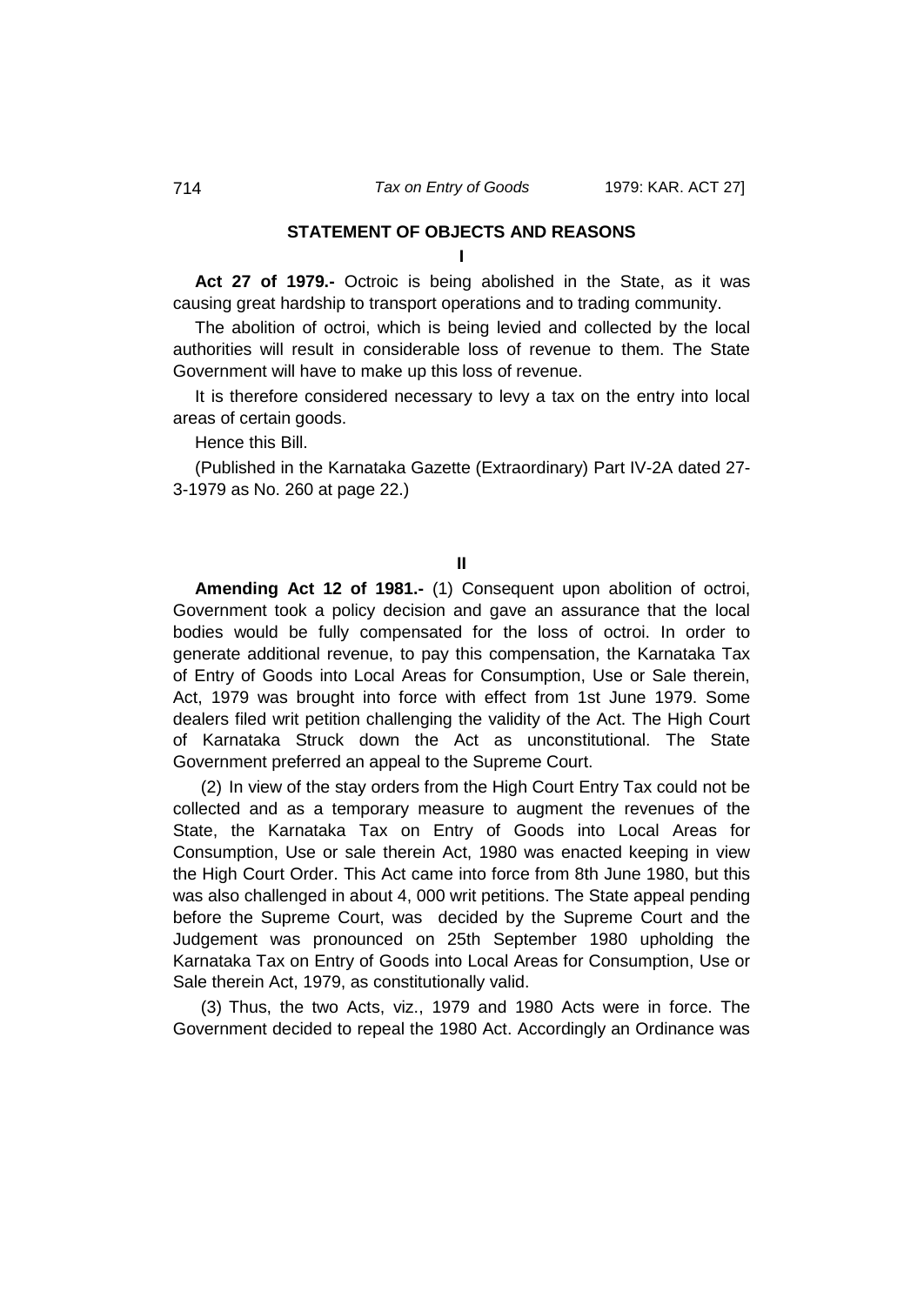## STATEMENT OF OBJECTS AND REASONS

**I**

**Act 27 of 1979.-** Octroic is being abolished in the State, as it was causing great hardship to transport operations and to trading community.

The abolition of octroi, which is being levied and collected by the local authorities will result in considerable loss of revenue to them. The State Government will have to make up this loss of revenue.

It is therefore considered necessary to levy a tax on the entry into local areas of certain goods.

Hence this Bill.

(Published in the Karnataka Gazette (Extraordinary) Part IV-2A dated 27-3-1979 as No. 260 at page 22.)

**II**

**Amending Act 12 of 1981.-** (1) Consequent upon abolition of octroi, Government took a policy decision and gave an assurance that the local bodies would be fully compensated for the loss of octroi. In order to generate additional revenue, to pay this compensation, the Karnataka Tax of Entry of Goods into Local Areas for Consumption, Use or Sale therein, Act, 1979 was brought into force with effect from 1st June 1979. Some dealers filed writ petition challenging the validity of the Act. The High Court of Karnataka Struck down the Act as unconstitutional. The State Government preferred an appeal to the Supreme Court.

(2) In view of the stay orders from the High Court Entry Tax could not be collected and as a temporary measure to augment the revenues of the State, the Karnataka Tax on Entry of Goods into Local Areas for Consumption, Use or sale therein Act, 1980 was enacted keeping in view the High Court Order. This Act came into force from 8th June 1980, but this was also challenged in about 4, 000 writ petitions. The State appeal pending before the Supreme Court, was decided by the Supreme Court and the Judgement was pronounced on 25th September 1980 upholding the Karnataka Tax on Entry of Goods into Local Areas for Consumption, Use or Sale therein Act, 1979, as constitutionally valid.

(3) Thus, the two Acts, viz., 1979 and 1980 Acts were in force. The Government decided to repeal the 1980 Act. Accordingly an Ordinance was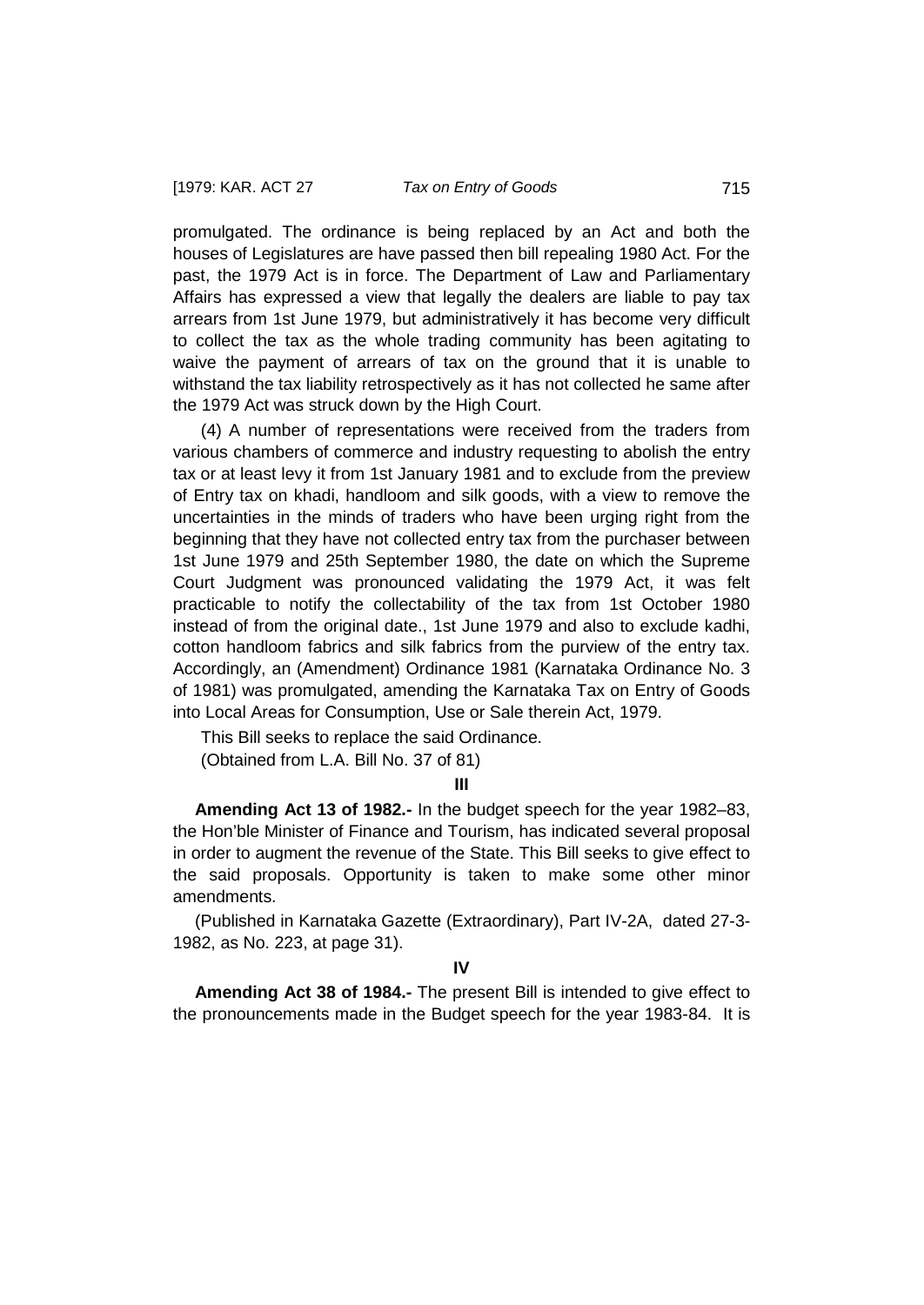promulgated. The ordinance is being replaced by an Act and both the houses of Legislatures are have passed then bill repealing 1980 Act. For the past, the 1979 Act is in force. The Department of Law and Parliamentary Affairs has expressed a view that legally the dealers are liable to pay tax arrears from 1st June 1979, but administratively it has become very difficult to collect the tax as the whole trading community has been agitating to waive the payment of arrears of tax on the ground that it is unable to withstand the tax liability retrospectively as it has not collected he same after the 1979 Act was struck down by the High Court.

(4) A number of representations were received from the traders from various chambers of commerce and industry requesting to abolish the entry tax or at least levy it from 1st January 1981 and to exclude from the preview of Entry tax on khadi, handloom and silk goods, with a view to remove the uncertainties in the minds of traders who have been urging right from the beginning that they have not collected entry tax from the purchaser between 1st June 1979 and 25th September 1980, the date on which the Supreme Court Judgment was pronounced validating the 1979 Act, it was felt practicable to notify the collectability of the tax from 1st October 1980 instead of from the original date., 1st June 1979 and also to exclude kadhi, cotton handloom fabrics and silk fabrics from the purview of the entry tax. Accordingly, an (Amendment) Ordinance 1981 (Karnataka Ordinance No. 3 of 1981) was promulgated, amending the Karnataka Tax on Entry of Goods into Local Areas for Consumption, Use or Sale therein Act, 1979.

This Bill seeks to replace the said Ordinance.

(Obtained from L.A. Bill No. 37 of 81)

**III**

**Amending Act 13 of 1982.-** In the budget speech for the year 1982–83, the Hon'ble Minister of Finance and Tourism, has indicated several proposal in order to augment the revenue of the State. This Bill seeks to give effect to the said proposals. Opportunity is taken to make some other minor amendments.

(Published in Karnataka Gazette (Extraordinary), Part IV-2A, dated 27-3-1982, as No. 223, at page 31).

**IV**

**Amending Act 38 of 1984.-** The present Bill is intended to give effect to the pronouncements made in the Budget speech for the year 1983-84. It is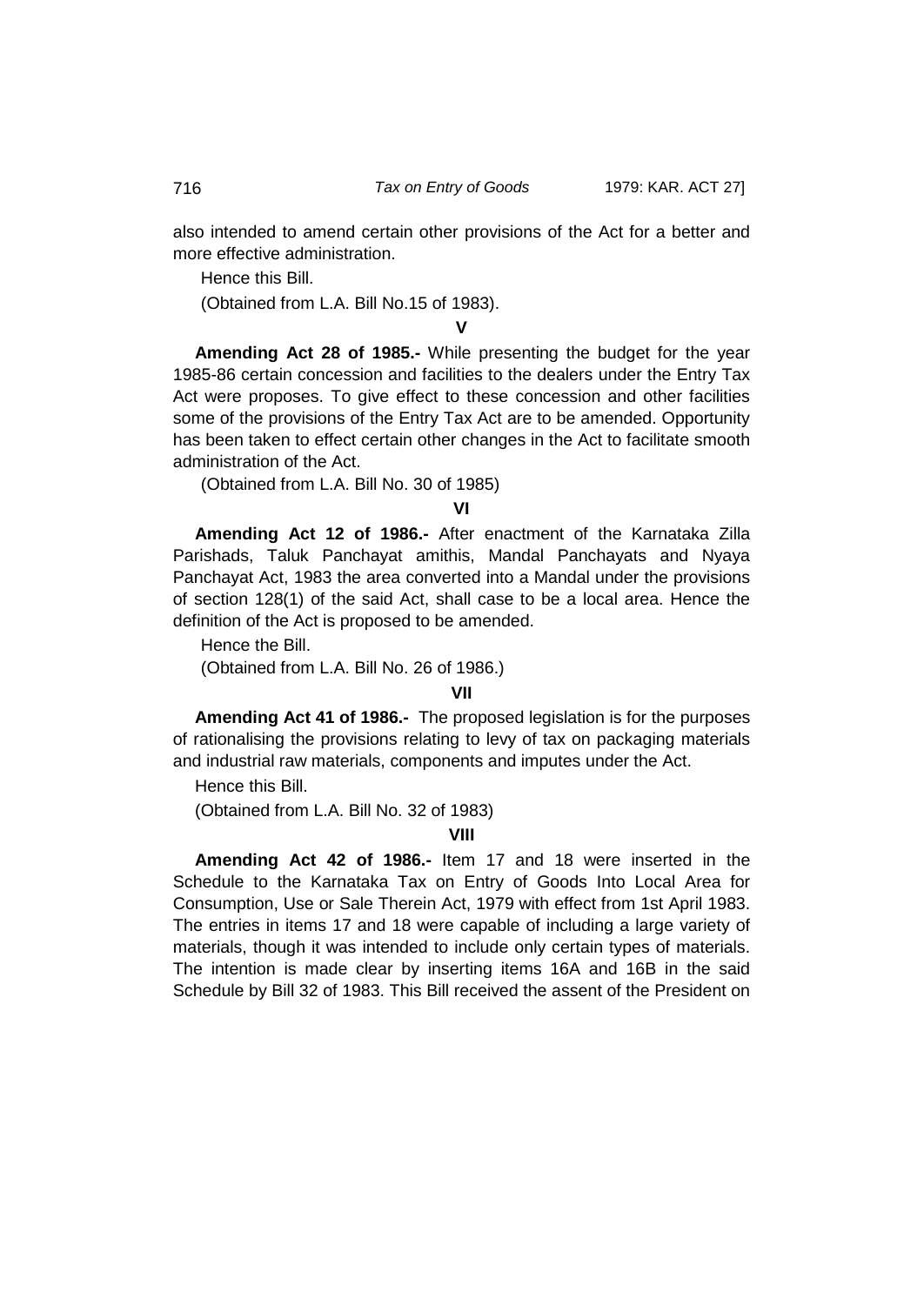also intended to amend certain other provisions of the Act for a better and more effective administration.

Hence this Bill.

(Obtained from L.A. Bill No.15 of 1983).

**V**

**Amending Act 28 of 1985.-** While presenting the budget for the year 1985-86 certain concession and facilities to the dealers under the Entry Tax Act were proposes. To give effect to these concession and other facilities some of the provisions of the Entry Tax Act are to be amended. Opportunity has been taken to effect certain other changes in the Act to facilitate smooth administration of the Act.

(Obtained from L.A. Bill No. 30 of 1985)

**VI**

**Amending Act 12 of 1986.-** After enactment of the Karnataka Zilla Parishads, Taluk Panchayat amithis, Mandal Panchayats and Nyaya Panchayat Act, 1983 the area converted into a Mandal under the provisions of section 128(1) of the said Act, shall case to be a local area. Hence the definition of the Act is proposed to be amended.

Hence the Bill.

(Obtained from L.A. Bill No. 26 of 1986.)

**VII**

**Amending Act 41 of 1986.-** The proposed legislation is for the purposes of rationalising the provisions relating to levy of tax on packaging materials and industrial raw materials, components and imputes under the Act.

Hence this Bill.

(Obtained from L.A. Bill No. 32 of 1983)

**VIII**

**Amending Act 42 of 1986.-** Item 17 and 18 were inserted in the Schedule to the Karnataka Tax on Entry of Goods Into Local Area for Consumption, Use or Sale Therein Act, 1979 with effect from 1st April 1983. The entries in items 17 and 18 were capable of including a large variety of materials, though it was intended to include only certain types of materials. The intention is made clear by inserting items 16A and 16B in the said Schedule by Bill 32 of 1983. This Bill received the assent of the President on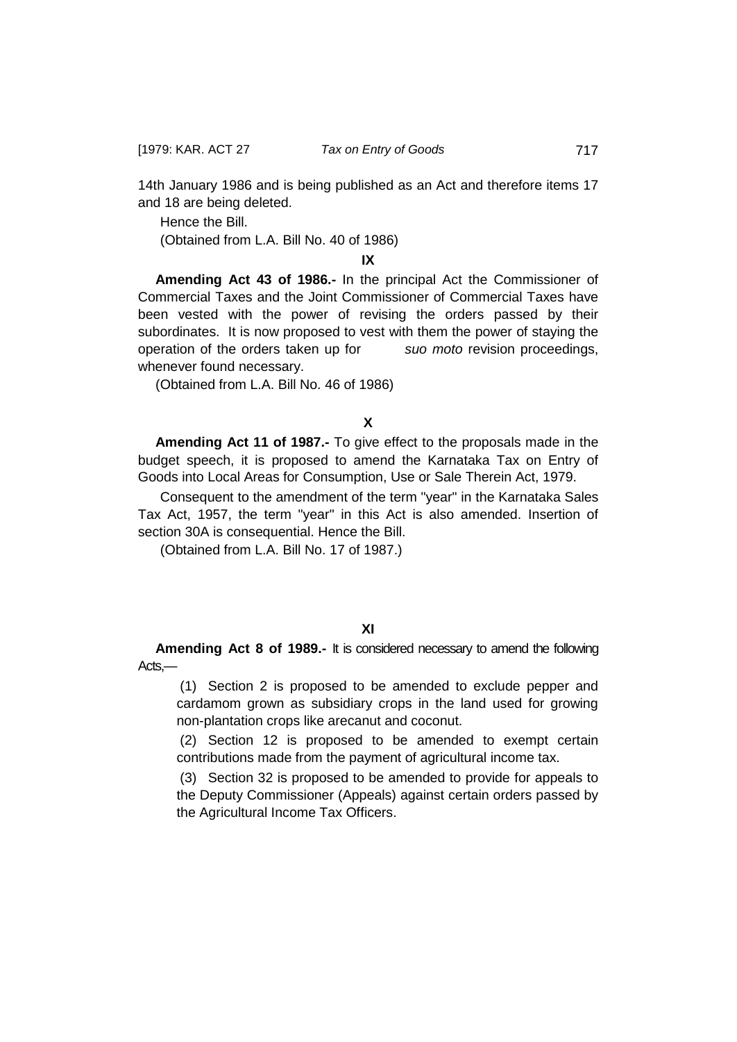14th January 1986 and is being published as an Act and therefore items 17 and 18 are being deleted.

Hence the Bill.

(Obtained from L.A. Bill No. 40 of 1986)

**IX**

**Amending Act 43 of 1986.-** In the principal Act the Commissioner of Commercial Taxes and the Joint Commissioner of Commercial Taxes have been vested with the power of revising the orders passed by their subordinates. It is now proposed to vest with them the power of staying the operation of the orders taken up for *suo moto* revision proceedings, whenever found necessary.

(Obtained from L.A. Bill No. 46 of 1986)

**X**

**Amending Act 11 of 1987.-** To give effect to the proposals made in the budget speech, it is proposed to amend the Karnataka Tax on Entry of Goods into Local Areas for Consumption, Use or Sale Therein Act, 1979.

Consequent to the amendment of the term "year" in the Karnataka Sales Tax Act, 1957, the term "year" in this Act is also amended. Insertion of section 30A is consequential. Hence the Bill.

(Obtained from L.A. Bill No. 17 of 1987.)

**XI**

**Amending Act 8 of 1989.-** It is considered necessary to amend the following Acts,—

(1) Section 2 is proposed to be amended to exclude pepper and cardamom grown as subsidiary crops in the land used for growing non-plantation crops like arecanut and coconut.

(2) Section 12 is proposed to be amended to exempt certain contributions made from the payment of agricultural income tax.

(3) Section 32 is proposed to be amended to provide for appeals to the Deputy Commissioner (Appeals) against certain orders passed by the Agricultural Income Tax Officers.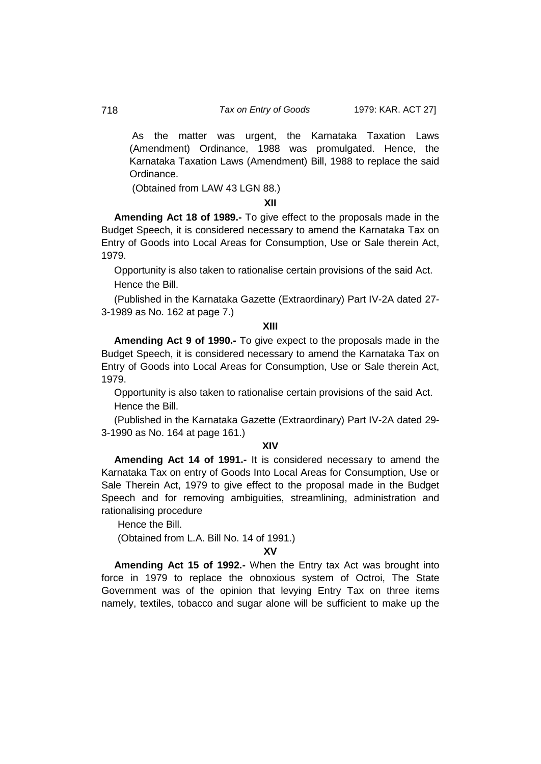As the matter was urgent, the Karnataka Taxation Laws (Amendment) Ordinance, 1988 was promulgated. Hence, the Karnataka Taxation Laws (Amendment) Bill, 1988 to replace the said Ordinance.

(Obtained from LAW 43 LGN 88.)

**XII**

**Amending Act 18 of 1989.-** To give effect to the proposals made in the Budget Speech, it is considered necessary to amend the Karnataka Tax on Entry of Goods into Local Areas for Consumption, Use or Sale therein Act, 1979.

Opportunity is also taken to rationalise certain provisions of the said Act.

Hence the Bill.

(Published in the Karnataka Gazette (Extraordinary) Part IV-2A dated 27-3-1989 as No. 162 at page 7.)

**XIII**

**Amending Act 9 of 1990.-** To give expect to the proposals made in the Budget Speech, it is considered necessary to amend the Karnataka Tax on Entry of Goods into Local Areas for Consumption, Use or Sale therein Act, 1979.

Opportunity is also taken to rationalise certain provisions of the said Act.

Hence the Bill.

(Published in the Karnataka Gazette (Extraordinary) Part IV-2A dated 29-3-1990 as No. 164 at page 161.)

**XIV**

**Amending Act 14 of 1991.-** It is considered necessary to amend the Karnataka Tax on entry of Goods Into Local Areas for Consumption, Use or Sale Therein Act, 1979 to give effect to the proposal made in the Budget Speech and for removing ambiguities, streamlining, administration and rationalising procedure

Hence the Bill.

(Obtained from L.A. Bill No. 14 of 1991.)

**XV**

**Amending Act 15 of 1992.-** When the Entry tax Act was brought into force in 1979 to replace the obnoxious system of Octroi, The State Government was of the opinion that levying Entry Tax on three items namely, textiles, tobacco and sugar alone will be sufficient to make up the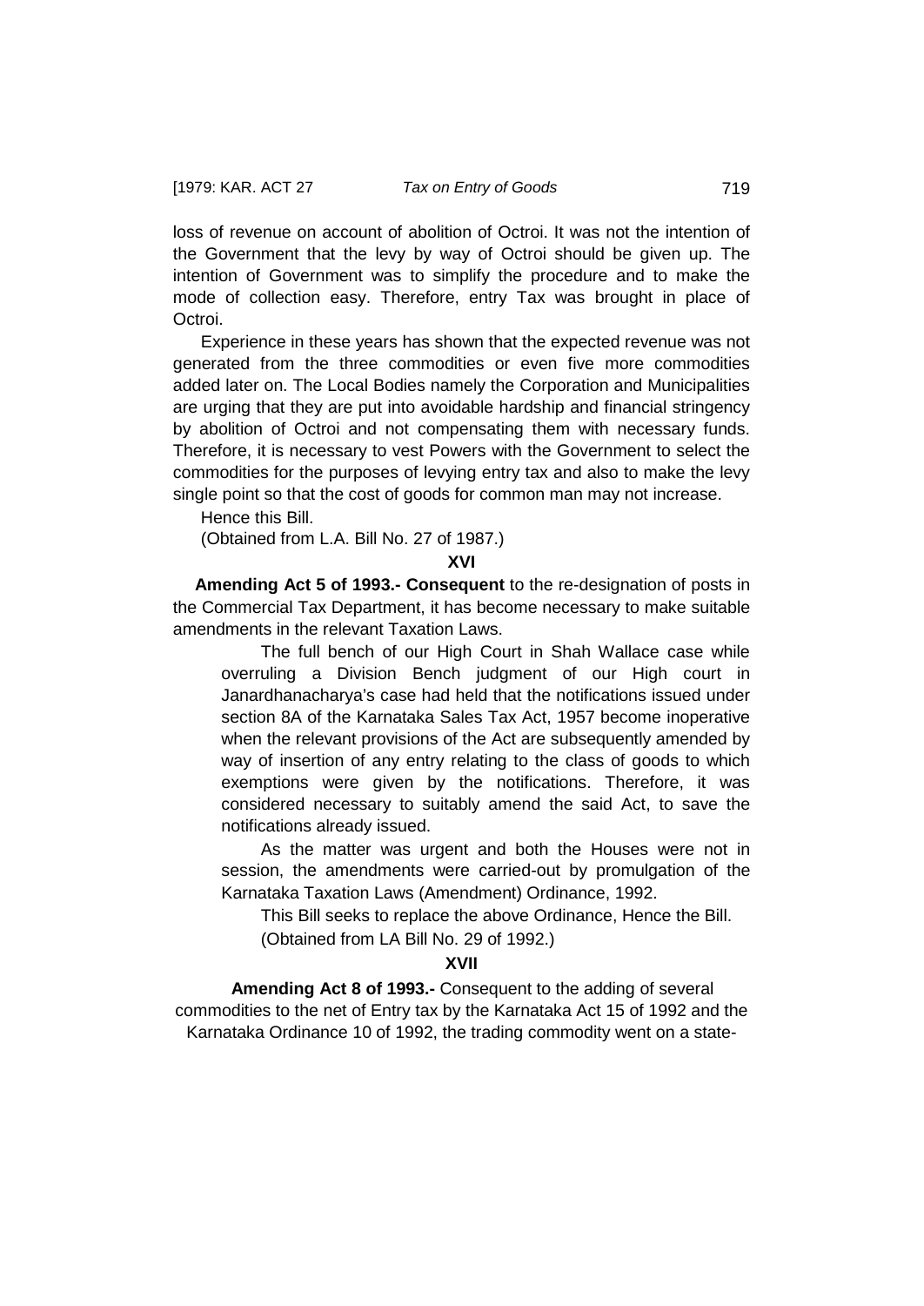loss of revenue on account of abolition of Octroi. It was not the intention of the Government that the levy by way of Octroi should be given up. The intention of Government was to simplify the procedure and to make the mode of collection easy. Therefore, entry Tax was brought in place of Octroi.

Experience in these years has shown that the expected revenue was not generated from the three commodities or even five more commodities added later on. The Local Bodies namely the Corporation and Municipalities are urging that they are put into avoidable hardship and financial stringency by abolition of Octroi and not compensating them with necessary funds. Therefore, it is necessary to vest Powers with the Government to select the commodities for the purposes of levying entry tax and also to make the levy single point so that the cost of goods for common man may not increase.

Hence this Bill.

(Obtained from L.A. Bill No. 27 of 1987.)

**XVI**

**Amending Act 5 of 1993.- Consequent** to the re-designation of posts in the Commercial Tax Department, it has become necessary to make suitable amendments in the relevant Taxation Laws.

The full bench of our High Court in Shah Wallace case while overruling a Division Bench judgment of our High court in Janardhanacharya's case had held that the notifications issued under section 8A of the Karnataka Sales Tax Act, 1957 become inoperative when the relevant provisions of the Act are subsequently amended by way of insertion of any entry relating to the class of goods to which exemptions were given by the notifications. Therefore, it was considered necessary to suitably amend the said Act, to save the notifications already issued.

As the matter was urgent and both the Houses were not in session, the amendments were carried-out by promulgation of the Karnataka Taxation Laws (Amendment) Ordinance, 1992.

This Bill seeks to replace the above Ordinance, Hence the Bill.

(Obtained from LA Bill No. 29 of 1992.)

**XVII**

**Amending Act 8 of 1993.-** Consequent to the adding of several commodities to the net of Entry tax by the Karnataka Act 15 of 1992 and the Karnataka Ordinance 10 of 1992, the trading commodity went on a state-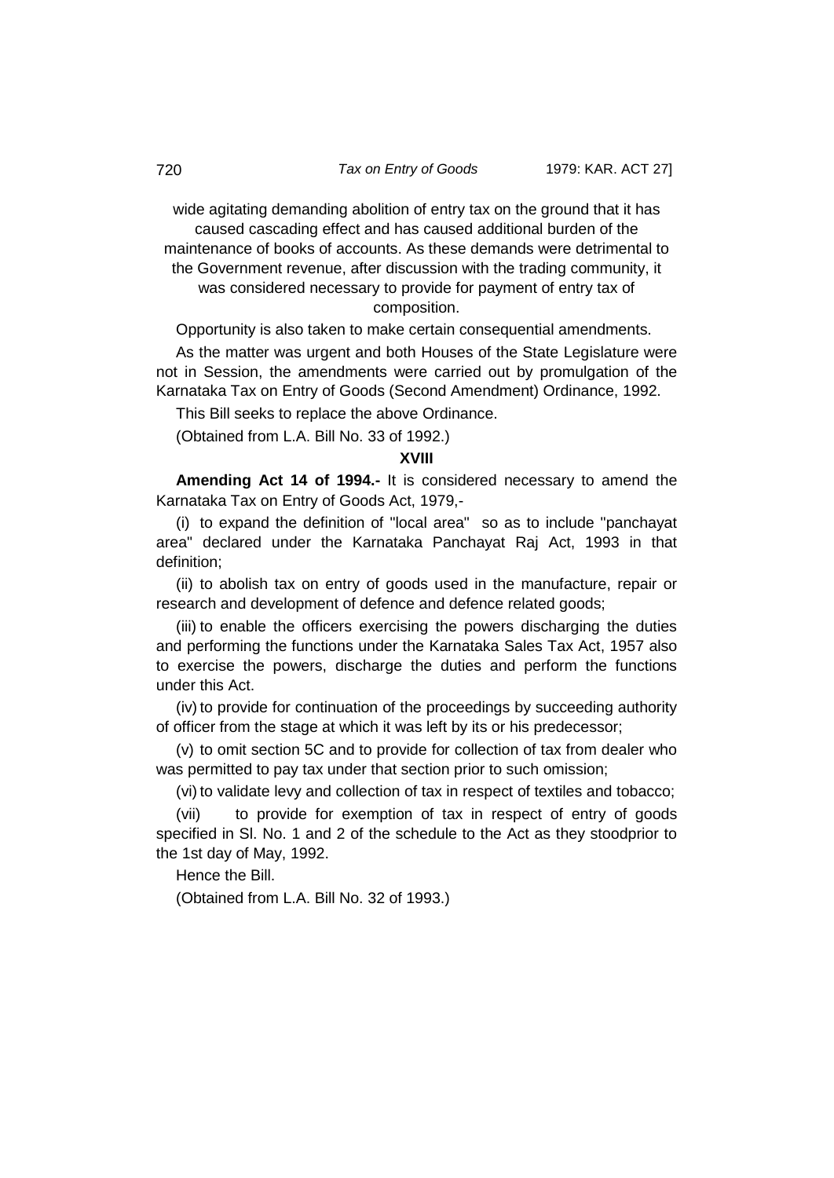wide agitating demanding abolition of entry tax on the ground that it has caused cascading effect and has caused additional burden of the maintenance of books of accounts. As these demands were detrimental to the Government revenue, after discussion with the trading community, it was considered necessary to provide for payment of entry tax of composition.

Opportunity is also taken to make certain consequential amendments.

As the matter was urgent and both Houses of the State Legislature were not in Session, the amendments were carried out by promulgation of the Karnataka Tax on Entry of Goods (Second Amendment) Ordinance, 1992.

This Bill seeks to replace the above Ordinance.

(Obtained from L.A. Bill No. 33 of 1992.)

**XVIII**

**Amending Act 14 of 1994.-** It is considered necessary to amend the Karnataka Tax on Entry of Goods Act, 1979,-

(i) to expand the definition of "local area" so as to include "panchayat area" declared under the Karnataka Panchayat Raj Act, 1993 in that definition;

(ii) to abolish tax on entry of goods used in the manufacture, repair or research and development of defence and defence related goods;

(iii) to enable the officers exercising the powers discharging the duties and performing the functions under the Karnataka Sales Tax Act, 1957 also to exercise the powers, discharge the duties and perform the functions under this Act.

(iv) to provide for continuation of the proceedings by succeeding authority of officer from the stage at which it was left by its or his predecessor;

(v) to omit section 5C and to provide for collection of tax from dealer who was permitted to pay tax under that section prior to such omission;

(vi) to validate levy and collection of tax in respect of textiles and tobacco;

(vii) to provide for exemption of tax in respect of entry of goods specified in Sl. No. 1 and 2 of the schedule to the Act as they stoodprior to the 1st day of May, 1992.

Hence the Bill.

(Obtained from L.A. Bill No. 32 of 1993.)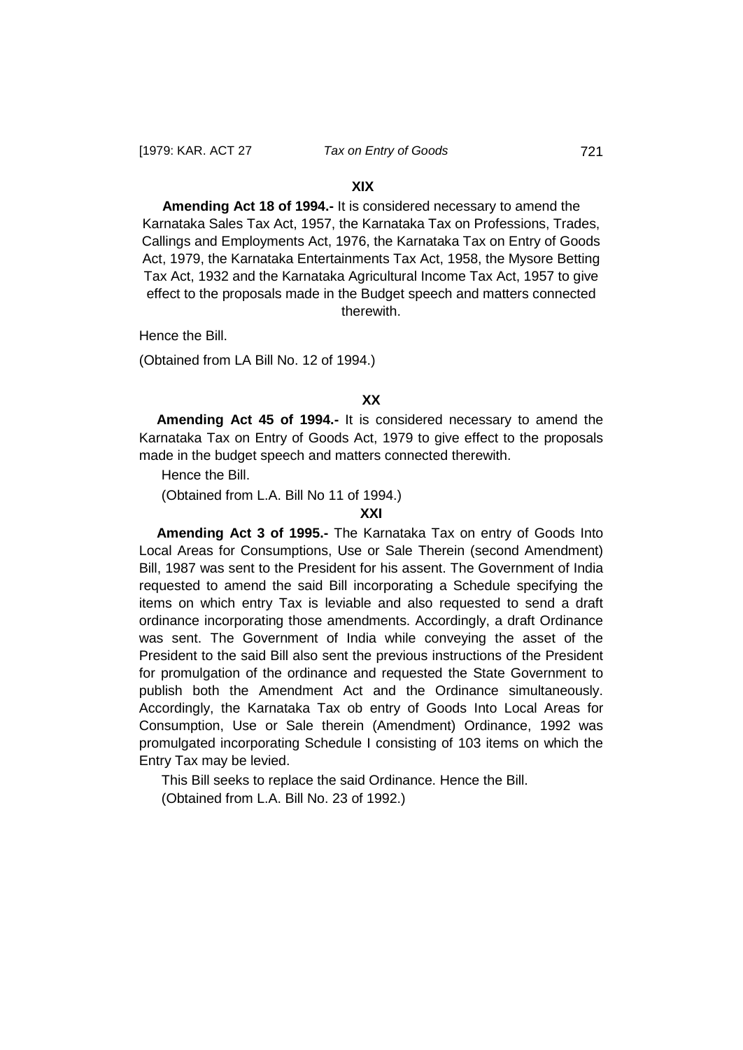### XIX

**Amending Act 18 of 1994.-** It is considered necessary to amend the Karnataka Sales Tax Act, 1957, the Karnataka Tax on Professions, Trades, Callings and Employments Act, 1976, the Karnataka Tax on Entry of Goods Act, 1979, the Karnataka Entertainments Tax Act, 1958, the Mysore Betting Tax Act, 1932 and the Karnataka Agricultural Income Tax Act, 1957 to give effect to the proposals made in the Budget speech and matters connected therewith.

Hence the Bill.

(Obtained from LA Bill No. 12 of 1994.)

### XX

**Amending Act 45 of 1994.-** It is considered necessary to amend the Karnataka Tax on Entry of Goods Act, 1979 to give effect to the proposals made in the budget speech and matters connected therewith.

Hence the Bill.

(Obtained from L.A. Bill No 11 of 1994.)

### XXI

**Amending Act 3 of 1995.-** The Karnataka Tax on entry of Goods Into Local Areas for Consumptions, Use or Sale Therein (second Amendment) Bill, 1987 was sent to the President for his assent. The Government of India requested to amend the said Bill incorporating a Schedule specifying the items on which entry Tax is leviable and also requested to send a draft ordinance incorporating those amendments. Accordingly, a draft Ordinance was sent. The Government of India while conveying the asset of the President to the said Bill also sent the previous instructions of the President for promulgation of the ordinance and requested the State Government to publish both the Amendment Act and the Ordinance simultaneously. Accordingly, the Karnataka Tax ob entry of Goods Into Local Areas for Consumption, Use or Sale therein (Amendment) Ordinance, 1992 was promulgated incorporating Schedule I consisting of 103 items on which the Entry Tax may be levied.

This Bill seeks to replace the said Ordinance. Hence the Bill.

(Obtained from L.A. Bill No. 23 of 1992.)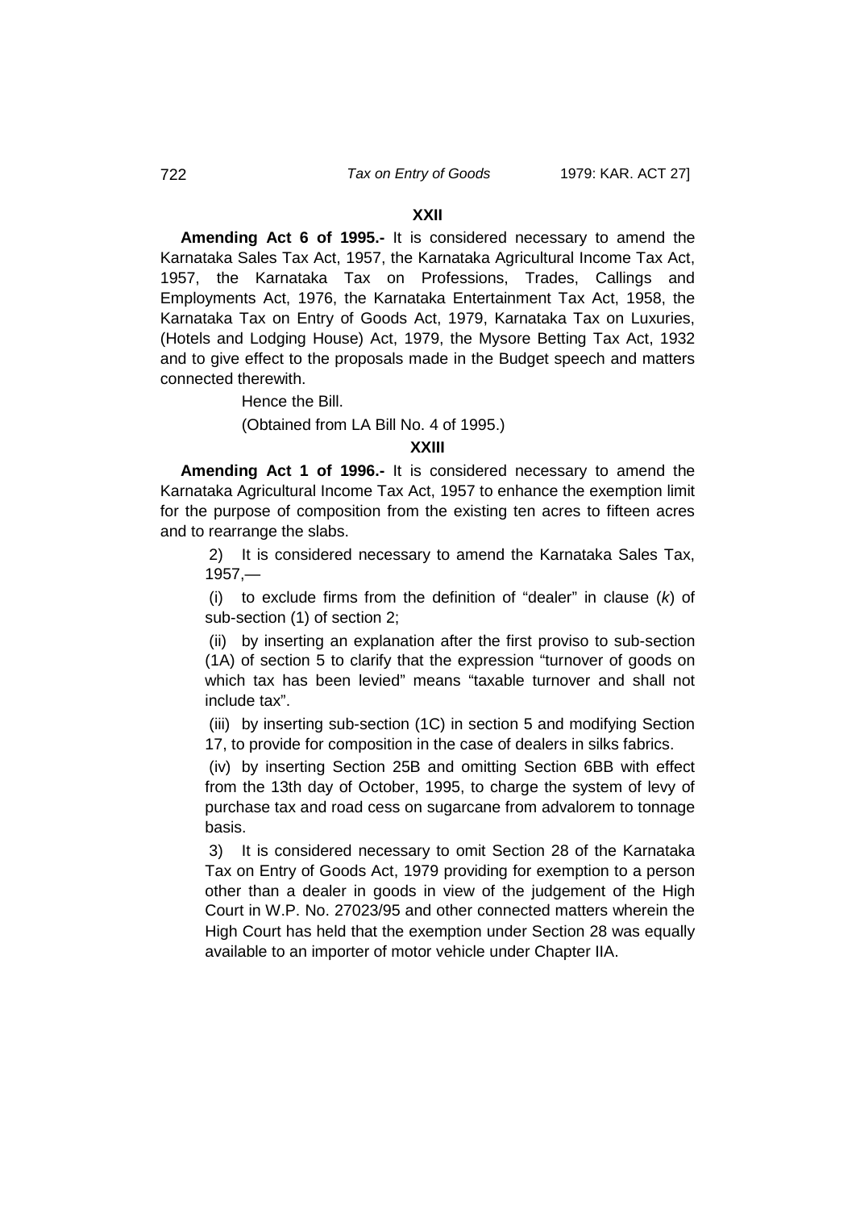### XXII

**Amending Act 6 of 1995.-** It is considered necessary to amend the Karnataka Sales Tax Act, 1957, the Karnataka Agricultural Income Tax Act, 1957, the Karnataka Tax on Professions, Trades, Callings and Employments Act, 1976, the Karnataka Entertainment Tax Act, 1958, the Karnataka Tax on Entry of Goods Act, 1979, Karnataka Tax on Luxuries, (Hotels and Lodging House) Act, 1979, the Mysore Betting Tax Act, 1932 and to give effect to the proposals made in the Budget speech and matters connected therewith.

Hence the Bill.

(Obtained from LA Bill No. 4 of 1995.)

### XXIII

**Amending Act 1 of 1996.-** It is considered necessary to amend the Karnataka Agricultural Income Tax Act, 1957 to enhance the exemption limit for the purpose of composition from the existing ten acres to fifteen acres and to rearrange the slabs.

2) It is considered necessary to amend the Karnataka Sales Tax, 1957,—

(i) to exclude firms from the definition of "dealer" in clause (*k*) of sub-section (1) of section 2;

(ii) by inserting an explanation after the first proviso to sub-section (1A) of section 5 to clarify that the expression "turnover of goods on which tax has been levied" means "taxable turnover and shall not include tax".

(iii) by inserting sub-section (1C) in section 5 and modifying Section 17, to provide for composition in the case of dealers in silks fabrics.

(iv) by inserting Section 25B and omitting Section 6BB with effect from the 13th day of October, 1995, to charge the system of levy of purchase tax and road cess on sugarcane from advalorem to tonnage basis.

3) It is considered necessary to omit Section 28 of the Karnataka Tax on Entry of Goods Act, 1979 providing for exemption to a person other than a dealer in goods in view of the judgement of the High Court in W.P. No. 27023/95 and other connected matters wherein the High Court has held that the exemption under Section 28 was equally available to an importer of motor vehicle under Chapter IIA.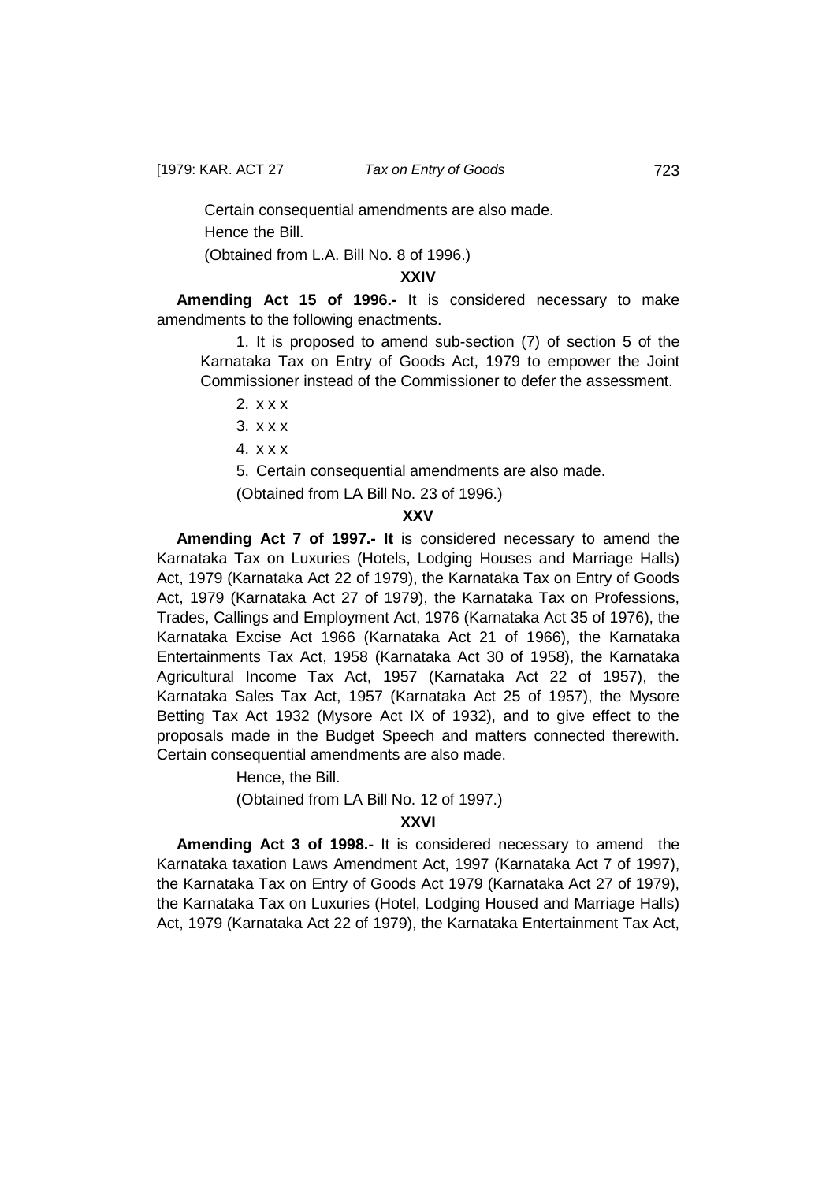Certain consequential amendments are also made.

Hence the Bill.

(Obtained from L.A. Bill No. 8 of 1996.)

**XXIV**

**Amending Act 15 of 1996.-** It is considered necessary to make amendments to the following enactments.

1. It is proposed to amend sub-section (7) of section 5 of the Karnataka Tax on Entry of Goods Act, 1979 to empower the Joint Commissioner instead of the Commissioner to defer the assessment.

2. x x x

3. x x x

4. x x x

5. Certain consequential amendments are also made.

(Obtained from LA Bill No. 23 of 1996.)

**XXV**

**Amending Act 7 of 1997.- It** is considered necessary to amend the Karnataka Tax on Luxuries (Hotels, Lodging Houses and Marriage Halls) Act, 1979 (Karnataka Act 22 of 1979), the Karnataka Tax on Entry of Goods Act, 1979 (Karnataka Act 27 of 1979), the Karnataka Tax on Professions, Trades, Callings and Employment Act, 1976 (Karnataka Act 35 of 1976), the Karnataka Excise Act 1966 (Karnataka Act 21 of 1966), the Karnataka Entertainments Tax Act, 1958 (Karnataka Act 30 of 1958), the Karnataka Agricultural Income Tax Act, 1957 (Karnataka Act 22 of 1957), the Karnataka Sales Tax Act, 1957 (Karnataka Act 25 of 1957), the Mysore Betting Tax Act 1932 (Mysore Act IX of 1932), and to give effect to the proposals made in the Budget Speech and matters connected therewith. Certain consequential amendments are also made.

Hence, the Bill.

(Obtained from LA Bill No. 12 of 1997.)

**XXVI**

**Amending Act 3 of 1998.-** It is considered necessary to amend the Karnataka taxation Laws Amendment Act, 1997 (Karnataka Act 7 of 1997), the Karnataka Tax on Entry of Goods Act 1979 (Karnataka Act 27 of 1979), the Karnataka Tax on Luxuries (Hotel, Lodging Housed and Marriage Halls) Act, 1979 (Karnataka Act 22 of 1979), the Karnataka Entertainment Tax Act,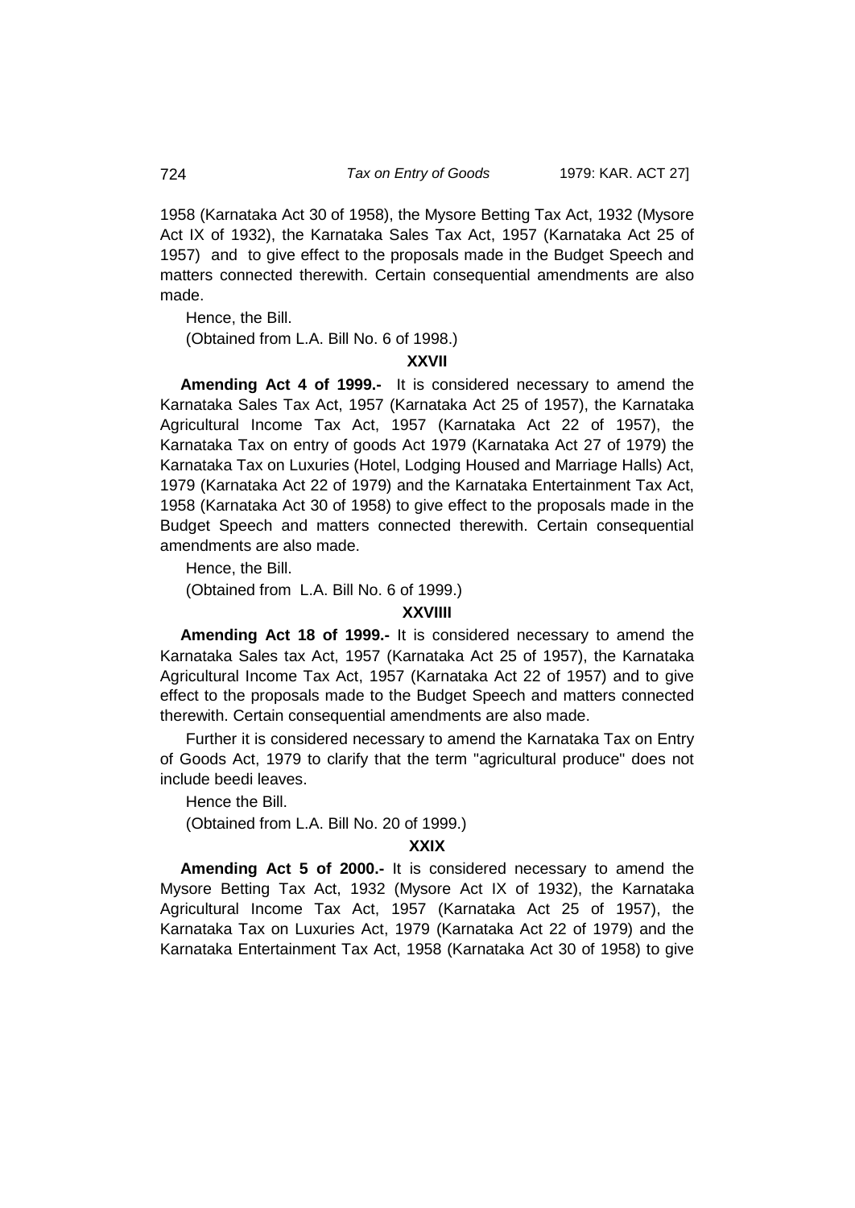1958 (Karnataka Act 30 of 1958), the Mysore Betting Tax Act, 1932 (Mysore Act IX of 1932), the Karnataka Sales Tax Act, 1957 (Karnataka Act 25 of 1957) and to give effect to the proposals made in the Budget Speech and matters connected therewith. Certain consequential amendments are also made.

Hence, the Bill.

(Obtained from L.A. Bill No. 6 of 1998.)

**XXVII**

**Amending Act 4 of 1999.-** It is considered necessary to amend the Karnataka Sales Tax Act, 1957 (Karnataka Act 25 of 1957), the Karnataka Agricultural Income Tax Act, 1957 (Karnataka Act 22 of 1957), the Karnataka Tax on entry of goods Act 1979 (Karnataka Act 27 of 1979) the Karnataka Tax on Luxuries (Hotel, Lodging Housed and Marriage Halls) Act, 1979 (Karnataka Act 22 of 1979) and the Karnataka Entertainment Tax Act, 1958 (Karnataka Act 30 of 1958) to give effect to the proposals made in the Budget Speech and matters connected therewith. Certain consequential amendments are also made.

Hence, the Bill.

(Obtained from L.A. Bill No. 6 of 1999.)

**XXVIIII**

**Amending Act 18 of 1999.-** It is considered necessary to amend the Karnataka Sales tax Act, 1957 (Karnataka Act 25 of 1957), the Karnataka Agricultural Income Tax Act, 1957 (Karnataka Act 22 of 1957) and to give effect to the proposals made to the Budget Speech and matters connected therewith. Certain consequential amendments are also made.

Further it is considered necessary to amend the Karnataka Tax on Entry of Goods Act, 1979 to clarify that the term "agricultural produce" does not include beedi leaves.

Hence the Bill.

(Obtained from L.A. Bill No. 20 of 1999.)

**XXIX**

**Amending Act 5 of 2000.-** It is considered necessary to amend the Mysore Betting Tax Act, 1932 (Mysore Act IX of 1932), the Karnataka Agricultural Income Tax Act, 1957 (Karnataka Act 25 of 1957), the Karnataka Tax on Luxuries Act, 1979 (Karnataka Act 22 of 1979) and the Karnataka Entertainment Tax Act, 1958 (Karnataka Act 30 of 1958) to give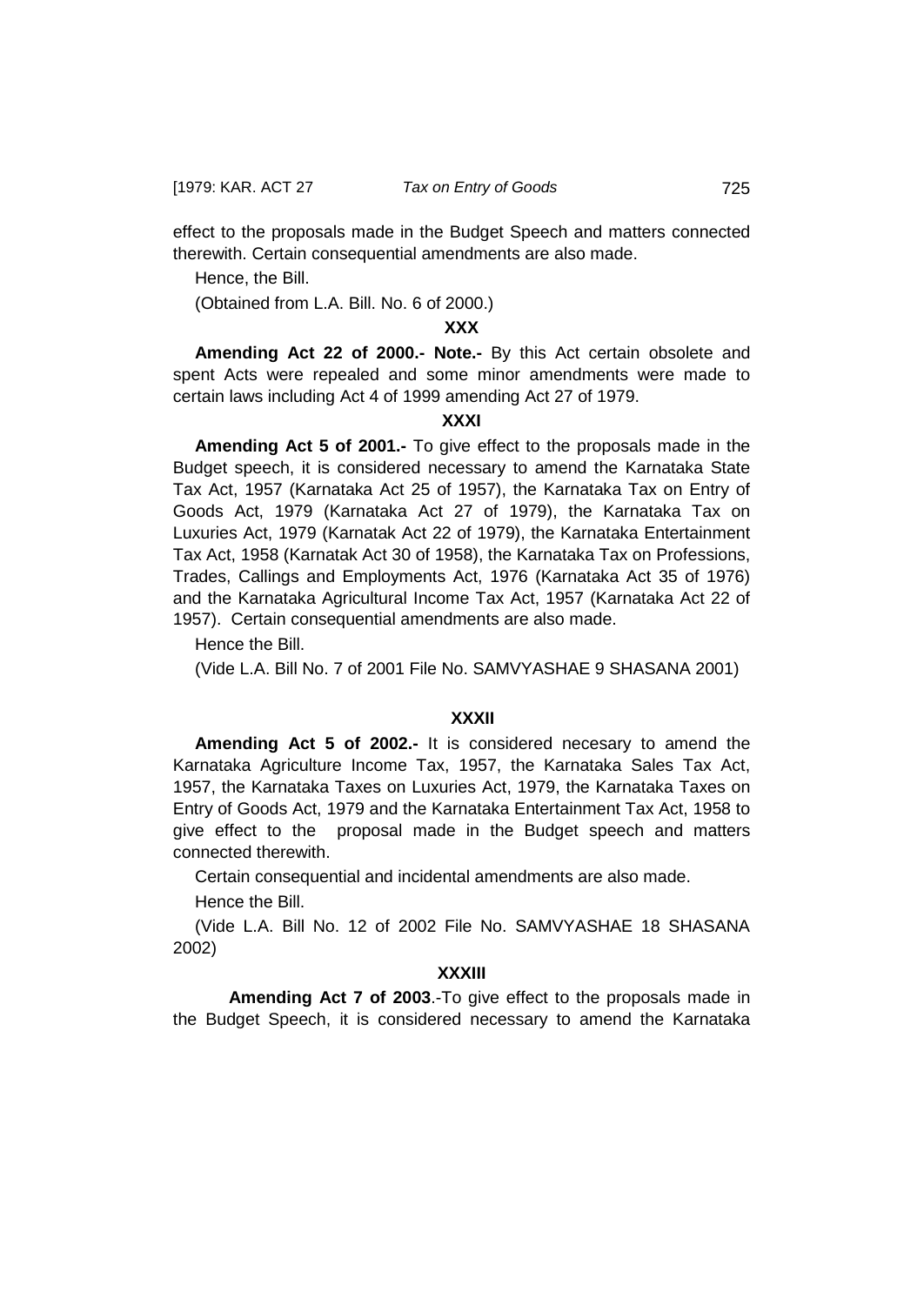effect to the proposals made in the Budget Speech and matters connected therewith. Certain consequential amendments are also made.

Hence, the Bill.

(Obtained from L.A. Bill. No. 6 of 2000.)

**XXX**

**Amending Act 22 of 2000.- Note.-** By this Act certain obsolete and spent Acts were repealed and some minor amendments were made to certain laws including Act 4 of 1999 amending Act 27 of 1979.

**XXXI**

**Amending Act 5 of 2001.-** To give effect to the proposals made in the Budget speech, it is considered necessary to amend the Karnataka State Tax Act, 1957 (Karnataka Act 25 of 1957), the Karnataka Tax on Entry of Goods Act, 1979 (Karnataka Act 27 of 1979), the Karnataka Tax on Luxuries Act, 1979 (Karnatak Act 22 of 1979), the Karnataka Entertainment Tax Act, 1958 (Karnatak Act 30 of 1958), the Karnataka Tax on Professions, Trades, Callings and Employments Act, 1976 (Karnataka Act 35 of 1976) and the Karnataka Agricultural Income Tax Act, 1957 (Karnataka Act 22 of 1957). Certain consequential amendments are also made.

Hence the Bill.

(Vide L.A. Bill No. 7 of 2001 File No. SAMVYASHAE 9 SHASANA 2001)

**XXXII**

**Amending Act 5 of 2002.-** It is considered necesary to amend the Karnataka Agriculture Income Tax, 1957, the Karnataka Sales Tax Act, 1957, the Karnataka Taxes on Luxuries Act, 1979, the Karnataka Taxes on Entry of Goods Act, 1979 and the Karnataka Entertainment Tax Act, 1958 to give effect to the proposal made in the Budget speech and matters connected therewith.

Certain consequential and incidental amendments are also made.

Hence the Bill.

(Vide L.A. Bill No. 12 of 2002 File No. SAMVYASHAE 18 SHASANA 2002)

**XXXIII**

**Amending Act 7 of 2003**.-To give effect to the proposals made in the Budget Speech, it is considered necessary to amend the Karnataka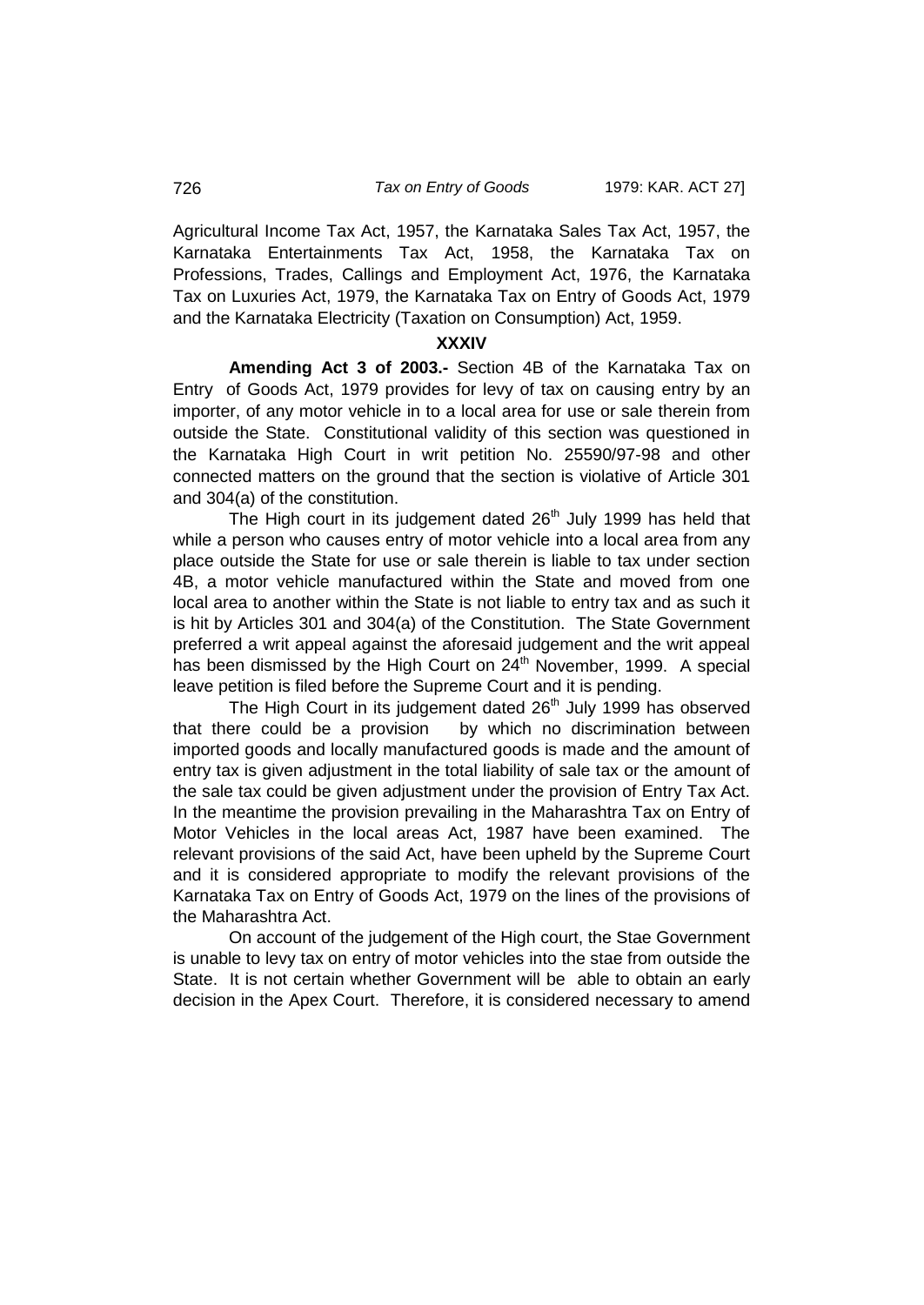Agricultural Income Tax Act, 1957, the Karnataka Sales Tax Act, 1957, the Karnataka Entertainments Tax Act, 1958, the Karnataka Tax on Professions, Trades, Callings and Employment Act, 1976, the Karnataka Tax on Luxuries Act, 1979, the Karnataka Tax on Entry of Goods Act, 1979 and the Karnataka Electricity (Taxation on Consumption) Act, 1959.

**XXXIV**

**Amending Act 3 of 2003.-** Section 4B of the Karnataka Tax on Entry of Goods Act, 1979 provides for levy of tax on causing entry by an importer, of any motor vehicle in to a local area for use or sale therein from outside the State. Constitutional validity of this section was questioned in the Karnataka High Court in writ petition No. 25590/97-98 and other connected matters on the ground that the section is violative of Article 301 and 304(a) of the constitution.

The High court in its judgement dated 26th July 1999 has held that while a person who causes entry of motor vehicle into a local area from any place outside the State for use or sale therein is liable to tax under section 4B, a motor vehicle manufactured within the State and moved from one local area to another within the State is not liable to entry tax and as such it is hit by Articles 301 and 304(a) of the Constitution. The State Government preferred a writ appeal against the aforesaid judgement and the writ appeal has been dismissed by the High Court on 24th November, 1999. A special leave petition is filed before the Supreme Court and it is pending.

The High Court in its judgement dated 26th July 1999 has observed that there could be a provision by which no discrimination between imported goods and locally manufactured goods is made and the amount of entry tax is given adjustment in the total liability of sale tax or the amount of the sale tax could be given adjustment under the provision of Entry Tax Act. In the meantime the provision prevailing in the Maharashtra Tax on Entry of Motor Vehicles in the local areas Act, 1987 have been examined. The relevant provisions of the said Act, have been upheld by the Supreme Court and it is considered appropriate to modify the relevant provisions of the Karnataka Tax on Entry of Goods Act, 1979 on the lines of the provisions of the Maharashtra Act.

On account of the judgement of the High court, the Stae Government is unable to levy tax on entry of motor vehicles into the stae from outside the State. It is not certain whether Government will be able to obtain an early decision in the Apex Court. Therefore, it is considered necessary to amend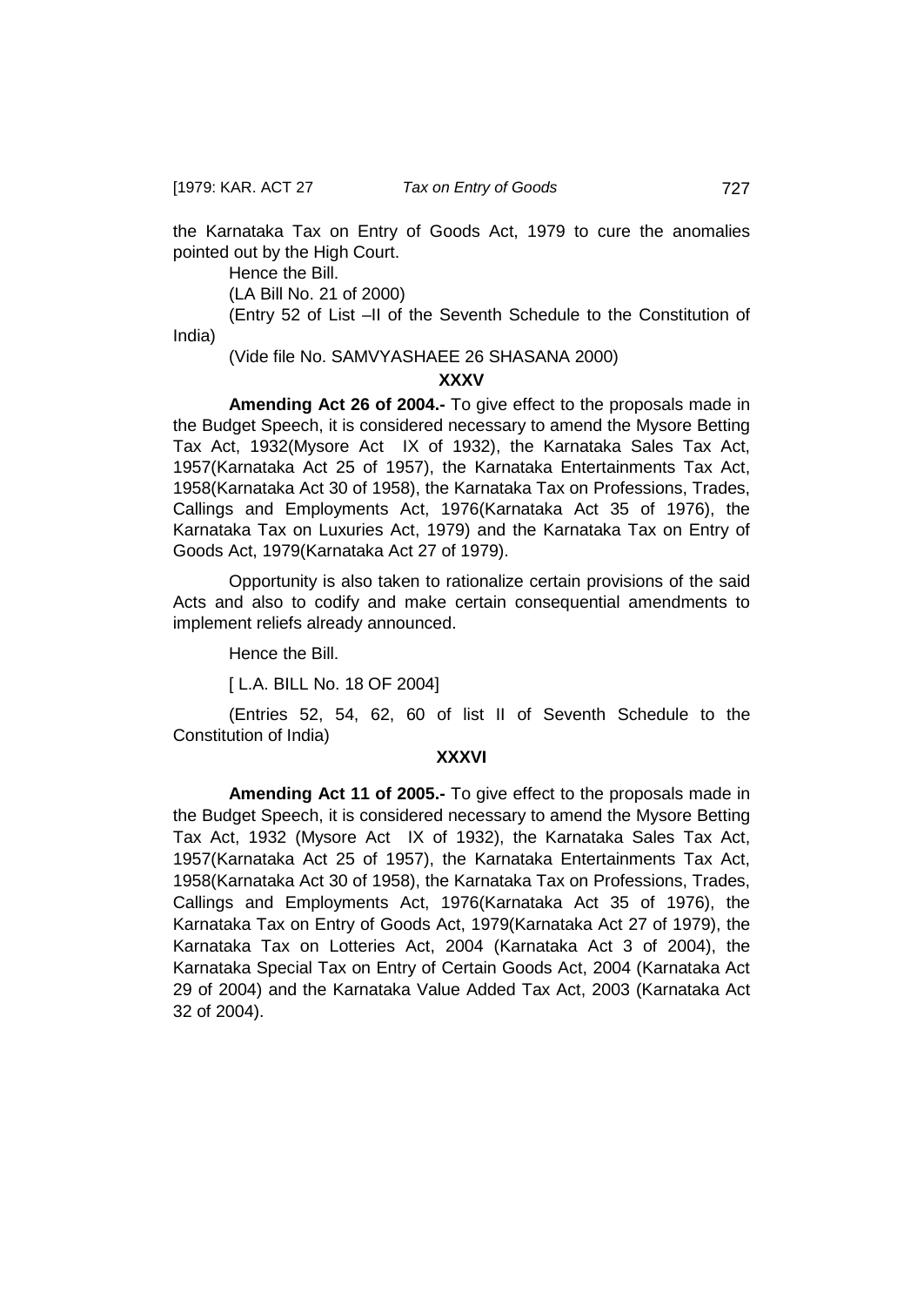the Karnataka Tax on Entry of Goods Act, 1979 to cure the anomalies pointed out by the High Court.

Hence the Bill.

(LA Bill No. 21 of 2000)

(Entry 52 of List –II of the Seventh Schedule to the Constitution of India)

(Vide file No. SAMVYASHAEE 26 SHASANA 2000)

**XXXV**

**Amending Act 26 of 2004.-** To give effect to the proposals made in the Budget Speech, it is considered necessary to amend the Mysore Betting Tax Act, 1932(Mysore Act IX of 1932), the Karnataka Sales Tax Act, 1957(Karnataka Act 25 of 1957), the Karnataka Entertainments Tax Act, 1958(Karnataka Act 30 of 1958), the Karnataka Tax on Professions, Trades, Callings and Employments Act, 1976(Karnataka Act 35 of 1976), the Karnataka Tax on Luxuries Act, 1979) and the Karnataka Tax on Entry of Goods Act, 1979(Karnataka Act 27 of 1979).

Opportunity is also taken to rationalize certain provisions of the said Acts and also to codify and make certain consequential amendments to implement reliefs already announced.

Hence the Bill.

[ L.A. BILL No. 18 OF 2004]

(Entries 52, 54, 62, 60 of list II of Seventh Schedule to the Constitution of India)

**XXXVI**

**Amending Act 11 of 2005.-** To give effect to the proposals made in the Budget Speech, it is considered necessary to amend the Mysore Betting Tax Act, 1932 (Mysore Act IX of 1932), the Karnataka Sales Tax Act, 1957(Karnataka Act 25 of 1957), the Karnataka Entertainments Tax Act, 1958(Karnataka Act 30 of 1958), the Karnataka Tax on Professions, Trades, Callings and Employments Act, 1976(Karnataka Act 35 of 1976), the Karnataka Tax on Entry of Goods Act, 1979(Karnataka Act 27 of 1979), the Karnataka Tax on Lotteries Act, 2004 (Karnataka Act 3 of 2004), the Karnataka Special Tax on Entry of Certain Goods Act, 2004 (Karnataka Act 29 of 2004) and the Karnataka Value Added Tax Act, 2003 (Karnataka Act 32 of 2004).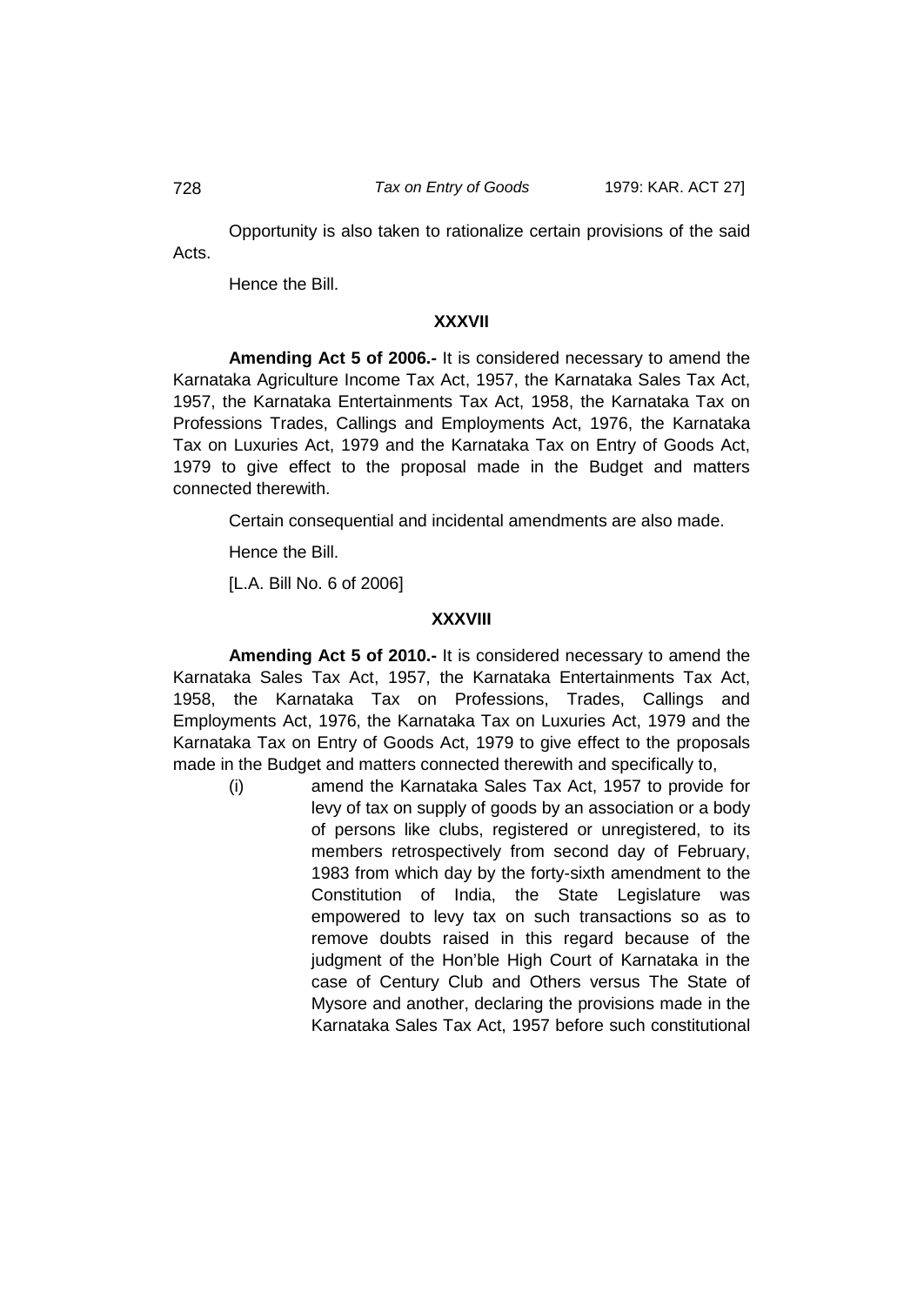Opportunity is also taken to rationalize certain provisions of the said Acts.

Hence the Bill.

**XXXVII**

**Amending Act 5 of 2006.-** It is considered necessary to amend the Karnataka Agriculture Income Tax Act, 1957, the Karnataka Sales Tax Act, 1957, the Karnataka Entertainments Tax Act, 1958, the Karnataka Tax on Professions Trades, Callings and Employments Act, 1976, the Karnataka Tax on Luxuries Act, 1979 and the Karnataka Tax on Entry of Goods Act, 1979 to give effect to the proposal made in the Budget and matters connected therewith.

Certain consequential and incidental amendments are also made.

Hence the Bill.

[L.A. Bill No. 6 of 2006]

**XXXVIII**

**Amending Act 5 of 2010.-** It is considered necessary to amend the Karnataka Sales Tax Act, 1957, the Karnataka Entertainments Tax Act, 1958, the Karnataka Tax on Professions, Trades, Callings and Employments Act, 1976, the Karnataka Tax on Luxuries Act, 1979 and the Karnataka Tax on Entry of Goods Act, 1979 to give effect to the proposals made in the Budget and matters connected therewith and specifically to,

(i) amend the Karnataka Sales Tax Act, 1957 to provide for levy of tax on supply of goods by an association or a body of persons like clubs, registered or unregistered, to its members retrospectively from second day of February, 1983 from which day by the forty-sixth amendment to the Constitution of India, the State Legislature was empowered to levy tax on such transactions so as to remove doubts raised in this regard because of the judgment of the Hon'ble High Court of Karnataka in the case of Century Club and Others versus The State of Mysore and another, declaring the provisions made in the Karnataka Sales Tax Act, 1957 before such constitutional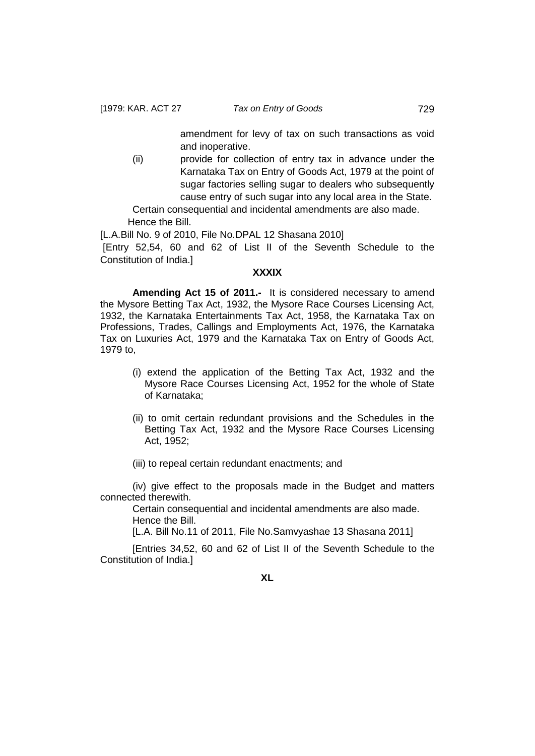amendment for levy of tax on such transactions as void and inoperative.

(ii) provide for collection of entry tax in advance under the Karnataka Tax on Entry of Goods Act, 1979 at the point of sugar factories selling sugar to dealers who subsequently cause entry of such sugar into any local area in the State.

Certain consequential and incidental amendments are also made.

Hence the Bill.

[L.A.Bill No. 9 of 2010, File No.DPAL 12 Shasana 2010]

[Entry 52,54, 60 and 62 of List II of the Seventh Schedule to the Constitution of India.]

**XXXIX**

**Amending Act 15 of 2011.-** It is considered necessary to amend the Mysore Betting Tax Act, 1932, the Mysore Race Courses Licensing Act, 1932, the Karnataka Entertainments Tax Act, 1958, the Karnataka Tax on Professions, Trades, Callings and Employments Act, 1976, the Karnataka Tax on Luxuries Act, 1979 and the Karnataka Tax on Entry of Goods Act, 1979 to,

(i) extend the application of the Betting Tax Act, 1932 and the Mysore Race Courses Licensing Act, 1952 for the whole of State of Karnataka;

(ii) to omit certain redundant provisions and the Schedules in the Betting Tax Act, 1932 and the Mysore Race Courses Licensing Act, 1952;

(iii) to repeal certain redundant enactments; and

(iv) give effect to the proposals made in the Budget and matters connected therewith.

Certain consequential and incidental amendments are also made.

Hence the Bill.

[L.A. Bill No.11 of 2011, File No.Samvyashae 13 Shasana 2011]

[Entries 34,52, 60 and 62 of List II of the Seventh Schedule to the Constitution of India.]

**XL**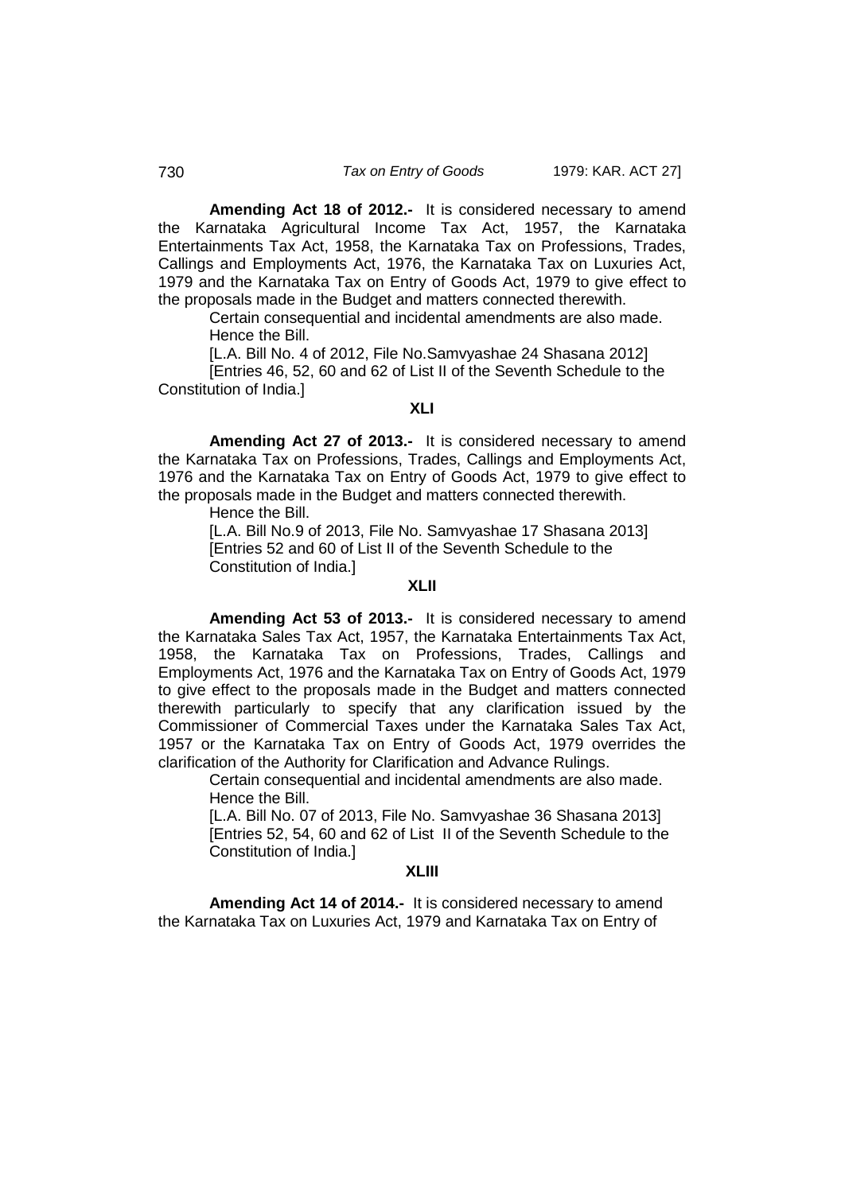**Amending Act 18 of 2012.-** It is considered necessary to amend the Karnataka Agricultural Income Tax Act, 1957, the Karnataka Entertainments Tax Act, 1958, the Karnataka Tax on Professions, Trades, Callings and Employments Act, 1976, the Karnataka Tax on Luxuries Act, 1979 and the Karnataka Tax on Entry of Goods Act, 1979 to give effect to the proposals made in the Budget and matters connected therewith.

Certain consequential and incidental amendments are also made.

Hence the Bill.

[L.A. Bill No. 4 of 2012, File No.Samvyashae 24 Shasana 2012]

[Entries 46, 52, 60 and 62 of List II of the Seventh Schedule to the Constitution of India.]

**XLI**

**Amending Act 27 of 2013.-** It is considered necessary to amend the Karnataka Tax on Professions, Trades, Callings and Employments Act, 1976 and the Karnataka Tax on Entry of Goods Act, 1979 to give effect to the proposals made in the Budget and matters connected therewith.

Hence the Bill.

[L.A. Bill No.9 of 2013, File No. Samvyashae 17 Shasana 2013]

[Entries 52 and 60 of List II of the Seventh Schedule to the Constitution of India.]

**XLII**

**Amending Act 53 of 2013.-** It is considered necessary to amend the Karnataka Sales Tax Act, 1957, the Karnataka Entertainments Tax Act, 1958, the Karnataka Tax on Professions, Trades, Callings and Employments Act, 1976 and the Karnataka Tax on Entry of Goods Act, 1979 to give effect to the proposals made in the Budget and matters connected therewith particularly to specify that any clarification issued by the Commissioner of Commercial Taxes under the Karnataka Sales Tax Act, 1957 or the Karnataka Tax on Entry of Goods Act, 1979 overrides the clarification of the Authority for Clarification and Advance Rulings.

Certain consequential and incidental amendments are also made.

Hence the Bill.

[L.A. Bill No. 07 of 2013, File No. Samvyashae 36 Shasana 2013]

[Entries 52, 54, 60 and 62 of List II of the Seventh Schedule to the Constitution of India.]

**XLIII**

**Amending Act 14 of 2014.-** It is considered necessary to amend the Karnataka Tax on Luxuries Act, 1979 and Karnataka Tax on Entry of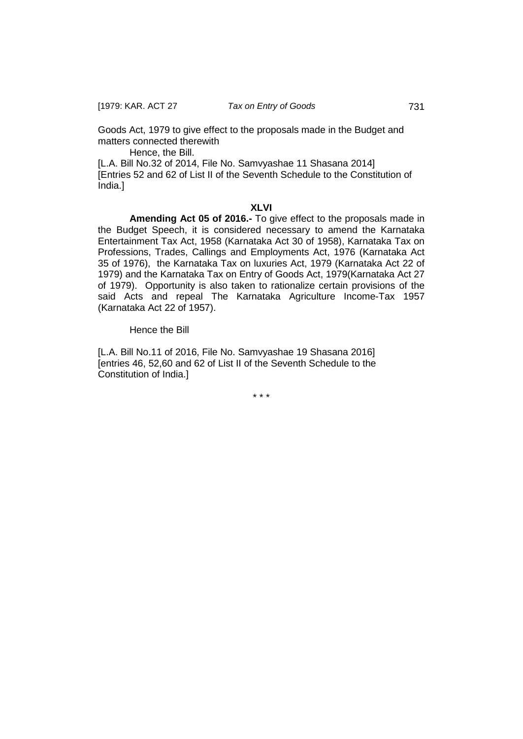Goods Act, 1979 to give effect to the proposals made in the Budget and matters connected therewith

Hence, the Bill.

[L.A. Bill No.32 of 2014, File No. Samvyashae 11 Shasana 2014]
[Entries 52 and 62 of List II of the Seventh Schedule to the Constitution of India.]

**XLVI**

**Amending Act 05 of 2016.-** To give effect to the proposals made in the Budget Speech, it is considered necessary to amend the Karnataka Entertainment Tax Act, 1958 (Karnataka Act 30 of 1958), Karnataka Tax on Professions, Trades, Callings and Employments Act, 1976 (Karnataka Act 35 of 1976), the Karnataka Tax on luxuries Act, 1979 (Karnataka Act 22 of 1979) and the Karnataka Tax on Entry of Goods Act, 1979(Karnataka Act 27 of 1979). Opportunity is also taken to rationalize certain provisions of the said Acts and repeal The Karnataka Agriculture Income-Tax 1957 (Karnataka Act 22 of 1957).

Hence the Bill

[L.A. Bill No.11 of 2016, File No. Samvyashae 19 Shasana 2016]
[entries 46, 52,60 and 62 of List II of the Seventh Schedule to the Constitution of India.]

\* \* \*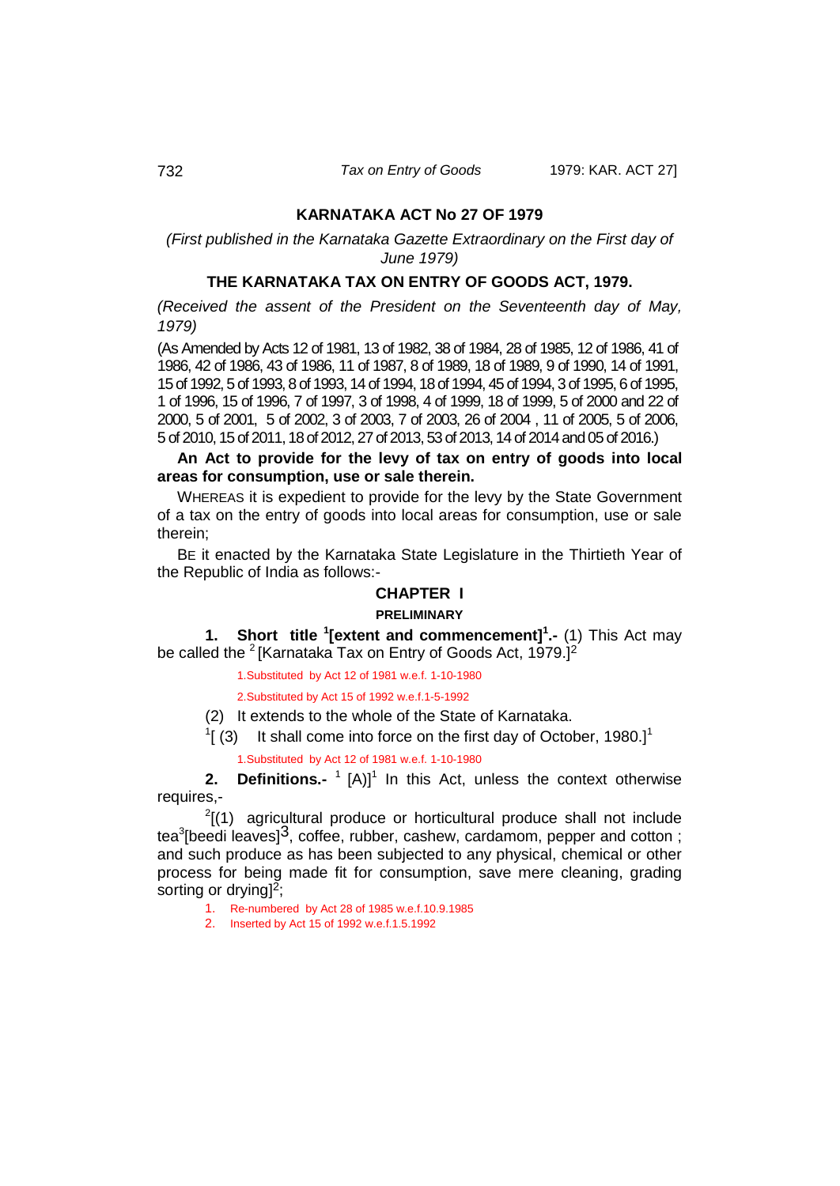# KARNATAKA ACT No 27 OF 1979

*(First published in the Karnataka Gazette Extraordinary on the First day of June 1979)*

## THE KARNATAKA TAX ON ENTRY OF GOODS ACT, 1979.

*(Received the assent of the President on the Seventeenth day of May, 1979)*

(As Amended by Acts 12 of 1981, 13 of 1982, 38 of 1984, 28 of 1985, 12 of 1986, 41 of 1986, 42 of 1986, 43 of 1986, 11 of 1987, 8 of 1989, 18 of 1989, 9 of 1990, 14 of 1991, 15 of 1992, 5 of 1993, 8 of 1993, 14 of 1994, 18 of 1994, 45 of 1994, 3 of 1995, 6 of 1995, 1 of 1996, 15 of 1996, 7 of 1997, 3 of 1998, 4 of 1999, 18 of 1999, 5 of 2000 and 22 of 2000, 5 of 2001, 5 of 2002, 3 of 2003, 7 of 2003, 26 of 2004 , 11 of 2005, 5 of 2006, 5 of 2010, 15 of 2011, 18 of 2012, 27 of 2013, 53 of 2013, 14 of 2014 and 05 of 2016.)

**An Act to provide for the levy of tax on entry of goods into local areas for consumption, use or sale therein.**

WHEREAS it is expedient to provide for the levy by the State Government of a tax on the entry of goods into local areas for consumption, use or sale therein;

BE it enacted by the Karnataka State Legislature in the Thirtieth Year of the Republic of India as follows:-

### CHAPTER I

#### PRELIMINARY

**1. Short title [1][extent and commencement][1].-** (1) This Act may be called the [2] [Karnataka Tax on Entry of Goods Act, 1979.][2]

1.Substituted by Act 12 of 1981 w.e.f. 1-10-1980

2.Substituted by Act 15 of 1992 w.e.f.1-5-1992

(2) It extends to the whole of the State of Karnataka.

[1][ (3) It shall come into force on the first day of October, 1980.][1]

1.Substituted by Act 12 of 1981 w.e.f. 1-10-1980

**2. Definitions.-** [1] [A)][1] In this Act, unless the context otherwise requires,-

[2][(1) agricultural produce or horticultural produce shall not include tea[3][beedi leaves][3], coffee, rubber, cashew, cardamom, pepper and cotton ; and such produce as has been subjected to any physical, chemical or other process for being made fit for consumption, save mere cleaning, grading sorting or drying][2];

1. Re-numbered by Act 28 of 1985 w.e.f.10.9.1985
2. Inserted by Act 15 of 1992 w.e.f.1.5.1992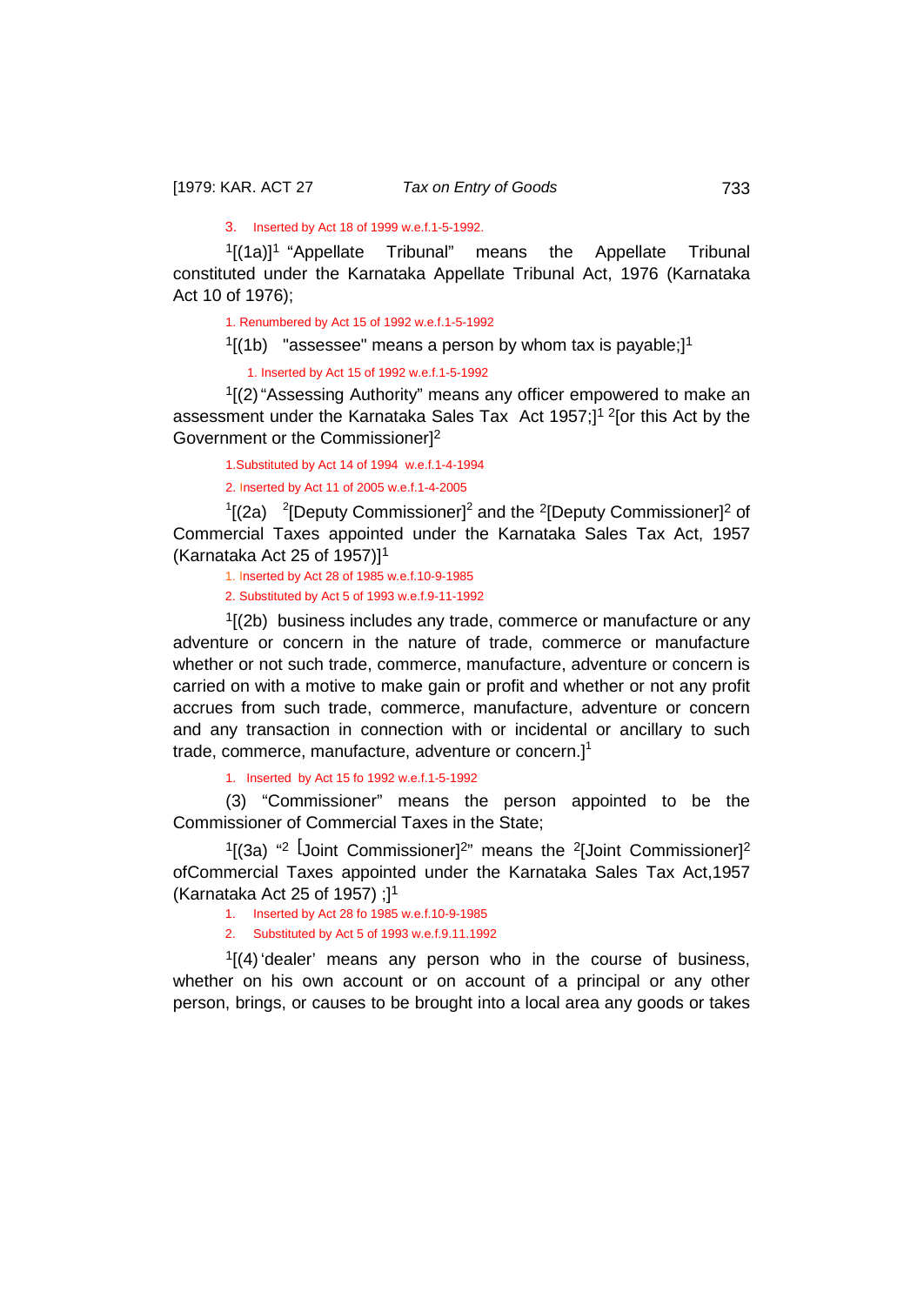3. Inserted by Act 18 of 1999 w.e.f.1-5-1992.

[1][(1a)][1] "Appellate Tribunal" means the Appellate Tribunal constituted under the Karnataka Appellate Tribunal Act, 1976 (Karnataka Act 10 of 1976);

1. Renumbered by Act 15 of 1992 w.e.f.1-5-1992

[1][(1b) "assessee" means a person by whom tax is payable;][1]

1. Inserted by Act 15 of 1992 w.e.f.1-5-1992

[1][(2) "Assessing Authority" means any officer empowered to make an assessment under the Karnataka Sales Tax Act 1957;][1] [2][or this Act by the Government or the Commissioner][2]

1. Substituted by Act 14 of 1994 w.e.f.1-4-1994

2. Inserted by Act 11 of 2005 w.e.f.1-4-2005

[1][(2a) [2][Deputy Commissioner][2] and the [2][Deputy Commissioner][2] of Commercial Taxes appointed under the Karnataka Sales Tax Act, 1957 (Karnataka Act 25 of 1957)][1]

1. Inserted by Act 28 of 1985 w.e.f.10-9-1985

2. Substituted by Act 5 of 1993 w.e.f.9-11-1992

[1][(2b) business includes any trade, commerce or manufacture or any adventure or concern in the nature of trade, commerce or manufacture whether or not such trade, commerce, manufacture, adventure or concern is carried on with a motive to make gain or profit and whether or not any profit accrues from such trade, commerce, manufacture, adventure or concern and any transaction in connection with or incidental or ancillary to such trade, commerce, manufacture, adventure or concern.][1]

1. Inserted by Act 15 fo 1992 w.e.f.1-5-1992

(3) "Commissioner" means the person appointed to be the Commissioner of Commercial Taxes in the State;

[1][(3a) "[2] [Joint Commissioner][2]" means the [2][Joint Commissioner][2] ofCommercial Taxes appointed under the Karnataka Sales Tax Act,1957 (Karnataka Act 25 of 1957) ;][1]

1. Inserted by Act 28 fo 1985 w.e.f.10-9-1985
2. Substituted by Act 5 of 1993 w.e.f.9.11.1992

[1][(4) 'dealer' means any person who in the course of business, whether on his own account or on account of a principal or any other person, brings, or causes to be brought into a local area any goods or takes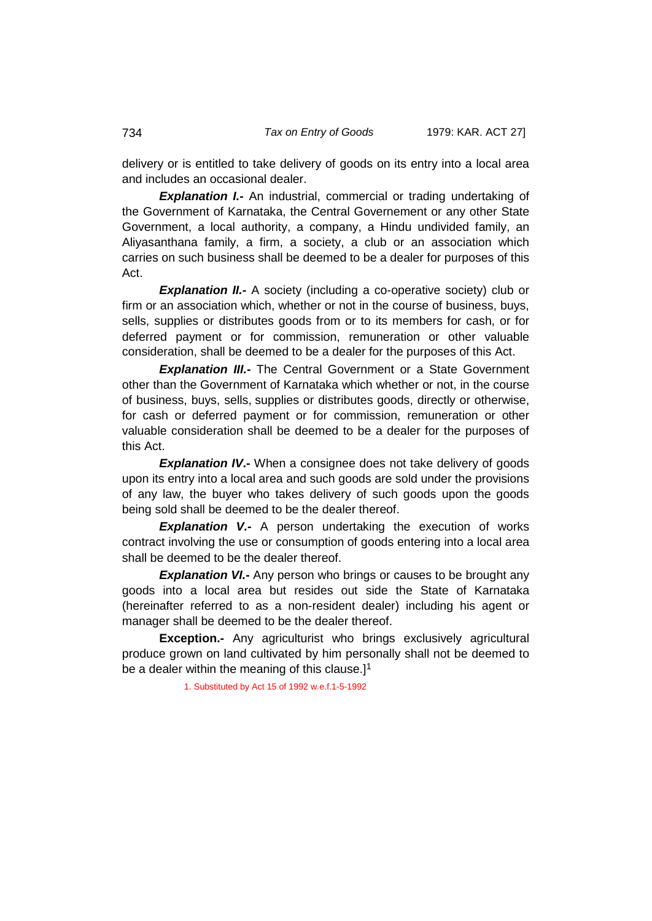delivery or is entitled to take delivery of goods on its entry into a local area and includes an occasional dealer.

***Explanation I.-*** An industrial, commercial or trading undertaking of the Government of Karnataka, the Central Governement or any other State Government, a local authority, a company, a Hindu undivided family, an Aliyasanthana family, a firm, a society, a club or an association which carries on such business shall be deemed to be a dealer for purposes of this Act.

***Explanation II.-*** A society (including a co-operative society) club or firm or an association which, whether or not in the course of business, buys, sells, supplies or distributes goods from or to its members for cash, or for deferred payment or for commission, remuneration or other valuable consideration, shall be deemed to be a dealer for the purposes of this Act.

***Explanation III.-*** The Central Government or a State Government other than the Government of Karnataka which whether or not, in the course of business, buys, sells, supplies or distributes goods, directly or otherwise, for cash or deferred payment or for commission, remuneration or other valuable consideration shall be deemed to be a dealer for the purposes of this Act.

***Explanation IV.-*** When a consignee does not take delivery of goods upon its entry into a local area and such goods are sold under the provisions of any law, the buyer who takes delivery of such goods upon the goods being sold shall be deemed to be the dealer thereof.

***Explanation V.-*** A person undertaking the execution of works contract involving the use or consumption of goods entering into a local area shall be deemed to be the dealer thereof.

***Explanation VI.-*** Any person who brings or causes to be brought any goods into a local area but resides out side the State of Karnataka (hereinafter referred to as a non-resident dealer) including his agent or manager shall be deemed to be the dealer thereof.

**Exception.-** Any agriculturist who brings exclusively agricultural produce grown on land cultivated by him personally shall not be deemed to be a dealer within the meaning of this clause.][1]

1. Substituted by Act 15 of 1992 w.e.f.1-5-1992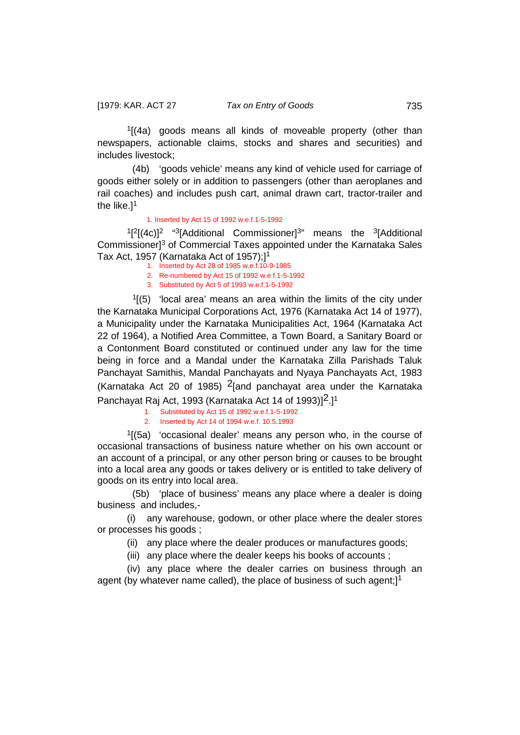[1][(4a) goods means all kinds of moveable property (other than newspapers, actionable claims, stocks and shares and securities) and includes livestock;

(4b) 'goods vehicle' means any kind of vehicle used for carriage of goods either solely or in addition to passengers (other than aeroplanes and rail coaches) and includes push cart, animal drawn cart, tractor-trailer and the like.][1]

1. Inserted by Act 15 of 1992 w.e.f.1-5-1992

[1][[2][(4c)][2] "[3][Additional Commissioner][3]" means the [3][Additional Commissioner][3] of Commercial Taxes appointed under the Karnataka Sales Tax Act, 1957 (Karnataka Act of 1957);][1]

1. Inserted by Act 28 of 1985 w.e.f.10-9-1985
2. Re-numbered by Act 15 of 1992 w.e.f.1-5-1992
3. Substituted by Act 5 of 1993 w.e.f.1-5-1992

[1][(5) 'local area' means an area within the limits of the city under the Karnataka Municipal Corporations Act, 1976 (Karnataka Act 14 of 1977), a Municipality under the Karnataka Municipalities Act, 1964 (Karnataka Act 22 of 1964), a Notified Area Committee, a Town Board, a Sanitary Board or a Contonment Board constituted or continued under any law for the time being in force and a Mandal under the Karnataka Zilla Parishads Taluk Panchayat Samithis, Mandal Panchayats and Nyaya Panchayats Act, 1983 (Karnataka Act 20 of 1985) [2][and panchayat area under the Karnataka Panchayat Raj Act, 1993 (Karnataka Act 14 of 1993)][2].][1]

1. Substituted by Act 15 of 1992 w.e.f.1-5-1992
2. Inserted by Act 14 of 1994 w.e.f. 10.5.1993

[1][(5a) 'occasional dealer' means any person who, in the course of occasional transactions of business nature whether on his own account or an account of a principal, or any other person bring or causes to be brought into a local area any goods or takes delivery or is entitled to take delivery of goods on its entry into local area.

(5b) 'place of business' means any place where a dealer is doing business and includes,-

(i) any warehouse, godown, or other place where the dealer stores or processes his goods ;

(ii) any place where the dealer produces or manufactures goods;

(iii) any place where the dealer keeps his books of accounts ;

(iv) any place where the dealer carries on business through an agent (by whatever name called), the place of business of such agent;][1]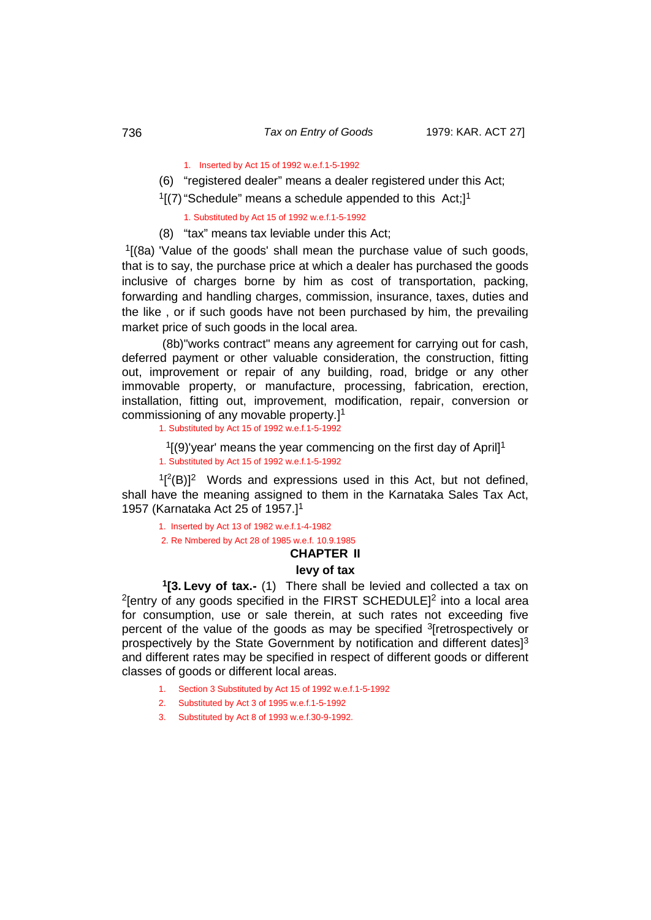1. Inserted by Act 15 of 1992 w.e.f.1-5-1992

(6) "registered dealer" means a dealer registered under this Act;

[1][(7) "Schedule" means a schedule appended to this Act;][1]

1. Substituted by Act 15 of 1992 w.e.f.1-5-1992

(8) "tax" means tax leviable under this Act;

[1][(8a) 'Value of the goods' shall mean the purchase value of such goods, that is to say, the purchase price at which a dealer has purchased the goods inclusive of charges borne by him as cost of transportation, packing, forwarding and handling charges, commission, insurance, taxes, duties and the like , or if such goods have not been purchased by him, the prevailing market price of such goods in the local area.

(8b)"works contract" means any agreement for carrying out for cash, deferred payment or other valuable consideration, the construction, fitting out, improvement or repair of any building, road, bridge or any other immovable property, or manufacture, processing, fabrication, erection, installation, fitting out, improvement, modification, repair, conversion or commissioning of any movable property.][1]

1. Substituted by Act 15 of 1992 w.e.f.1-5-1992

[1][(9)'year' means the year commencing on the first day of April][1]

1. Substituted by Act 15 of 1992 w.e.f.1-5-1992

[1][[2](B)][2] Words and expressions used in this Act, but not defined, shall have the meaning assigned to them in the Karnataka Sales Tax Act, 1957 (Karnataka Act 25 of 1957.][1]

1. Inserted by Act 13 of 1982 w.e.f.1-4-1982

2. Re Nmbered by Act 28 of 1985 w.e.f. 10.9.1985

## CHAPTER II

## levy of tax

**[1][3. Levy of tax.-** (1) There shall be levied and collected a tax on [2][entry of any goods specified in the FIRST SCHEDULE][2] into a local area for consumption, use or sale therein, at such rates not exceeding five percent of the value of the goods as may be specified [3][retrospectively or prospectively by the State Government by notification and different dates][3] and different rates may be specified in respect of different goods or different classes of goods or different local areas.

1. Section 3 Substituted by Act 15 of 1992 w.e.f.1-5-1992
2. Substituted by Act 3 of 1995 w.e.f.1-5-1992
3. Substituted by Act 8 of 1993 w.e.f.30-9-1992.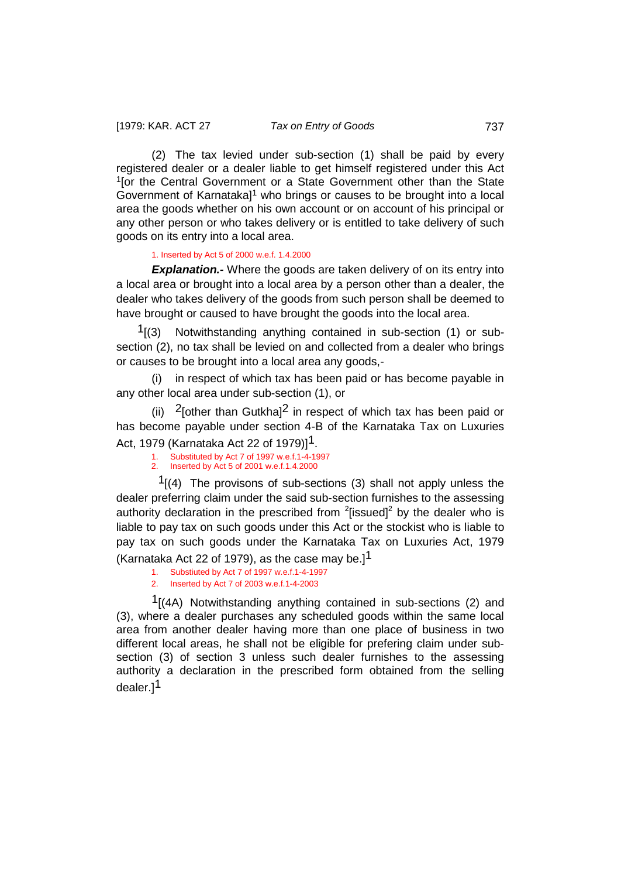(2) The tax levied under sub-section (1) shall be paid by every registered dealer or a dealer liable to get himself registered under this Act [1][or the Central Government or a State Government other than the State Government of Karnataka][1] who brings or causes to be brought into a local area the goods whether on his own account or on account of his principal or any other person or who takes delivery or is entitled to take delivery of such goods on its entry into a local area.

1. Inserted by Act 5 of 2000 w.e.f. 1.4.2000

***Explanation.-*** Where the goods are taken delivery of on its entry into a local area or brought into a local area by a person other than a dealer, the dealer who takes delivery of the goods from such person shall be deemed to have brought or caused to have brought the goods into the local area.

[1][(3) Notwithstanding anything contained in sub-section (1) or sub-section (2), no tax shall be levied on and collected from a dealer who brings or causes to be brought into a local area any goods,-

(i) in respect of which tax has been paid or has become payable in any other local area under sub-section (1), or

(ii) [2][other than Gutkha][2] in respect of which tax has been paid or has become payable under section 4-B of the Karnataka Tax on Luxuries Act, 1979 (Karnataka Act 22 of 1979)][1].

1. Substituted by Act 7 of 1997 w.e.f.1-4-1997
2. Inserted by Act 5 of 2001 w.e.f.1.4.2000

[1][(4) The provisons of sub-sections (3) shall not apply unless the dealer preferring claim under the said sub-section furnishes to the assessing authority declaration in the prescribed from [2][issued][2] by the dealer who is liable to pay tax on such goods under this Act or the stockist who is liable to pay tax on such goods under the Karnataka Tax on Luxuries Act, 1979 (Karnataka Act 22 of 1979), as the case may be.][1]

1. Substiuted by Act 7 of 1997 w.e.f.1-4-1997
2. Inserted by Act 7 of 2003 w.e.f.1-4-2003

[1][(4A) Notwithstanding anything contained in sub-sections (2) and (3), where a dealer purchases any scheduled goods within the same local area from another dealer having more than one place of business in two different local areas, he shall not be eligible for prefering claim under sub-section (3) of section 3 unless such dealer furnishes to the assessing authority a declaration in the prescribed form obtained from the selling dealer.][1]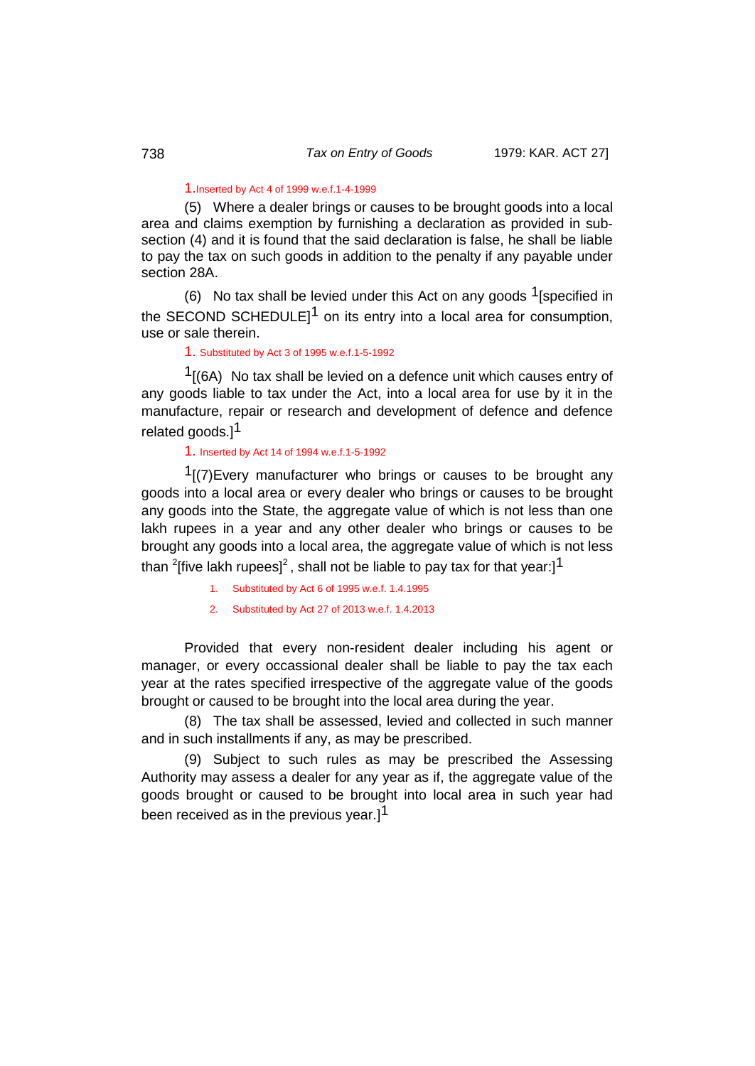1. Inserted by Act 4 of 1999 w.e.f.1-4-1999

(5) Where a dealer brings or causes to be brought goods into a local area and claims exemption by furnishing a declaration as provided in sub-section (4) and it is found that the said declaration is false, he shall be liable to pay the tax on such goods in addition to the penalty if any payable under section 28A.

(6) No tax shall be levied under this Act on any goods [1][specified in the SECOND SCHEDULE][1] on its entry into a local area for consumption, use or sale therein.

1. Substituted by Act 3 of 1995 w.e.f.1-5-1992

[1][(6A) No tax shall be levied on a defence unit which causes entry of any goods liable to tax under the Act, into a local area for use by it in the manufacture, repair or research and development of defence and defence related goods.][1]

1. Inserted by Act 14 of 1994 w.e.f.1-5-1992

[1][(7)Every manufacturer who brings or causes to be brought any goods into a local area or every dealer who brings or causes to be brought any goods into the State, the aggregate value of which is not less than one lakh rupees in a year and any other dealer who brings or causes to be brought any goods into a local area, the aggregate value of which is not less than [2][five lakh rupees][2], shall not be liable to pay tax for that year:][1]

1. Substituted by Act 6 of 1995 w.e.f. 1.4.1995
2. Substituted by Act 27 of 2013 w.e.f. 1.4.2013

Provided that every non-resident dealer including his agent or manager, or every occassional dealer shall be liable to pay the tax each year at the rates specified irrespective of the aggregate value of the goods brought or caused to be brought into the local area during the year.

(8) The tax shall be assessed, levied and collected in such manner and in such installments if any, as may be prescribed.

(9) Subject to such rules as may be prescribed the Assessing Authority may assess a dealer for any year as if, the aggregate value of the goods brought or caused to be brought into local area in such year had been received as in the previous year.][1]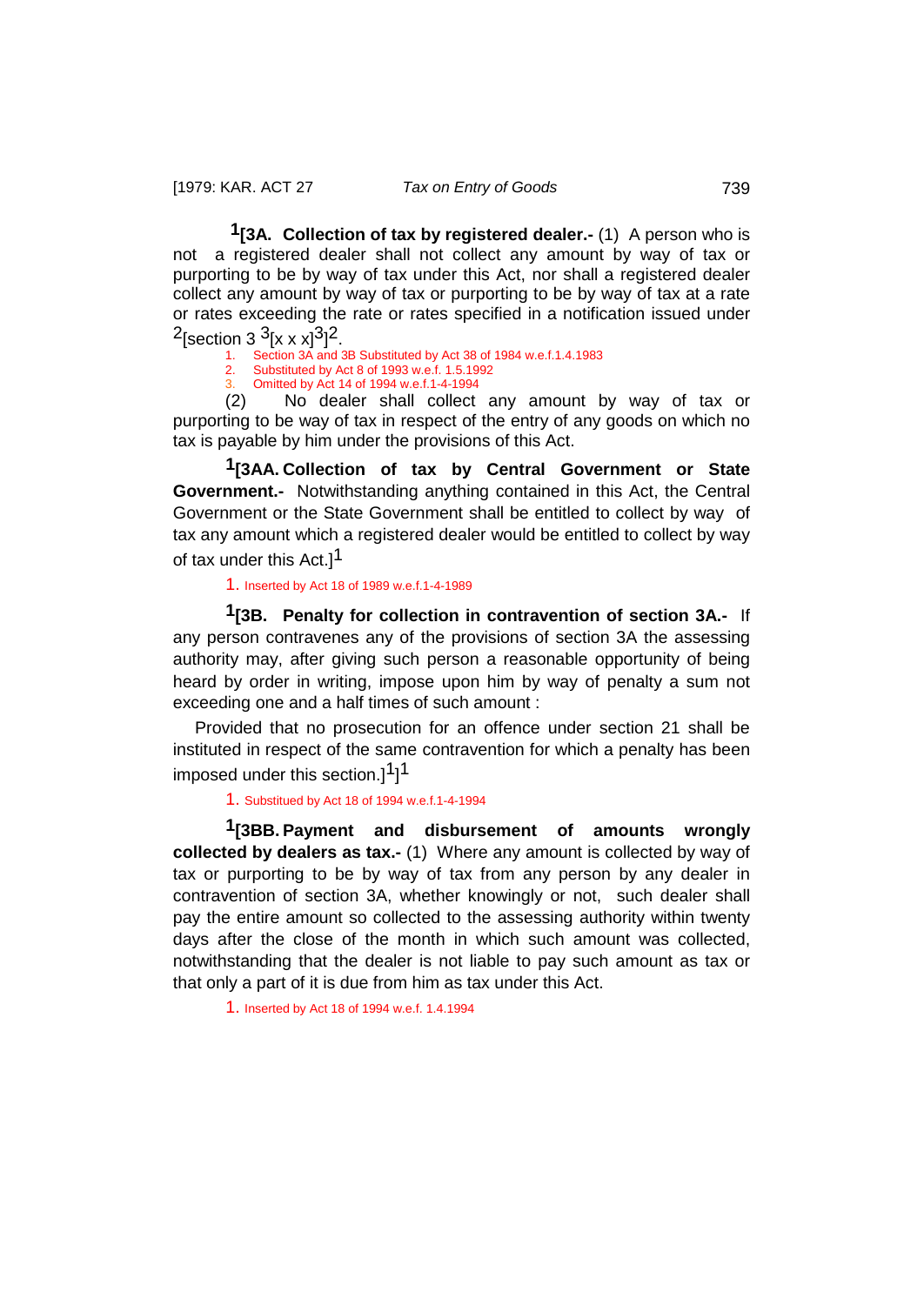[1][3A. **Collection of tax by registered dealer.-** (1) A person who is not a registered dealer shall not collect any amount by way of tax or purporting to be by way of tax under this Act, nor shall a registered dealer collect any amount by way of tax or purporting to be by way of tax at a rate or rates exceeding the rate or rates specified in a notification issued under [2][section 3 [3][x x x][3]][2].

1. Section 3A and 3B Substituted by Act 38 of 1984 w.e.f.1.4.1983
2. Substituted by Act 8 of 1993 w.e.f. 1.5.1992
3. Omitted by Act 14 of 1994 w.e.f.1-4-1994

(2) No dealer shall collect any amount by way of tax or purporting to be way of tax in respect of the entry of any goods on which no tax is payable by him under the provisions of this Act.

[1][3AA. **Collection of tax by Central Government or State Government.-** Notwithstanding anything contained in this Act, the Central Government or the State Government shall be entitled to collect by way of tax any amount which a registered dealer would be entitled to collect by way of tax under this Act.][1]

1. Inserted by Act 18 of 1989 w.e.f.1-4-1989

[1][3B. **Penalty for collection in contravention of section 3A.-** If any person contravenes any of the provisions of section 3A the assessing authority may, after giving such person a reasonable opportunity of being heard by order in writing, impose upon him by way of penalty a sum not exceeding one and a half times of such amount :

Provided that no prosecution for an offence under section 21 shall be instituted in respect of the same contravention for which a penalty has been imposed under this section.][1]][1]

1. Substituted by Act 18 of 1994 w.e.f.1-4-1994

[1][3BB. **Payment and disbursement of amounts wrongly collected by dealers as tax.-** (1) Where any amount is collected by way of tax or purporting to be by way of tax from any person by any dealer in contravention of section 3A, whether knowingly or not, such dealer shall pay the entire amount so collected to the assessing authority within twenty days after the close of the month in which such amount was collected, notwithstanding that the dealer is not liable to pay such amount as tax or that only a part of it is due from him as tax under this Act.

1. Inserted by Act 18 of 1994 w.e.f. 1.4.1994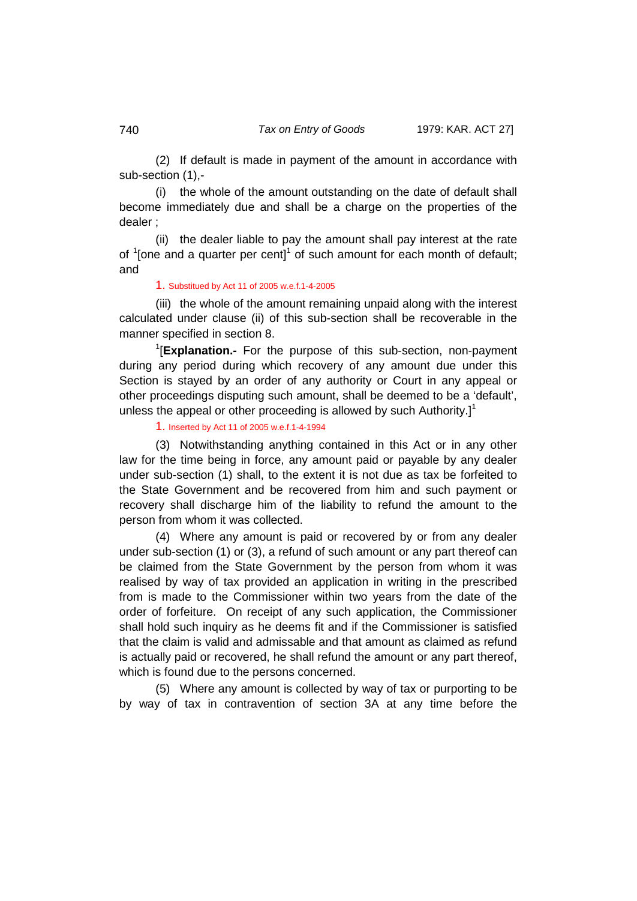(2) If default is made in payment of the amount in accordance with sub-section (1),-

(i) the whole of the amount outstanding on the date of default shall become immediately due and shall be a charge on the properties of the dealer ;

(ii) the dealer liable to pay the amount shall pay interest at the rate of [1][one and a quarter per cent][1] of such amount for each month of default; and

1. Substitued by Act 11 of 2005 w.e.f.1-4-2005

(iii) the whole of the amount remaining unpaid along with the interest calculated under clause (ii) of this sub-section shall be recoverable in the manner specified in section 8.

[1][**Explanation.-** For the purpose of this sub-section, non-payment during any period during which recovery of any amount due under this Section is stayed by an order of any authority or Court in any appeal or other proceedings disputing such amount, shall be deemed to be a 'default', unless the appeal or other proceeding is allowed by such Authority.][1]

1. Inserted by Act 11 of 2005 w.e.f.1-4-1994

(3) Notwithstanding anything contained in this Act or in any other law for the time being in force, any amount paid or payable by any dealer under sub-section (1) shall, to the extent it is not due as tax be forfeited to the State Government and be recovered from him and such payment or recovery shall discharge him of the liability to refund the amount to the person from whom it was collected.

(4) Where any amount is paid or recovered by or from any dealer under sub-section (1) or (3), a refund of such amount or any part thereof can be claimed from the State Government by the person from whom it was realised by way of tax provided an application in writing in the prescribed from is made to the Commissioner within two years from the date of the order of forfeiture. On receipt of any such application, the Commissioner shall hold such inquiry as he deems fit and if the Commissioner is satisfied that the claim is valid and admissable and that amount as claimed as refund is actually paid or recovered, he shall refund the amount or any part thereof, which is found due to the persons concerned.

(5) Where any amount is collected by way of tax or purporting to be by way of tax in contravention of section 3A at any time before the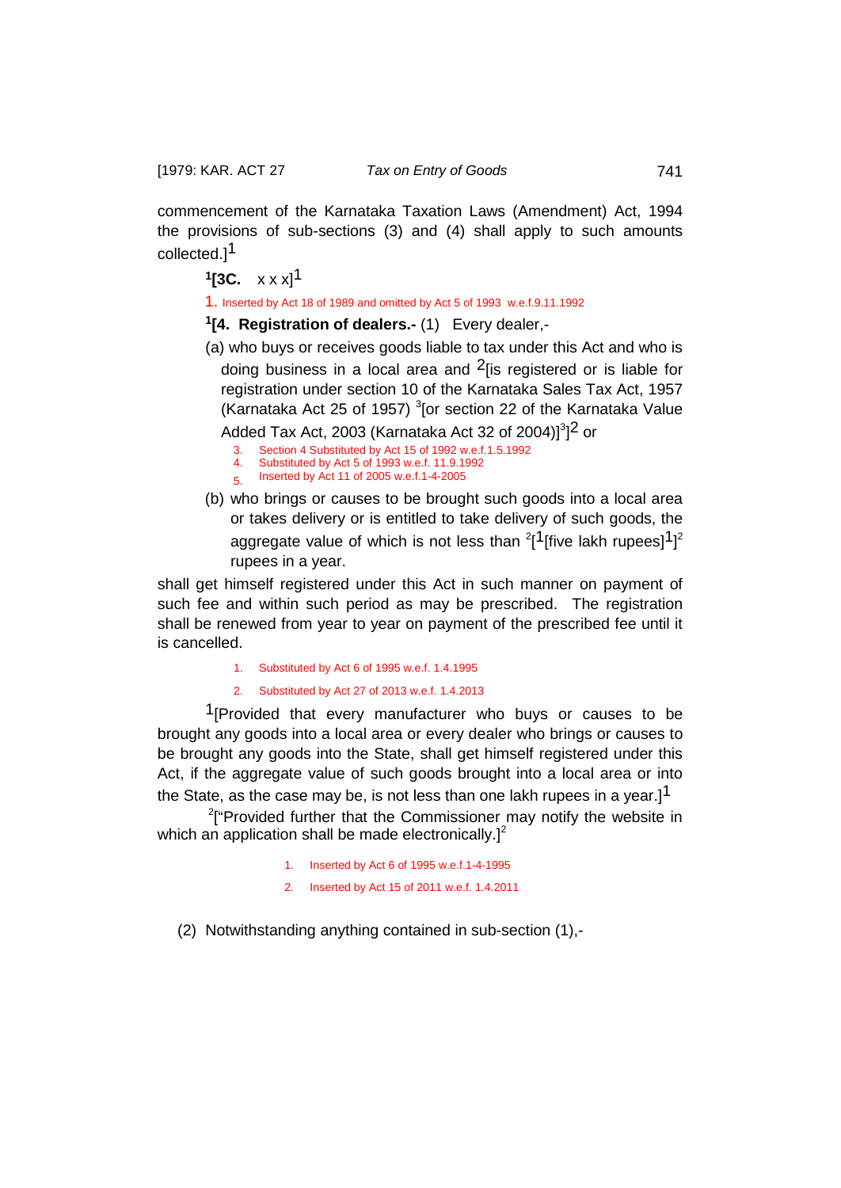commencement of the Karnataka Taxation Laws (Amendment) Act, 1994 the provisions of sub-sections (3) and (4) shall apply to such amounts collected.][1]

[1][3C. x x x][1]

1. Inserted by Act 18 of 1989 and omitted by Act 5 of 1993 w.e.f.9.11.1992

[1][4. **Registration of dealers.-** (1) Every dealer,-

(a) who buys or receives goods liable to tax under this Act and who is doing business in a local area and [2][is registered or is liable for registration under section 10 of the Karnataka Sales Tax Act, 1957 (Karnataka Act 25 of 1957) [3][or section 22 of the Karnataka Value Added Tax Act, 2003 (Karnataka Act 32 of 2004)][3]][2] or

3. Section 4 Substituted by Act 15 of 1992 w.e.f.1.5.1992
4. Substituted by Act 5 of 1993 w.e.f. 11.9.1992
5. Inserted by Act 11 of 2005 w.e.f.1-4-2005

(b) who brings or causes to be brought such goods into a local area or takes delivery or is entitled to take delivery of such goods, the aggregate value of which is not less than [2][[1][five lakh rupees][1]][2] rupees in a year.

shall get himself registered under this Act in such manner on payment of such fee and within such period as may be prescribed. The registration shall be renewed from year to year on payment of the prescribed fee until it is cancelled.

1. Substituted by Act 6 of 1995 w.e.f. 1.4.1995
2. Substituted by Act 27 of 2013 w.e.f. 1.4.2013

[1][Provided that every manufacturer who buys or causes to be brought any goods into a local area or every dealer who brings or causes to be brought any goods into the State, shall get himself registered under this Act, if the aggregate value of such goods brought into a local area or into the State, as the case may be, is not less than one lakh rupees in a year.][1]

[2]["Provided further that the Commissioner may notify the website in which an application shall be made electronically.][2]

1. Inserted by Act 6 of 1995 w.e.f.1-4-1995
2. Inserted by Act 15 of 2011 w.e.f. 1.4.2011

(2) Notwithstanding anything contained in sub-section (1),-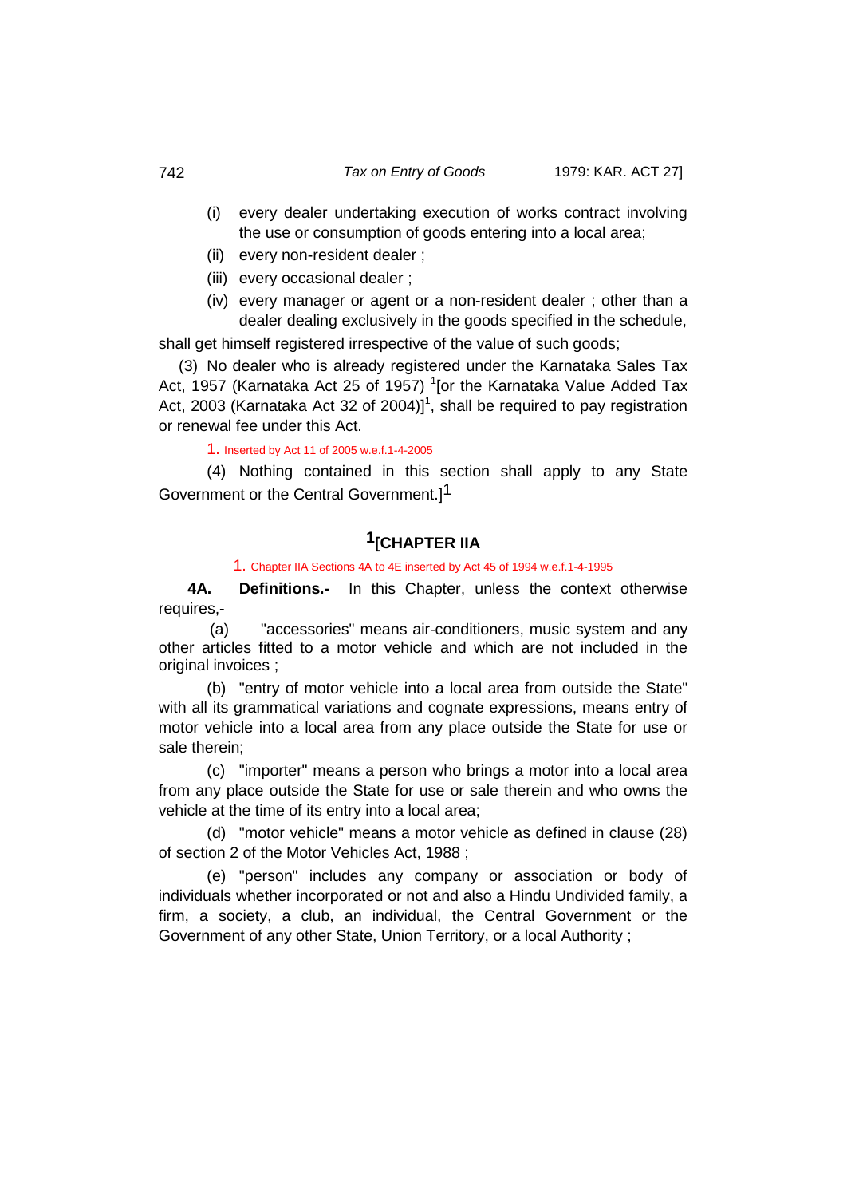(i) every dealer undertaking execution of works contract involving the use or consumption of goods entering into a local area;

(ii) every non-resident dealer ;

(iii) every occasional dealer ;

(iv) every manager or agent or a non-resident dealer ; other than a dealer dealing exclusively in the goods specified in the schedule,

shall get himself registered irrespective of the value of such goods;

(3) No dealer who is already registered under the Karnataka Sales Tax Act, 1957 (Karnataka Act 25 of 1957) [1][or the Karnataka Value Added Tax Act, 2003 (Karnataka Act 32 of 2004)][1], shall be required to pay registration or renewal fee under this Act.

1. Inserted by Act 11 of 2005 w.e.f.1-4-2005

(4) Nothing contained in this section shall apply to any State Government or the Central Government.][1]

## [1][CHAPTER IIA

1. Chapter IIA Sections 4A to 4E inserted by Act 45 of 1994 w.e.f.1-4-1995

**4A. Definitions.-** In this Chapter, unless the context otherwise requires,-

(a) "accessories" means air-conditioners, music system and any other articles fitted to a motor vehicle and which are not included in the original invoices ;

(b) "entry of motor vehicle into a local area from outside the State" with all its grammatical variations and cognate expressions, means entry of motor vehicle into a local area from any place outside the State for use or sale therein;

(c) "importer" means a person who brings a motor into a local area from any place outside the State for use or sale therein and who owns the vehicle at the time of its entry into a local area;

(d) "motor vehicle" means a motor vehicle as defined in clause (28) of section 2 of the Motor Vehicles Act, 1988 ;

(e) "person" includes any company or association or body of individuals whether incorporated or not and also a Hindu Undivided family, a firm, a society, a club, an individual, the Central Government or the Government of any other State, Union Territory, or a local Authority ;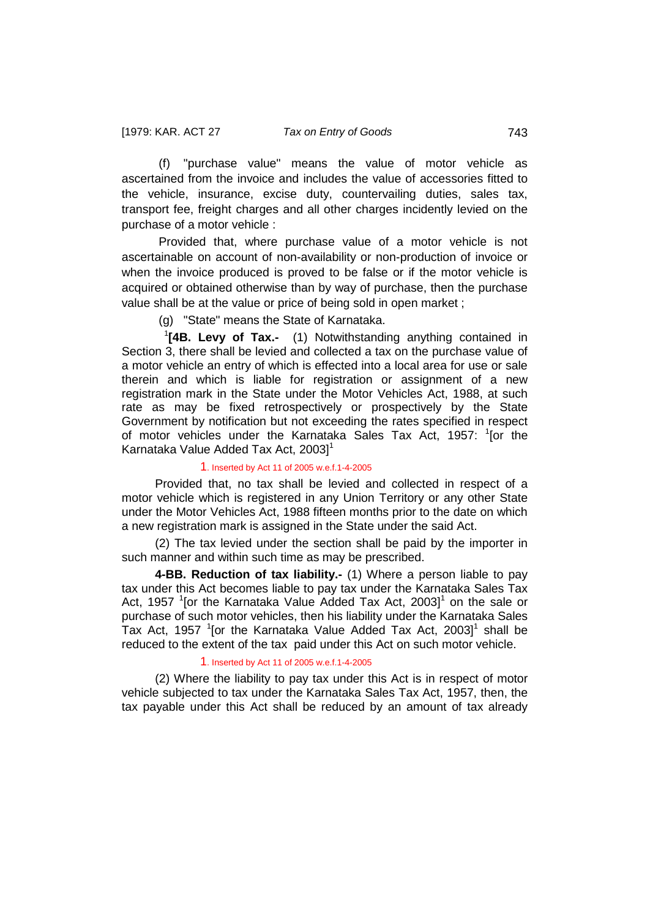(f) "purchase value" means the value of motor vehicle as ascertained from the invoice and includes the value of accessories fitted to the vehicle, insurance, excise duty, countervailing duties, sales tax, transport fee, freight charges and all other charges incidently levied on the purchase of a motor vehicle :

Provided that, where purchase value of a motor vehicle is not ascertainable on account of non-availability or non-production of invoice or when the invoice produced is proved to be false or if the motor vehicle is acquired or obtained otherwise than by way of purchase, then the purchase value shall be at the value or price of being sold in open market ;

(g) "State" means the State of Karnataka.

[1]**[4B. Levy of Tax.-** (1) Notwithstanding anything contained in Section 3, there shall be levied and collected a tax on the purchase value of a motor vehicle an entry of which is effected into a local area for use or sale therein and which is liable for registration or assignment of a new registration mark in the State under the Motor Vehicles Act, 1988, at such rate as may be fixed retrospectively or prospectively by the State Government by notification but not exceeding the rates specified in respect of motor vehicles under the Karnataka Sales Tax Act, 1957: [1][or the Karnataka Value Added Tax Act, 2003][1]

1. Inserted by Act 11 of 2005 w.e.f.1-4-2005

Provided that, no tax shall be levied and collected in respect of a motor vehicle which is registered in any Union Territory or any other State under the Motor Vehicles Act, 1988 fifteen months prior to the date on which a new registration mark is assigned in the State under the said Act.

(2) The tax levied under the section shall be paid by the importer in such manner and within such time as may be prescribed.

**4-BB. Reduction of tax liability.-** (1) Where a person liable to pay tax under this Act becomes liable to pay tax under the Karnataka Sales Tax Act, 1957 [1][or the Karnataka Value Added Tax Act, 2003][1] on the sale or purchase of such motor vehicles, then his liability under the Karnataka Sales Tax Act, 1957 [1][or the Karnataka Value Added Tax Act, 2003][1] shall be reduced to the extent of the tax paid under this Act on such motor vehicle.

1. Inserted by Act 11 of 2005 w.e.f.1-4-2005

(2) Where the liability to pay tax under this Act is in respect of motor vehicle subjected to tax under the Karnataka Sales Tax Act, 1957, then, the tax payable under this Act shall be reduced by an amount of tax already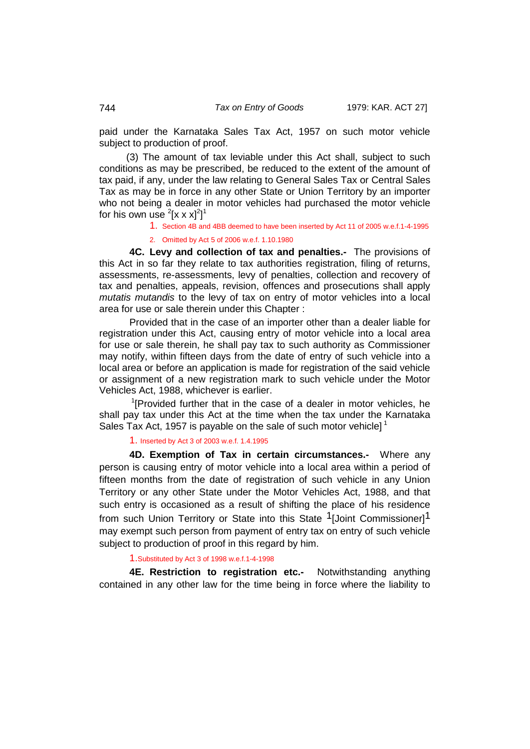paid under the Karnataka Sales Tax Act, 1957 on such motor vehicle subject to production of proof.

(3) The amount of tax leviable under this Act shall, subject to such conditions as may be prescribed, be reduced to the extent of the amount of tax paid, if any, under the law relating to General Sales Tax or Central Sales Tax as may be in force in any other State or Union Territory by an importer who not being a dealer in motor vehicles had purchased the motor vehicle for his own use [2][x x x][2]][1]

1. Section 4B and 4BB deemed to have been inserted by Act 11 of 2005 w.e.f.1-4-1995

2. Omitted by Act 5 of 2006 w.e.f. 1.10.1980

**4C. Levy and collection of tax and penalties.-** The provisions of this Act in so far they relate to tax authorities registration, filing of returns, assessments, re-assessments, levy of penalties, collection and recovery of tax and penalties, appeals, revision, offences and prosecutions shall apply *mutatis mutandis* to the levy of tax on entry of motor vehicles into a local area for use or sale therein under this Chapter :

Provided that in the case of an importer other than a dealer liable for registration under this Act, causing entry of motor vehicle into a local area for use or sale therein, he shall pay tax to such authority as Commissioner may notify, within fifteen days from the date of entry of such vehicle into a local area or before an application is made for registration of the said vehicle or assignment of a new registration mark to such vehicle under the Motor Vehicles Act, 1988, whichever is earlier.

[1][Provided further that in the case of a dealer in motor vehicles, he shall pay tax under this Act at the time when the tax under the Karnataka Sales Tax Act, 1957 is payable on the sale of such motor vehicle] [1]

1. Inserted by Act 3 of 2003 w.e.f. 1.4.1995

**4D. Exemption of Tax in certain circumstances.-** Where any person is causing entry of motor vehicle into a local area within a period of fifteen months from the date of registration of such vehicle in any Union Territory or any other State under the Motor Vehicles Act, 1988, and that such entry is occasioned as a result of shifting the place of his residence from such Union Territory or State into this State [1][Joint Commissioner][1] may exempt such person from payment of entry tax on entry of such vehicle subject to production of proof in this regard by him.

1. Substituted by Act 3 of 1998 w.e.f.1-4-1998

**4E. Restriction to registration etc.-** Notwithstanding anything contained in any other law for the time being in force where the liability to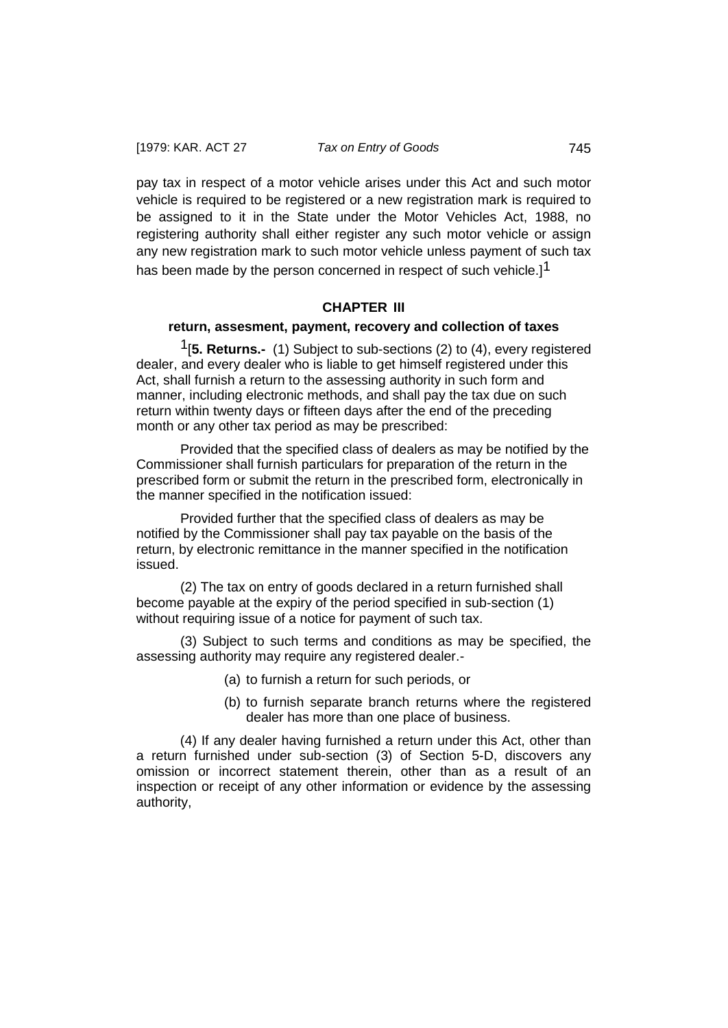pay tax in respect of a motor vehicle arises under this Act and such motor vehicle is required to be registered or a new registration mark is required to be assigned to it in the State under the Motor Vehicles Act, 1988, no registering authority shall either register any such motor vehicle or assign any new registration mark to such motor vehicle unless payment of such tax has been made by the person concerned in respect of such vehicle.][1]

## CHAPTER III

### return, assesment, payment, recovery and collection of taxes

[1][**5. Returns.-** (1) Subject to sub-sections (2) to (4), every registered dealer, and every dealer who is liable to get himself registered under this Act, shall furnish a return to the assessing authority in such form and manner, including electronic methods, and shall pay the tax due on such return within twenty days or fifteen days after the end of the preceding month or any other tax period as may be prescribed:

Provided that the specified class of dealers as may be notified by the Commissioner shall furnish particulars for preparation of the return in the prescribed form or submit the return in the prescribed form, electronically in the manner specified in the notification issued:

Provided further that the specified class of dealers as may be notified by the Commissioner shall pay tax payable on the basis of the return, by electronic remittance in the manner specified in the notification issued.

(2) The tax on entry of goods declared in a return furnished shall become payable at the expiry of the period specified in sub-section (1) without requiring issue of a notice for payment of such tax.

(3) Subject to such terms and conditions as may be specified, the assessing authority may require any registered dealer.-

(a) to furnish a return for such periods, or

(b) to furnish separate branch returns where the registered dealer has more than one place of business.

(4) If any dealer having furnished a return under this Act, other than a return furnished under sub-section (3) of Section 5-D, discovers any omission or incorrect statement therein, other than as a result of an inspection or receipt of any other information or evidence by the assessing authority,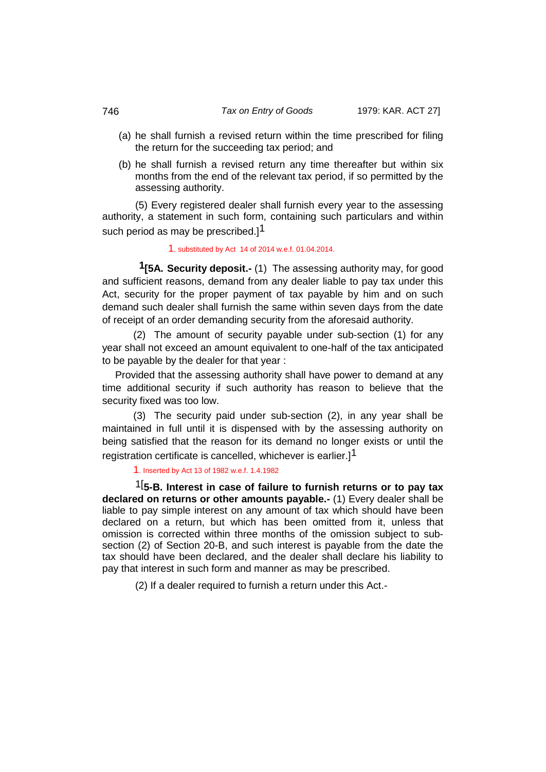(a) he shall furnish a revised return within the time prescribed for filing the return for the succeeding tax period; and

(b) he shall furnish a revised return any time thereafter but within six months from the end of the relevant tax period, if so permitted by the assessing authority.

(5) Every registered dealer shall furnish every year to the assessing authority, a statement in such form, containing such particulars and within such period as may be prescribed.][1]

1. substituted by Act 14 of 2014 w.e.f. 01.04.2014.

[1][**5A. Security deposit.-** (1) The assessing authority may, for good and sufficient reasons, demand from any dealer liable to pay tax under this Act, security for the proper payment of tax payable by him and on such demand such dealer shall furnish the same within seven days from the date of receipt of an order demanding security from the aforesaid authority.

(2) The amount of security payable under sub-section (1) for any year shall not exceed an amount equivalent to one-half of the tax anticipated to be payable by the dealer for that year :

Provided that the assessing authority shall have power to demand at any time additional security if such authority has reason to believe that the security fixed was too low.

(3) The security paid under sub-section (2), in any year shall be maintained in full until it is dispensed with by the assessing authority on being satisfied that the reason for its demand no longer exists or until the registration certificate is cancelled, whichever is earlier.][1]

1. Inserted by Act 13 of 1982 w.e.f. 1.4.1982

[1][**5-B. Interest in case of failure to furnish returns or to pay tax declared on returns or other amounts payable.-** (1) Every dealer shall be liable to pay simple interest on any amount of tax which should have been declared on a return, but which has been omitted from it, unless that omission is corrected within three months of the omission subject to sub-section (2) of Section 20-B, and such interest is payable from the date the tax should have been declared, and the dealer shall declare his liability to pay that interest in such form and manner as may be prescribed.

(2) If a dealer required to furnish a return under this Act.-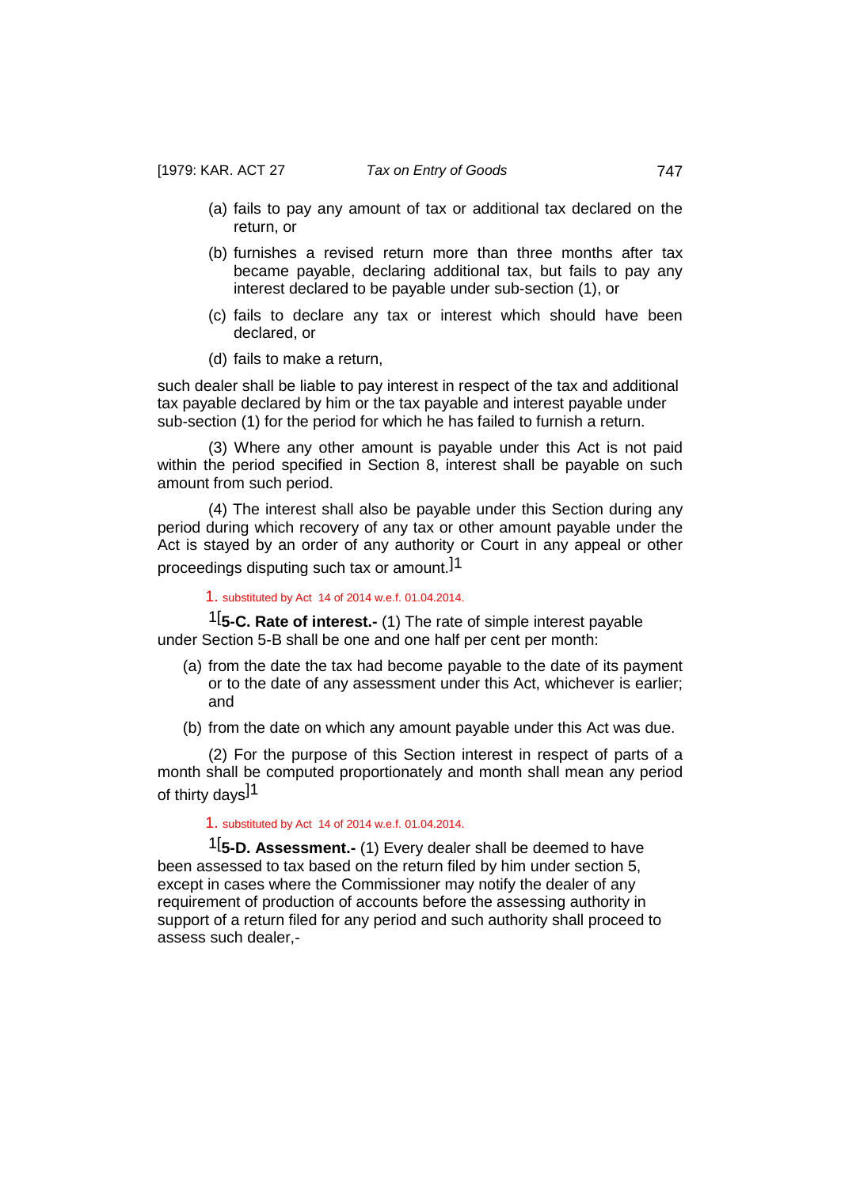(a) fails to pay any amount of tax or additional tax declared on the return, or

(b) furnishes a revised return more than three months after tax became payable, declaring additional tax, but fails to pay any interest declared to be payable under sub-section (1), or

(c) fails to declare any tax or interest which should have been declared, or

(d) fails to make a return,

such dealer shall be liable to pay interest in respect of the tax and additional tax payable declared by him or the tax payable and interest payable under sub-section (1) for the period for which he has failed to furnish a return.

(3) Where any other amount is payable under this Act is not paid within the period specified in Section 8, interest shall be payable on such amount from such period.

(4) The interest shall also be payable under this Section during any period during which recovery of any tax or other amount payable under the Act is stayed by an order of any authority or Court in any appeal or other proceedings disputing such tax or amount.]1

1. substituted by Act 14 of 2014 w.e.f. 01.04.2014.

1[**5-C. Rate of interest.-** (1) The rate of simple interest payable under Section 5-B shall be one and one half per cent per month:

(a) from the date the tax had become payable to the date of its payment or to the date of any assessment under this Act, whichever is earlier; and

(b) from the date on which any amount payable under this Act was due.

(2) For the purpose of this Section interest in respect of parts of a month shall be computed proportionately and month shall mean any period of thirty days]1

1. substituted by Act 14 of 2014 w.e.f. 01.04.2014.

1[**5-D. Assessment.-** (1) Every dealer shall be deemed to have been assessed to tax based on the return filed by him under section 5, except in cases where the Commissioner may notify the dealer of any requirement of production of accounts before the assessing authority in support of a return filed for any period and such authority shall proceed to assess such dealer,-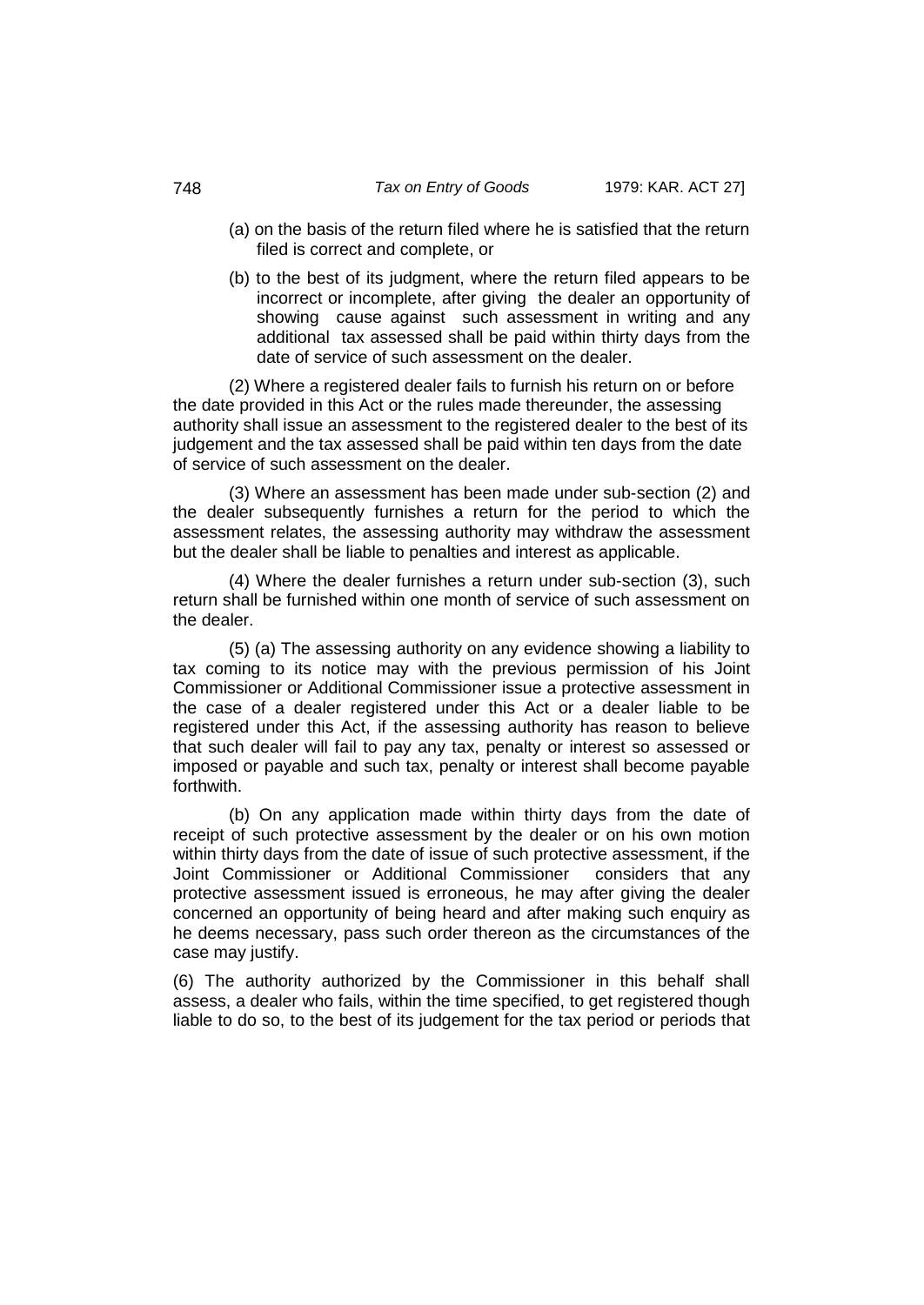(a) on the basis of the return filed where he is satisfied that the return filed is correct and complete, or

(b) to the best of its judgment, where the return filed appears to be incorrect or incomplete, after giving the dealer an opportunity of showing cause against such assessment in writing and any additional tax assessed shall be paid within thirty days from the date of service of such assessment on the dealer.

(2) Where a registered dealer fails to furnish his return on or before the date provided in this Act or the rules made thereunder, the assessing authority shall issue an assessment to the registered dealer to the best of its judgement and the tax assessed shall be paid within ten days from the date of service of such assessment on the dealer.

(3) Where an assessment has been made under sub-section (2) and the dealer subsequently furnishes a return for the period to which the assessment relates, the assessing authority may withdraw the assessment but the dealer shall be liable to penalties and interest as applicable.

(4) Where the dealer furnishes a return under sub-section (3), such return shall be furnished within one month of service of such assessment on the dealer.

(5) (a) The assessing authority on any evidence showing a liability to tax coming to its notice may with the previous permission of his Joint Commissioner or Additional Commissioner issue a protective assessment in the case of a dealer registered under this Act or a dealer liable to be registered under this Act, if the assessing authority has reason to believe that such dealer will fail to pay any tax, penalty or interest so assessed or imposed or payable and such tax, penalty or interest shall become payable forthwith.

(b) On any application made within thirty days from the date of receipt of such protective assessment by the dealer or on his own motion within thirty days from the date of issue of such protective assessment, if the Joint Commissioner or Additional Commissioner considers that any protective assessment issued is erroneous, he may after giving the dealer concerned an opportunity of being heard and after making such enquiry as he deems necessary, pass such order thereon as the circumstances of the case may justify.

(6) The authority authorized by the Commissioner in this behalf shall assess, a dealer who fails, within the time specified, to get registered though liable to do so, to the best of its judgement for the tax period or periods that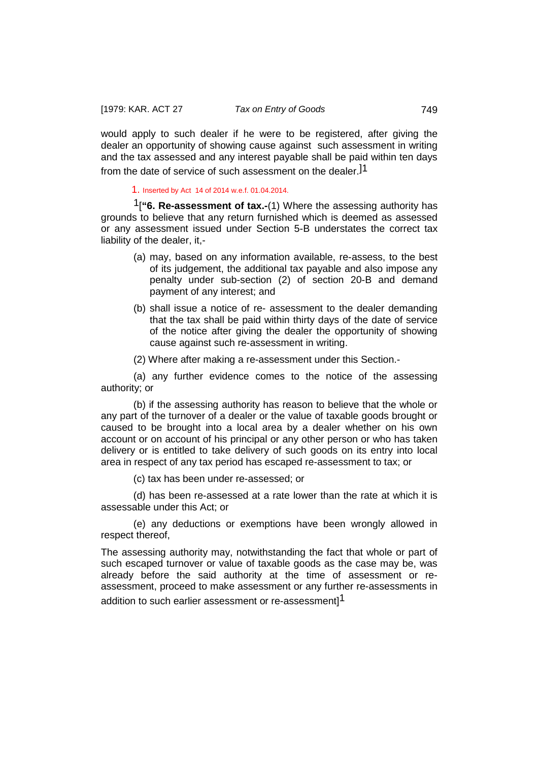would apply to such dealer if he were to be registered, after giving the dealer an opportunity of showing cause against such assessment in writing and the tax assessed and any interest payable shall be paid within ten days from the date of service of such assessment on the dealer.][1]

1. Inserted by Act 14 of 2014 w.e.f. 01.04.2014.

[1][**"6. Re-assessment of tax.-**(1) Where the assessing authority has grounds to believe that any return furnished which is deemed as assessed or any assessment issued under Section 5-B understates the correct tax liability of the dealer, it,-

(a) may, based on any information available, re-assess, to the best of its judgement, the additional tax payable and also impose any penalty under sub-section (2) of section 20-B and demand payment of any interest; and

(b) shall issue a notice of re- assessment to the dealer demanding that the tax shall be paid within thirty days of the date of service of the notice after giving the dealer the opportunity of showing cause against such re-assessment in writing.

(2) Where after making a re-assessment under this Section.-

(a) any further evidence comes to the notice of the assessing authority; or

(b) if the assessing authority has reason to believe that the whole or any part of the turnover of a dealer or the value of taxable goods brought or caused to be brought into a local area by a dealer whether on his own account or on account of his principal or any other person or who has taken delivery or is entitled to take delivery of such goods on its entry into local area in respect of any tax period has escaped re-assessment to tax; or

(c) tax has been under re-assessed; or

(d) has been re-assessed at a rate lower than the rate at which it is assessable under this Act; or

(e) any deductions or exemptions have been wrongly allowed in respect thereof,

The assessing authority may, notwithstanding the fact that whole or part of such escaped turnover or value of taxable goods as the case may be, was already before the said authority at the time of assessment or re-assessment, proceed to make assessment or any further re-assessments in addition to such earlier assessment or re-assessment][1]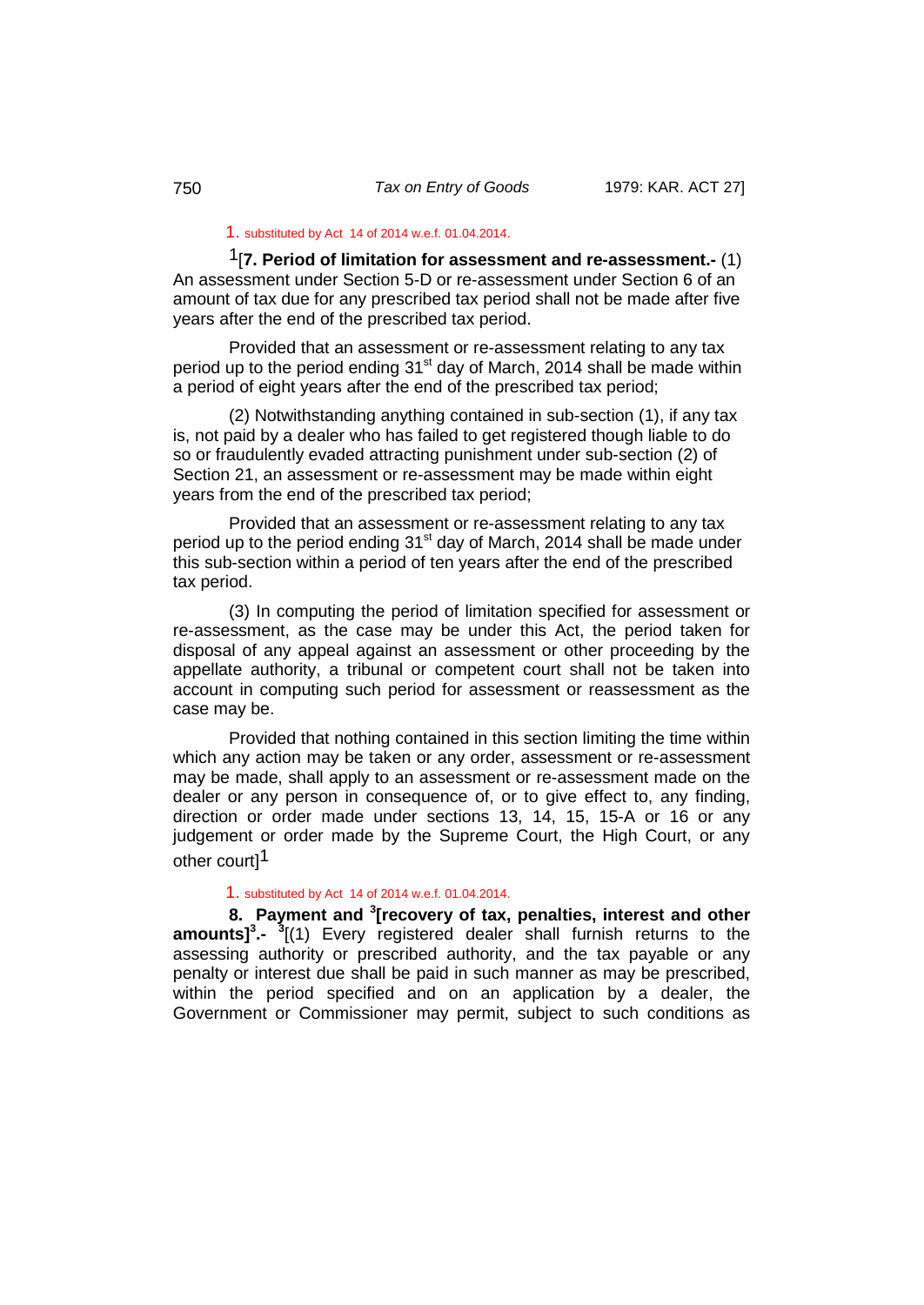1. substituted by Act 14 of 2014 w.e.f. 01.04.2014.

[1][**7. Period of limitation for assessment and re-assessment.-** (1) An assessment under Section 5-D or re-assessment under Section 6 of an amount of tax due for any prescribed tax period shall not be made after five years after the end of the prescribed tax period.

Provided that an assessment or re-assessment relating to any tax period up to the period ending 31st day of March, 2014 shall be made within a period of eight years after the end of the prescribed tax period;

(2) Notwithstanding anything contained in sub-section (1), if any tax is, not paid by a dealer who has failed to get registered though liable to do so or fraudulently evaded attracting punishment under sub-section (2) of Section 21, an assessment or re-assessment may be made within eight years from the end of the prescribed tax period;

Provided that an assessment or re-assessment relating to any tax period up to the period ending 31st day of March, 2014 shall be made under this sub-section within a period of ten years after the end of the prescribed tax period.

(3) In computing the period of limitation specified for assessment or re-assessment, as the case may be under this Act, the period taken for disposal of any appeal against an assessment or other proceeding by the appellate authority, a tribunal or competent court shall not be taken into account in computing such period for assessment or reassessment as the case may be.

Provided that nothing contained in this section limiting the time within which any action may be taken or any order, assessment or re-assessment may be made, shall apply to an assessment or re-assessment made on the dealer or any person in consequence of, or to give effect to, any finding, direction or order made under sections 13, 14, 15, 15-A or 16 or any judgement or order made by the Supreme Court, the High Court, or any other court][1]

1. substituted by Act 14 of 2014 w.e.f. 01.04.2014.

**8. Payment and [3][recovery of tax, penalties, interest and other amounts][3].-** [3][(1) Every registered dealer shall furnish returns to the assessing authority or prescribed authority, and the tax payable or any penalty or interest due shall be paid in such manner as may be prescribed, within the period specified and on an application by a dealer, the Government or Commissioner may permit, subject to such conditions as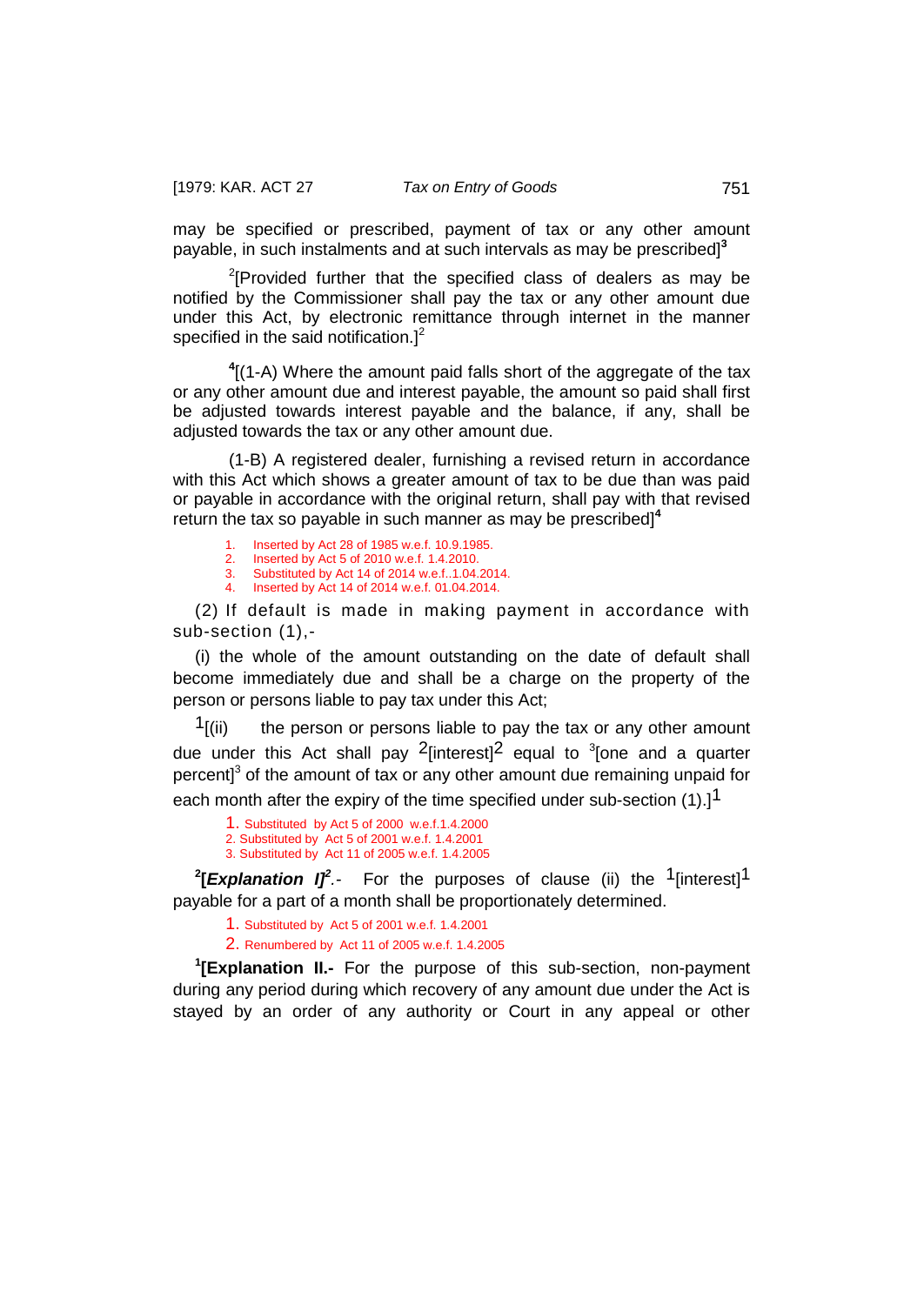may be specified or prescribed, payment of tax or any other amount payable, in such instalments and at such intervals as may be prescribed][3]

[2][Provided further that the specified class of dealers as may be notified by the Commissioner shall pay the tax or any other amount due under this Act, by electronic remittance through internet in the manner specified in the said notification.][2]

[4][(1-A) Where the amount paid falls short of the aggregate of the tax or any other amount due and interest payable, the amount so paid shall first be adjusted towards interest payable and the balance, if any, shall be adjusted towards the tax or any other amount due.

(1-B) A registered dealer, furnishing a revised return in accordance with this Act which shows a greater amount of tax to be due than was paid or payable in accordance with the original return, shall pay with that revised return the tax so payable in such manner as may be prescribed][4]

1. Inserted by Act 28 of 1985 w.e.f. 10.9.1985.
2. Inserted by Act 5 of 2010 w.e.f. 1.4.2010.
3. Substituted by Act 14 of 2014 w.e.f..1.04.2014.
4. Inserted by Act 14 of 2014 w.e.f. 01.04.2014.

(2) If default is made in making payment in accordance with sub-section (1),-

(i) the whole of the amount outstanding on the date of default shall become immediately due and shall be a charge on the property of the person or persons liable to pay tax under this Act;

[1][(ii) the person or persons liable to pay the tax or any other amount due under this Act shall pay [2][interest][2] equal to [3][one and a quarter percent][3] of the amount of tax or any other amount due remaining unpaid for each month after the expiry of the time specified under sub-section (1).][1]

1. Substituted by Act 5 of 2000 w.e.f.1.4.2000
2. Substituted by Act 5 of 2001 w.e.f. 1.4.2001
3. Substituted by Act 11 of 2005 w.e.f. 1.4.2005

[2][***Explanation I***][2].- For the purposes of clause (ii) the [1][interest][1] payable for a part of a month shall be proportionately determined.

1. Substituted by Act 5 of 2001 w.e.f. 1.4.2001
2. Renumbered by Act 11 of 2005 w.e.f. 1.4.2005

[1][**Explanation II.-** For the purpose of this sub-section, non-payment during any period during which recovery of any amount due under the Act is stayed by an order of any authority or Court in any appeal or other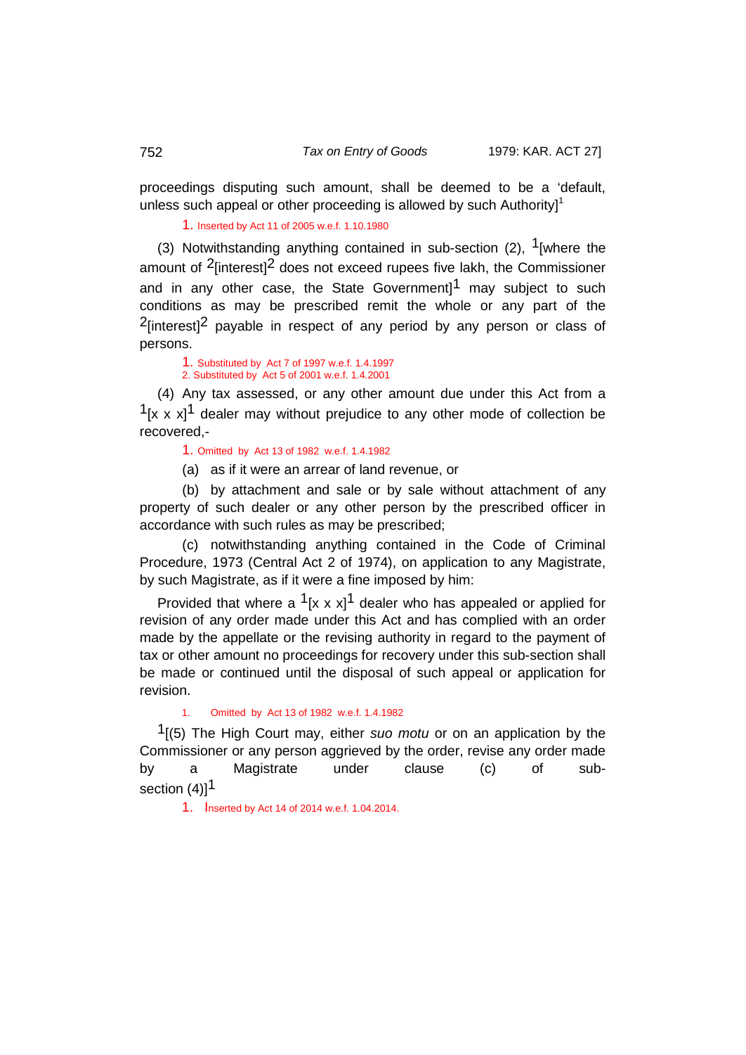proceedings disputing such amount, shall be deemed to be a 'default, unless such appeal or other proceeding is allowed by such Authority][1]

1. Inserted by Act 11 of 2005 w.e.f. 1.10.1980

(3) Notwithstanding anything contained in sub-section (2), [1][where the amount of [2][interest][2] does not exceed rupees five lakh, the Commissioner and in any other case, the State Government][1] may subject to such conditions as may be prescribed remit the whole or any part of the [2][interest][2] payable in respect of any period by any person or class of persons.

1. Substituted by Act 7 of 1997 w.e.f. 1.4.1997
2. Substituted by Act 5 of 2001 w.e.f. 1.4.2001

(4) Any tax assessed, or any other amount due under this Act from a [1][x x x][1] dealer may without prejudice to any other mode of collection be recovered,-

1. Omitted by Act 13 of 1982 w.e.f. 1.4.1982

(a) as if it were an arrear of land revenue, or

(b) by attachment and sale or by sale without attachment of any property of such dealer or any other person by the prescribed officer in accordance with such rules as may be prescribed;

(c) notwithstanding anything contained in the Code of Criminal Procedure, 1973 (Central Act 2 of 1974), on application to any Magistrate, by such Magistrate, as if it were a fine imposed by him:

Provided that where a [1][x x x][1] dealer who has appealed or applied for revision of any order made under this Act and has complied with an order made by the appellate or the revising authority in regard to the payment of tax or other amount no proceedings for recovery under this sub-section shall be made or continued until the disposal of such appeal or application for revision.

1. Omitted by Act 13 of 1982 w.e.f. 1.4.1982

[1][(5) The High Court may, either *suo motu* or on an application by the Commissioner or any person aggrieved by the order, revise any order made by a Magistrate under clause (c) of sub-section (4)][1]

1. Inserted by Act 14 of 2014 w.e.f. 1.04.2014.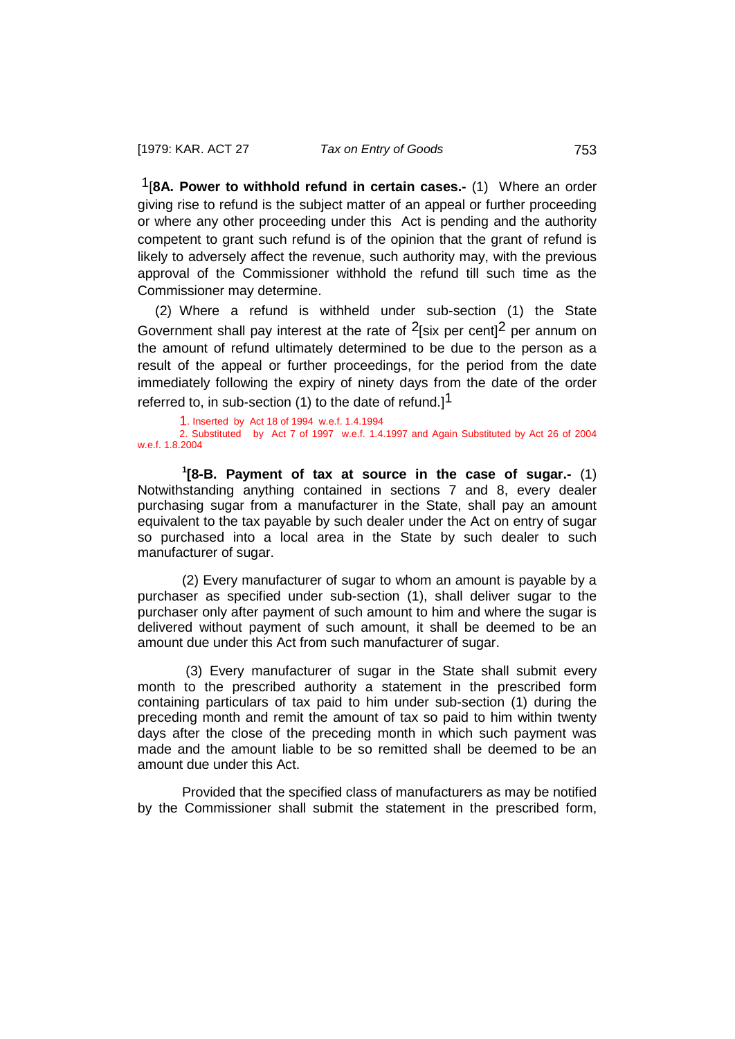[1][**8A. Power to withhold refund in certain cases.-** (1) Where an order giving rise to refund is the subject matter of an appeal or further proceeding or where any other proceeding under this Act is pending and the authority competent to grant such refund is of the opinion that the grant of refund is likely to adversely affect the revenue, such authority may, with the previous approval of the Commissioner withhold the refund till such time as the Commissioner may determine.

(2) Where a refund is withheld under sub-section (1) the State Government shall pay interest at the rate of [2][six per cent][2] per annum on the amount of refund ultimately determined to be due to the person as a result of the appeal or further proceedings, for the period from the date immediately following the expiry of ninety days from the date of the order referred to, in sub-section (1) to the date of refund.][1]

1. Inserted by Act 18 of 1994 w.e.f. 1.4.1994
2. Substituted by Act 7 of 1997 w.e.f. 1.4.1997 and Again Substituted by Act 26 of 2004 w.e.f. 1.8.2004

[1][**8-B. Payment of tax at source in the case of sugar.-** (1) Notwithstanding anything contained in sections 7 and 8, every dealer purchasing sugar from a manufacturer in the State, shall pay an amount equivalent to the tax payable by such dealer under the Act on entry of sugar so purchased into a local area in the State by such dealer to such manufacturer of sugar.

(2) Every manufacturer of sugar to whom an amount is payable by a purchaser as specified under sub-section (1), shall deliver sugar to the purchaser only after payment of such amount to him and where the sugar is delivered without payment of such amount, it shall be deemed to be an amount due under this Act from such manufacturer of sugar.

(3) Every manufacturer of sugar in the State shall submit every month to the prescribed authority a statement in the prescribed form containing particulars of tax paid to him under sub-section (1) during the preceding month and remit the amount of tax so paid to him within twenty days after the close of the preceding month in which such payment was made and the amount liable to be so remitted shall be deemed to be an amount due under this Act.

Provided that the specified class of manufacturers as may be notified by the Commissioner shall submit the statement in the prescribed form,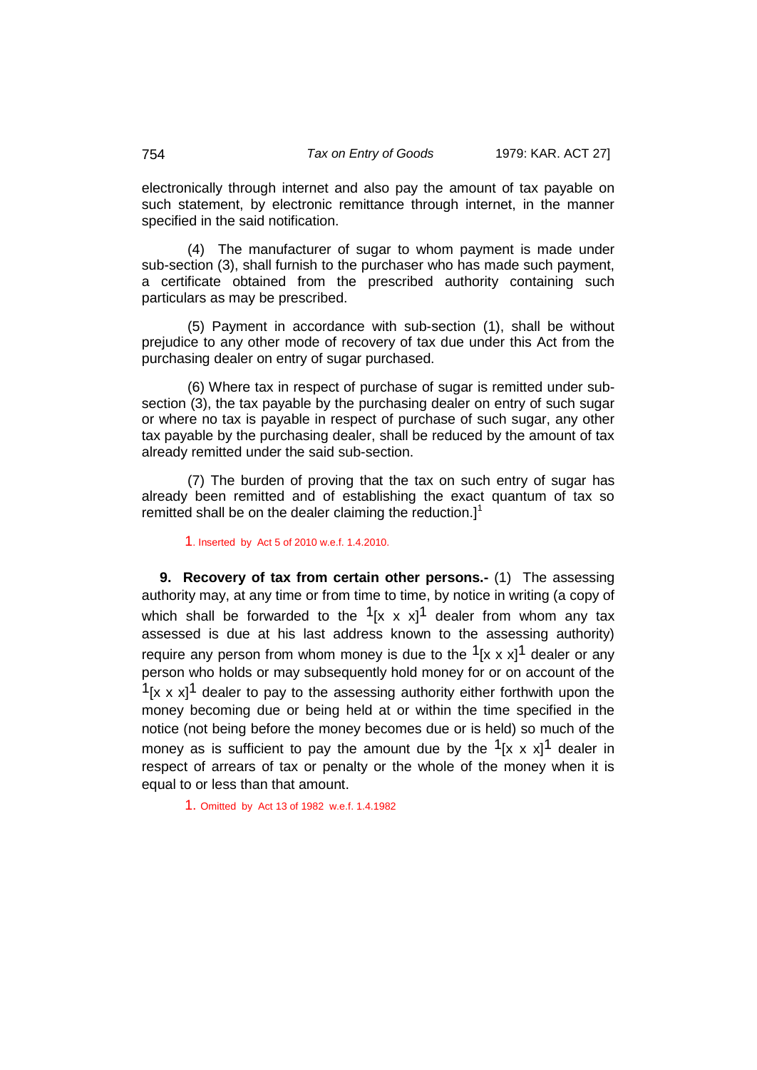electronically through internet and also pay the amount of tax payable on such statement, by electronic remittance through internet, in the manner specified in the said notification.

(4) The manufacturer of sugar to whom payment is made under sub-section (3), shall furnish to the purchaser who has made such payment, a certificate obtained from the prescribed authority containing such particulars as may be prescribed.

(5) Payment in accordance with sub-section (1), shall be without prejudice to any other mode of recovery of tax due under this Act from the purchasing dealer on entry of sugar purchased.

(6) Where tax in respect of purchase of sugar is remitted under sub-section (3), the tax payable by the purchasing dealer on entry of such sugar or where no tax is payable in respect of purchase of such sugar, any other tax payable by the purchasing dealer, shall be reduced by the amount of tax already remitted under the said sub-section.

(7) The burden of proving that the tax on such entry of sugar has already been remitted and of establishing the exact quantum of tax so remitted shall be on the dealer claiming the reduction.][1]

1. Inserted by Act 5 of 2010 w.e.f. 1.4.2010.

**9. Recovery of tax from certain other persons.-** (1) The assessing authority may, at any time or from time to time, by notice in writing (a copy of which shall be forwarded to the [1][x x x][1] dealer from whom any tax assessed is due at his last address known to the assessing authority) require any person from whom money is due to the [1][x x x][1] dealer or any person who holds or may subsequently hold money for or on account of the [1][x x x][1] dealer to pay to the assessing authority either forthwith upon the money becoming due or being held at or within the time specified in the notice (not being before the money becomes due or is held) so much of the money as is sufficient to pay the amount due by the [1][x x x][1] dealer in respect of arrears of tax or penalty or the whole of the money when it is equal to or less than that amount.

1. Omitted by Act 13 of 1982 w.e.f. 1.4.1982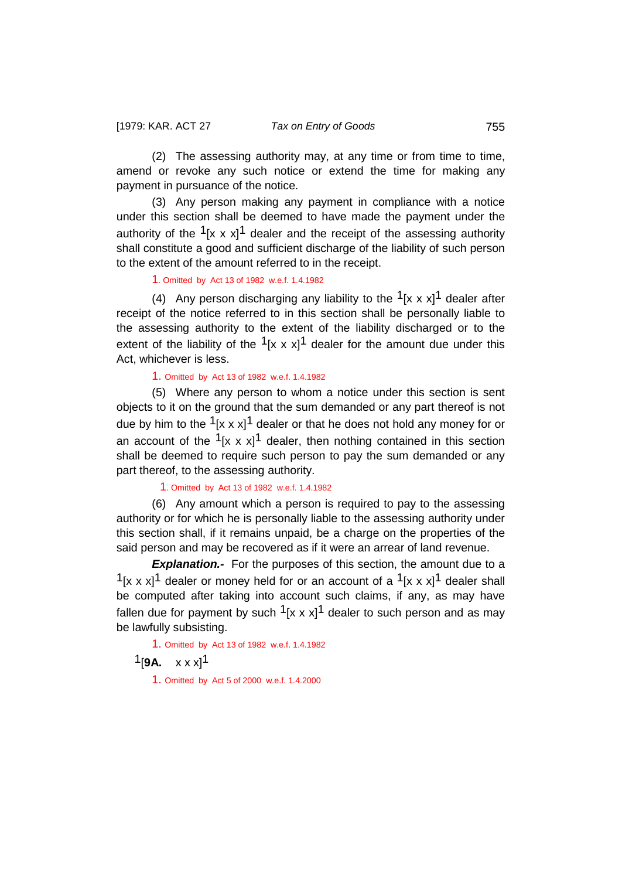(2) The assessing authority may, at any time or from time to time, amend or revoke any such notice or extend the time for making any payment in pursuance of the notice.

(3) Any person making any payment in compliance with a notice under this section shall be deemed to have made the payment under the authority of the [1][x x x][1] dealer and the receipt of the assessing authority shall constitute a good and sufficient discharge of the liability of such person to the extent of the amount referred to in the receipt.

1. Omitted by Act 13 of 1982 w.e.f. 1.4.1982

(4) Any person discharging any liability to the [1][x x x][1] dealer after receipt of the notice referred to in this section shall be personally liable to the assessing authority to the extent of the liability discharged or to the extent of the liability of the [1][x x x][1] dealer for the amount due under this Act, whichever is less.

1. Omitted by Act 13 of 1982 w.e.f. 1.4.1982

(5) Where any person to whom a notice under this section is sent objects to it on the ground that the sum demanded or any part thereof is not due by him to the [1][x x x][1] dealer or that he does not hold any money for or an account of the [1][x x x][1] dealer, then nothing contained in this section shall be deemed to require such person to pay the sum demanded or any part thereof, to the assessing authority.

1. Omitted by Act 13 of 1982 w.e.f. 1.4.1982

(6) Any amount which a person is required to pay to the assessing authority or for which he is personally liable to the assessing authority under this section shall, if it remains unpaid, be a charge on the properties of the said person and may be recovered as if it were an arrear of land revenue.

***Explanation.-*** For the purposes of this section, the amount due to a [1][x x x][1] dealer or money held for or an account of a [1][x x x][1] dealer shall be computed after taking into account such claims, if any, as may have fallen due for payment by such [1][x x x][1] dealer to such person and as may be lawfully subsisting.

1. Omitted by Act 13 of 1982 w.e.f. 1.4.1982

[1][**9A.** x x x][1]

1. Omitted by Act 5 of 2000 w.e.f. 1.4.2000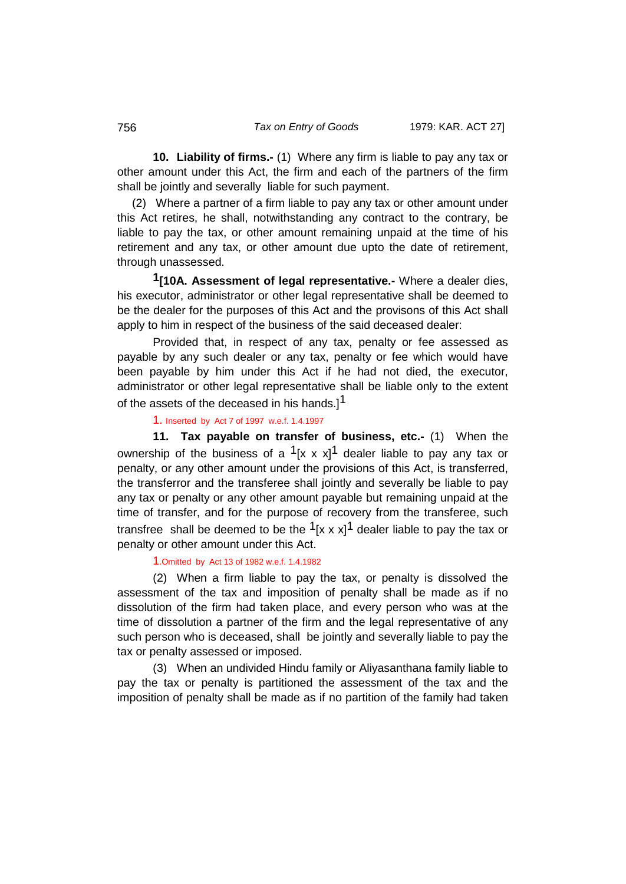**10. Liability of firms.-** (1) Where any firm is liable to pay any tax or other amount under this Act, the firm and each of the partners of the firm shall be jointly and severally liable for such payment.

(2) Where a partner of a firm liable to pay any tax or other amount under this Act retires, he shall, notwithstanding any contract to the contrary, be liable to pay the tax, or other amount remaining unpaid at the time of his retirement and any tax, or other amount due upto the date of retirement, through unassessed.

[1][**10A. Assessment of legal representative.-** Where a dealer dies, his executor, administrator or other legal representative shall be deemed to be the dealer for the purposes of this Act and the provisons of this Act shall apply to him in respect of the business of the said deceased dealer:

Provided that, in respect of any tax, penalty or fee assessed as payable by any such dealer or any tax, penalty or fee which would have been payable by him under this Act if he had not died, the executor, administrator or other legal representative shall be liable only to the extent of the assets of the deceased in his hands.][1]

1. Inserted by Act 7 of 1997 w.e.f. 1.4.1997

**11. Tax payable on transfer of business, etc.-** (1) When the ownership of the business of a [1][x x x][1] dealer liable to pay any tax or penalty, or any other amount under the provisions of this Act, is transferred, the transferror and the transferee shall jointly and severally be liable to pay any tax or penalty or any other amount payable but remaining unpaid at the time of transfer, and for the purpose of recovery from the transferee, such transfree shall be deemed to be the [1][x x x][1] dealer liable to pay the tax or penalty or other amount under this Act.

1.Omitted by Act 13 of 1982 w.e.f. 1.4.1982

(2) When a firm liable to pay the tax, or penalty is dissolved the assessment of the tax and imposition of penalty shall be made as if no dissolution of the firm had taken place, and every person who was at the time of dissolution a partner of the firm and the legal representative of any such person who is deceased, shall be jointly and severally liable to pay the tax or penalty assessed or imposed.

(3) When an undivided Hindu family or Aliyasanthana family liable to pay the tax or penalty is partitioned the assessment of the tax and the imposition of penalty shall be made as if no partition of the family had taken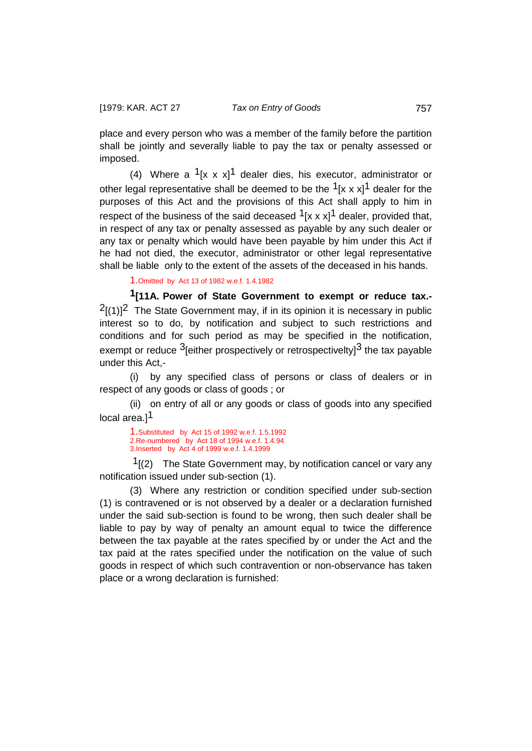place and every person who was a member of the family before the partition shall be jointly and severally liable to pay the tax or penalty assessed or imposed.

(4) Where a [1][x x x][1] dealer dies, his executor, administrator or other legal representative shall be deemed to be the [1][x x x][1] dealer for the purposes of this Act and the provisions of this Act shall apply to him in respect of the business of the said deceased [1][x x x][1] dealer, provided that, in respect of any tax or penalty assessed as payable by any such dealer or any tax or penalty which would have been payable by him under this Act if he had not died, the executor, administrator or other legal representative shall be liable only to the extent of the assets of the deceased in his hands.

1.Omitted by Act 13 of 1982 w.e.f. 1.4.1982

**[1][11A. Power of State Government to exempt or reduce tax.-** [2][(1)][2] The State Government may, if in its opinion it is necessary in public interest so to do, by notification and subject to such restrictions and conditions and for such period as may be specified in the notification, exempt or reduce [3][either prospectively or retrospectivelty][3] the tax payable under this Act,-

(i) by any specified class of persons or class of dealers or in respect of any goods or class of goods ; or

(ii) on entry of all or any goods or class of goods into any specified local area.][1]

1.Substituted by Act 15 of 1992 w.e.f. 1.5.1992
2.Re-numbered by Act 18 of 1994 w.e.f. 1.4.94
3.Inserted by Act 4 of 1999 w.e.f. 1.4.1999

[1][(2) The State Government may, by notification cancel or vary any notification issued under sub-section (1).

(3) Where any restriction or condition specified under sub-section (1) is contravened or is not observed by a dealer or a declaration furnished under the said sub-section is found to be wrong, then such dealer shall be liable to pay by way of penalty an amount equal to twice the difference between the tax payable at the rates specified by or under the Act and the tax paid at the rates specified under the notification on the value of such goods in respect of which such contravention or non-observance has taken place or a wrong declaration is furnished: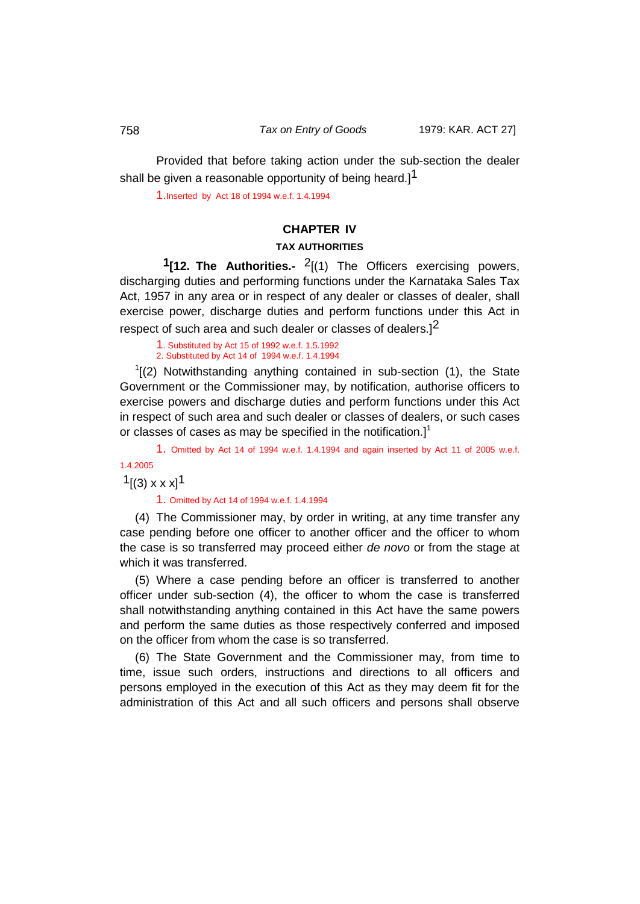Provided that before taking action under the sub-section the dealer shall be given a reasonable opportunity of being heard.][1]

1. Inserted by Act 18 of 1994 w.e.f. 1.4.1994

## CHAPTER IV

### TAX AUTHORITIES

[1][**12. The Authorities.-** [2][(1) The Officers exercising powers, discharging duties and performing functions under the Karnataka Sales Tax Act, 1957 in any area or in respect of any dealer or classes of dealer, shall exercise power, discharge duties and perform functions under this Act in respect of such area and such dealer or classes of dealers.][2]

1. Substituted by Act 15 of 1992 w.e.f. 1.5.1992
2. Substituted by Act 14 of 1994 w.e.f. 1.4.1994

[1][(2) Notwithstanding anything contained in sub-section (1), the State Government or the Commissioner may, by notification, authorise officers to exercise powers and discharge duties and perform functions under this Act in respect of such area and such dealer or classes of dealers, or such cases or classes of cases as may be specified in the notification.][1]

1. Omitted by Act 14 of 1994 w.e.f. 1.4.1994 and again inserted by Act 11 of 2005 w.e.f. 1.4.2005

[1][(3) x x x][1]

1. Omitted by Act 14 of 1994 w.e.f. 1.4.1994

(4) The Commissioner may, by order in writing, at any time transfer any case pending before one officer to another officer and the officer to whom the case is so transferred may proceed either *de novo* or from the stage at which it was transferred.

(5) Where a case pending before an officer is transferred to another officer under sub-section (4), the officer to whom the case is transferred shall notwithstanding anything contained in this Act have the same powers and perform the same duties as those respectively conferred and imposed on the officer from whom the case is so transferred.

(6) The State Government and the Commissioner may, from time to time, issue such orders, instructions and directions to all officers and persons employed in the execution of this Act as they may deem fit for the administration of this Act and all such officers and persons shall observe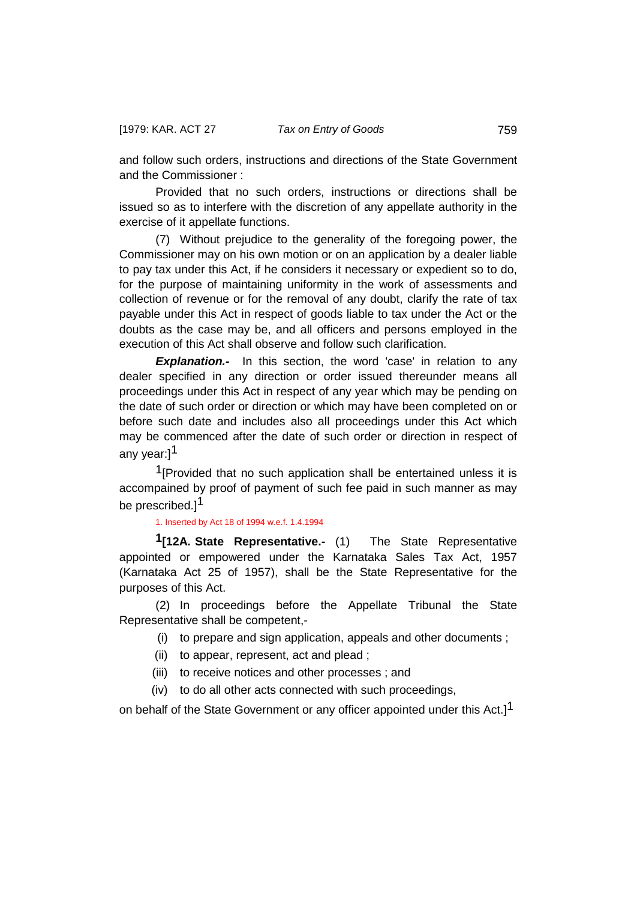and follow such orders, instructions and directions of the State Government and the Commissioner :

Provided that no such orders, instructions or directions shall be issued so as to interfere with the discretion of any appellate authority in the exercise of it appellate functions.

(7) Without prejudice to the generality of the foregoing power, the Commissioner may on his own motion or on an application by a dealer liable to pay tax under this Act, if he considers it necessary or expedient so to do, for the purpose of maintaining uniformity in the work of assessments and collection of revenue or for the removal of any doubt, clarify the rate of tax payable under this Act in respect of goods liable to tax under the Act or the doubts as the case may be, and all officers and persons employed in the execution of this Act shall observe and follow such clarification.

***Explanation.-*** In this section, the word 'case' in relation to any dealer specified in any direction or order issued thereunder means all proceedings under this Act in respect of any year which may be pending on the date of such order or direction or which may have been completed on or before such date and includes also all proceedings under this Act which may be commenced after the date of such order or direction in respect of any year:][1]

[1][Provided that no such application shall be entertained unless it is accompanied by proof of payment of such fee paid in such manner as may be prescribed.][1]

1. Inserted by Act 18 of 1994 w.e.f. 1.4.1994

**[1][12A. State Representative.-** (1) The State Representative appointed or empowered under the Karnataka Sales Tax Act, 1957 (Karnataka Act 25 of 1957), shall be the State Representative for the purposes of this Act.

(2) In proceedings before the Appellate Tribunal the State Representative shall be competent,-

(i) to prepare and sign application, appeals and other documents ;

(ii) to appear, represent, act and plead ;

(iii) to receive notices and other processes ; and

(iv) to do all other acts connected with such proceedings,

on behalf of the State Government or any officer appointed under this Act.][1]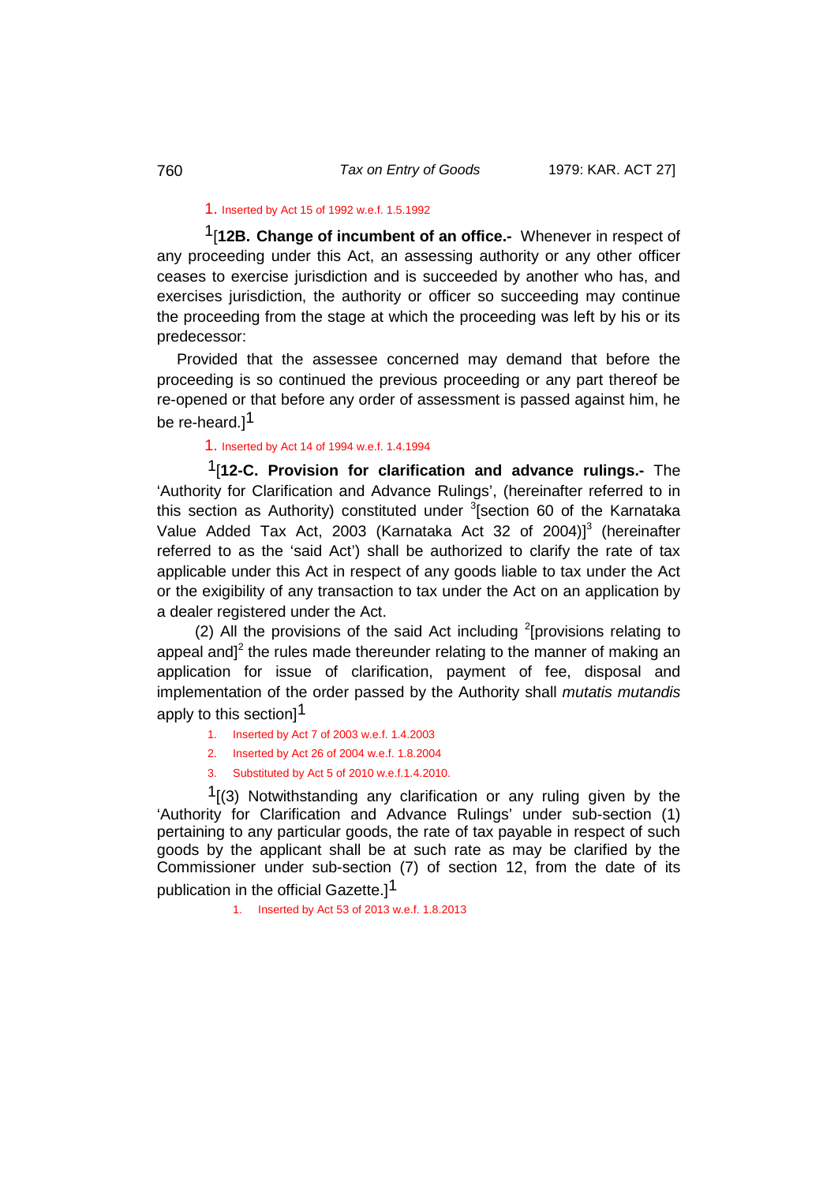1. Inserted by Act 15 of 1992 w.e.f. 1.5.1992

[1][**12B. Change of incumbent of an office.-** Whenever in respect of any proceeding under this Act, an assessing authority or any other officer ceases to exercise jurisdiction and is succeeded by another who has, and exercises jurisdiction, the authority or officer so succeeding may continue the proceeding from the stage at which the proceeding was left by his or its predecessor:

Provided that the assessee concerned may demand that before the proceeding is so continued the previous proceeding or any part thereof be re-opened or that before any order of assessment is passed against him, he be re-heard.][1]

1. Inserted by Act 14 of 1994 w.e.f. 1.4.1994

[1][**12-C. Provision for clarification and advance rulings.-** The 'Authority for Clarification and Advance Rulings', (hereinafter referred to in this section as Authority) constituted under [3][section 60 of the Karnataka Value Added Tax Act, 2003 (Karnataka Act 32 of 2004)][3] (hereinafter referred to as the 'said Act') shall be authorized to clarify the rate of tax applicable under this Act in respect of any goods liable to tax under the Act or the exigibility of any transaction to tax under the Act on an application by a dealer registered under the Act.

(2) All the provisions of the said Act including [2][provisions relating to appeal and][2] the rules made thereunder relating to the manner of making an application for issue of clarification, payment of fee, disposal and implementation of the order passed by the Authority shall *mutatis mutandis* apply to this section][1]

1. Inserted by Act 7 of 2003 w.e.f. 1.4.2003
2. Inserted by Act 26 of 2004 w.e.f. 1.8.2004
3. Substituted by Act 5 of 2010 w.e.f.1.4.2010.

[1][(3) Notwithstanding any clarification or any ruling given by the 'Authority for Clarification and Advance Rulings' under sub-section (1) pertaining to any particular goods, the rate of tax payable in respect of such goods by the applicant shall be at such rate as may be clarified by the Commissioner under sub-section (7) of section 12, from the date of its publication in the official Gazette.][1]

1. Inserted by Act 53 of 2013 w.e.f. 1.8.2013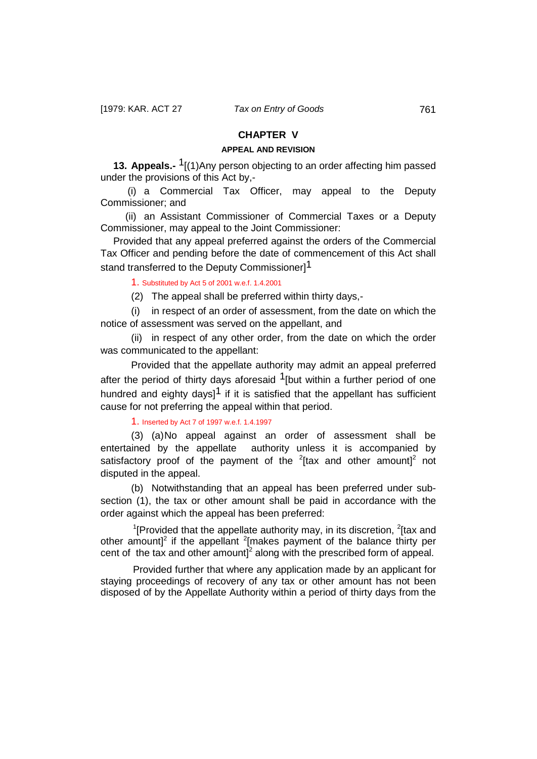## CHAPTER V

### APPEAL AND REVISION

**13. Appeals.-** [1][(1)Any person objecting to an order affecting him passed under the provisions of this Act by,-

(i) a Commercial Tax Officer, may appeal to the Deputy Commissioner; and

(ii) an Assistant Commissioner of Commercial Taxes or a Deputy Commissioner, may appeal to the Joint Commissioner:

Provided that any appeal preferred against the orders of the Commercial Tax Officer and pending before the date of commencement of this Act shall stand transferred to the Deputy Commissioner][1]

1. Substituted by Act 5 of 2001 w.e.f. 1.4.2001

(2) The appeal shall be preferred within thirty days,-

(i) in respect of an order of assessment, from the date on which the notice of assessment was served on the appellant, and

(ii) in respect of any other order, from the date on which the order was communicated to the appellant:

Provided that the appellate authority may admit an appeal preferred after the period of thirty days aforesaid [1][but within a further period of one hundred and eighty days][1] if it is satisfied that the appellant has sufficient cause for not preferring the appeal within that period.

1. Inserted by Act 7 of 1997 w.e.f. 1.4.1997

(3) (a) No appeal against an order of assessment shall be entertained by the appellate authority unless it is accompanied by satisfactory proof of the payment of the [2][tax and other amount][2] not disputed in the appeal.

(b) Notwithstanding that an appeal has been preferred under sub-section (1), the tax or other amount shall be paid in accordance with the order against which the appeal has been preferred:

[1][Provided that the appellate authority may, in its discretion, [2][tax and other amount][2] if the appellant [2][makes payment of the balance thirty per cent of the tax and other amount][2] along with the prescribed form of appeal.

Provided further that where any application made by an applicant for staying proceedings of recovery of any tax or other amount has not been disposed of by the Appellate Authority within a period of thirty days from the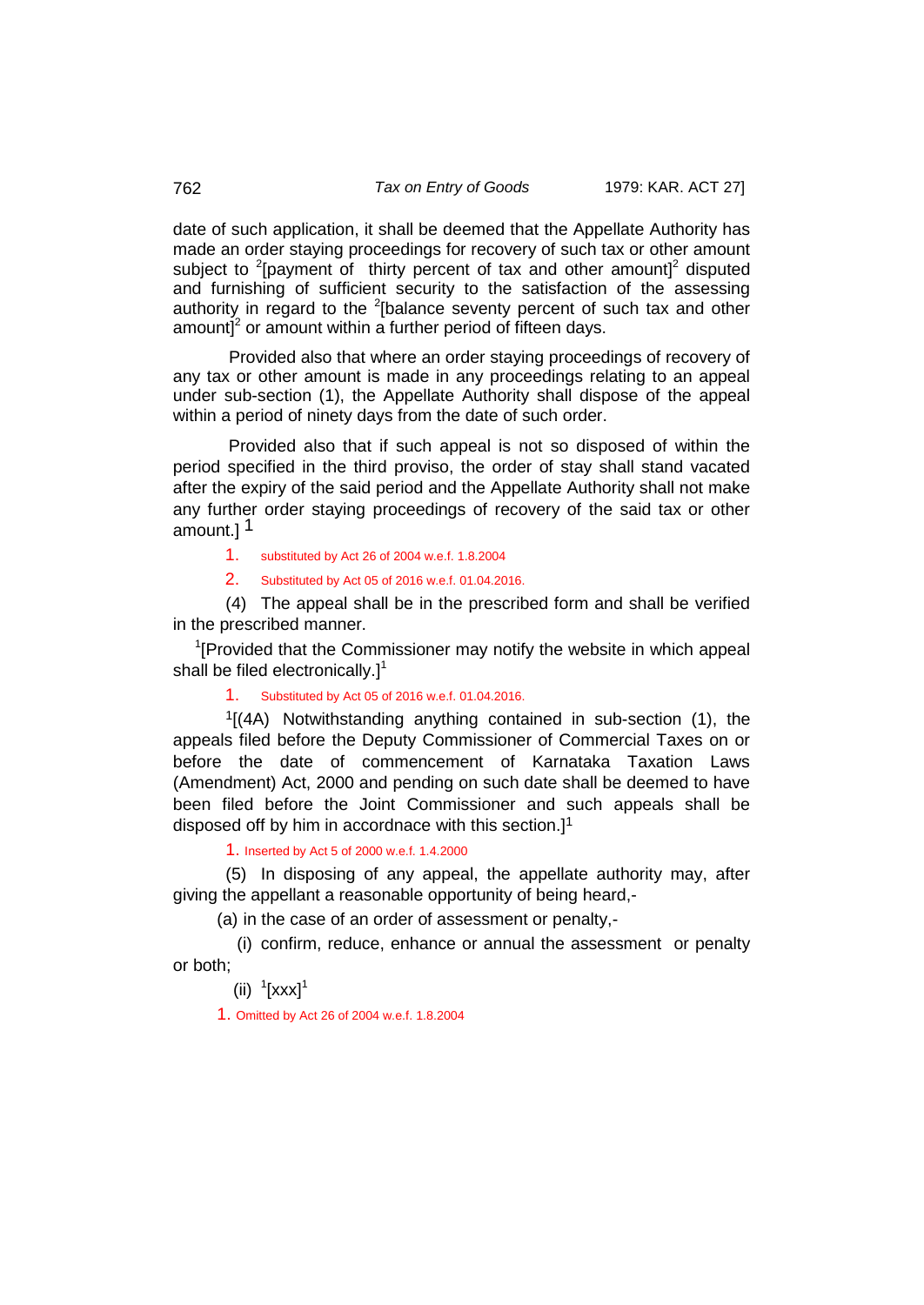date of such application, it shall be deemed that the Appellate Authority has made an order staying proceedings for recovery of such tax or other amount subject to [2][payment of thirty percent of tax and other amount][2] disputed and furnishing of sufficient security to the satisfaction of the assessing authority in regard to the [2][balance seventy percent of such tax and other amount][2] or amount within a further period of fifteen days.

Provided also that where an order staying proceedings of recovery of any tax or other amount is made in any proceedings relating to an appeal under sub-section (1), the Appellate Authority shall dispose of the appeal within a period of ninety days from the date of such order.

Provided also that if such appeal is not so disposed of within the period specified in the third proviso, the order of stay shall stand vacated after the expiry of the said period and the Appellate Authority shall not make any further order staying proceedings of recovery of the said tax or other amount.] [1]

1. substituted by Act 26 of 2004 w.e.f. 1.8.2004
2. Substituted by Act 05 of 2016 w.e.f. 01.04.2016.

(4) The appeal shall be in the prescribed form and shall be verified in the prescribed manner.

[1][Provided that the Commissioner may notify the website in which appeal shall be filed electronically.][1]

1. Substituted by Act 05 of 2016 w.e.f. 01.04.2016.

[1][(4A) Notwithstanding anything contained in sub-section (1), the appeals filed before the Deputy Commissioner of Commercial Taxes on or before the date of commencement of Karnataka Taxation Laws (Amendment) Act, 2000 and pending on such date shall be deemed to have been filed before the Joint Commissioner and such appeals shall be disposed off by him in accordnace with this section.][1]

1. Inserted by Act 5 of 2000 w.e.f. 1.4.2000

(5) In disposing of any appeal, the appellate authority may, after giving the appellant a reasonable opportunity of being heard,-

(a) in the case of an order of assessment or penalty,-

(i) confirm, reduce, enhance or annual the assessment or penalty or both;

(ii) [1][xxx][1]

1. Omitted by Act 26 of 2004 w.e.f. 1.8.2004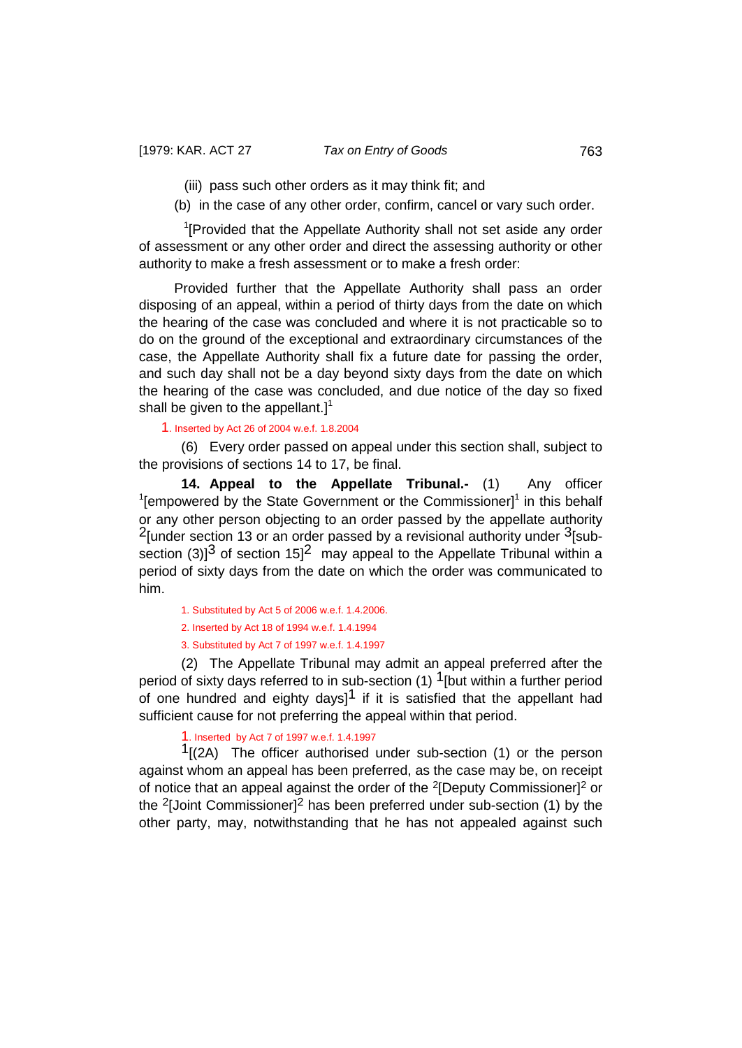(iii) pass such other orders as it may think fit; and

(b) in the case of any other order, confirm, cancel or vary such order.

[1][Provided that the Appellate Authority shall not set aside any order of assessment or any other order and direct the assessing authority or other authority to make a fresh assessment or to make a fresh order:

Provided further that the Appellate Authority shall pass an order disposing of an appeal, within a period of thirty days from the date on which the hearing of the case was concluded and where it is not practicable so to do on the ground of the exceptional and extraordinary circumstances of the case, the Appellate Authority shall fix a future date for passing the order, and such day shall not be a day beyond sixty days from the date on which the hearing of the case was concluded, and due notice of the day so fixed shall be given to the appellant.][1]

1. Inserted by Act 26 of 2004 w.e.f. 1.8.2004

(6) Every order passed on appeal under this section shall, subject to the provisions of sections 14 to 17, be final.

**14. Appeal to the Appellate Tribunal.-** (1) Any officer [1][empowered by the State Government or the Commissioner][1] in this behalf or any other person objecting to an order passed by the appellate authority [2][under section 13 or an order passed by a revisional authority under [3][sub-section (3)][3] of section 15][2] may appeal to the Appellate Tribunal within a period of sixty days from the date on which the order was communicated to him.

1. Substituted by Act 5 of 2006 w.e.f. 1.4.2006.

2. Inserted by Act 18 of 1994 w.e.f. 1.4.1994

3. Substituted by Act 7 of 1997 w.e.f. 1.4.1997

(2) The Appellate Tribunal may admit an appeal preferred after the period of sixty days referred to in sub-section (1) [1][but within a further period of one hundred and eighty days][1] if it is satisfied that the appellant had sufficient cause for not preferring the appeal within that period.

1. Inserted by Act 7 of 1997 w.e.f. 1.4.1997

[1][(2A) The officer authorised under sub-section (1) or the person against whom an appeal has been preferred, as the case may be, on receipt of notice that an appeal against the order of the [2][Deputy Commissioner][2] or the [2][Joint Commissioner][2] has been preferred under sub-section (1) by the other party, may, notwithstanding that he has not appealed against such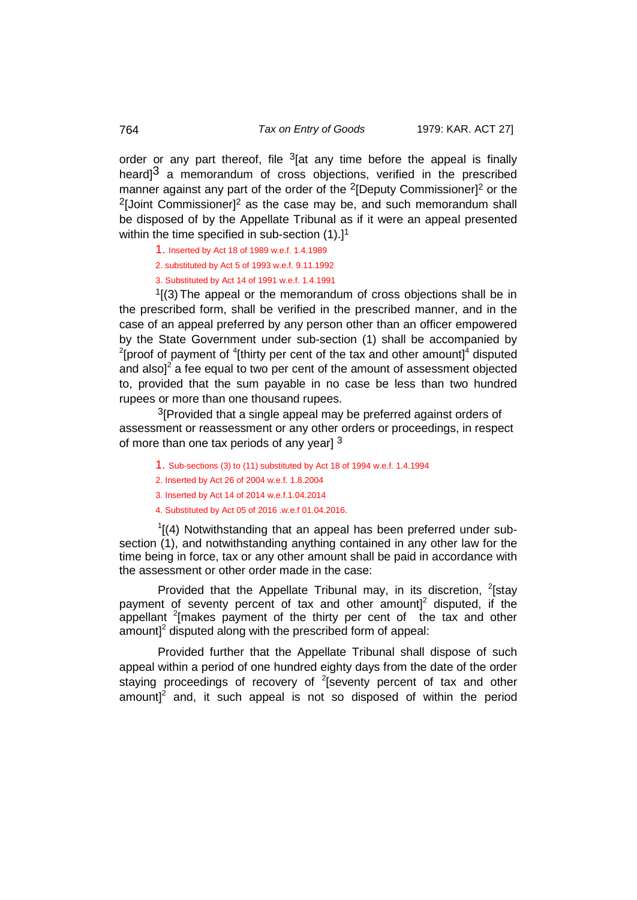order or any part thereof, file [3][at any time before the appeal is finally heard][3] a memorandum of cross objections, verified in the prescribed manner against any part of the order of the [2][Deputy Commissioner][2] or the [2][Joint Commissioner][2] as the case may be, and such memorandum shall be disposed of by the Appellate Tribunal as if it were an appeal presented within the time specified in sub-section (1).][1]

1. Inserted by Act 18 of 1989 w.e.f. 1.4.1989
2. substituted by Act 5 of 1993 w.e.f. 9.11.1992
3. Substituted by Act 14 of 1991 w.e.f. 1.4.1991

[1][(3) The appeal or the memorandum of cross objections shall be in the prescribed form, shall be verified in the prescribed manner, and in the case of an appeal preferred by any person other than an officer empowered by the State Government under sub-section (1) shall be accompanied by [2][proof of payment of [4][thirty per cent of the tax and other amount][4] disputed and also][2] a fee equal to two per cent of the amount of assessment objected to, provided that the sum payable in no case be less than two hundred rupees or more than one thousand rupees.

[3][Provided that a single appeal may be preferred against orders of assessment or reassessment or any other orders or proceedings, in respect of more than one tax periods of any year] [3]

1. Sub-sections (3) to (11) substituted by Act 18 of 1994 w.e.f. 1.4.1994
2. Inserted by Act 26 of 2004 w.e.f. 1.8.2004
3. Inserted by Act 14 of 2014 w.e.f.1.04.2014
4. Substituted by Act 05 of 2016 .w.e.f 01.04.2016.

[1][(4) Notwithstanding that an appeal has been preferred under sub-section (1), and notwithstanding anything contained in any other law for the time being in force, tax or any other amount shall be paid in accordance with the assessment or other order made in the case:

Provided that the Appellate Tribunal may, in its discretion, [2][stay payment of seventy percent of tax and other amount][2] disputed, if the appellant [2][makes payment of the thirty per cent of the tax and other amount][2] disputed along with the prescribed form of appeal:

Provided further that the Appellate Tribunal shall dispose of such appeal within a period of one hundred eighty days from the date of the order staying proceedings of recovery of [2][seventy percent of tax and other amount][2] and, it such appeal is not so disposed of within the period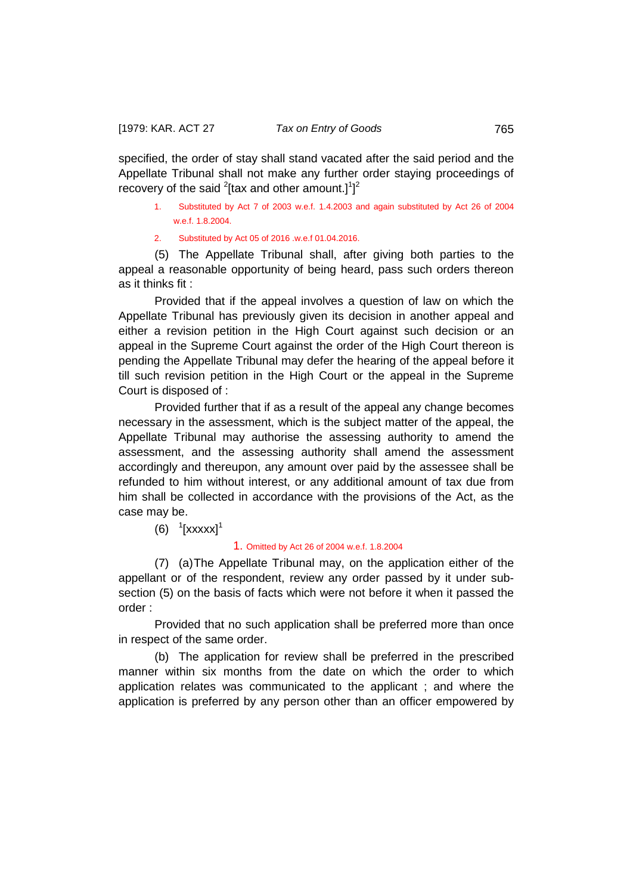specified, the order of stay shall stand vacated after the said period and the Appellate Tribunal shall not make any further order staying proceedings of recovery of the said [2][tax and other amount.][1]][2]

1. Substituted by Act 7 of 2003 w.e.f. 1.4.2003 and again substituted by Act 26 of 2004 w.e.f. 1.8.2004.

2. Substituted by Act 05 of 2016 .w.e.f 01.04.2016.

(5) The Appellate Tribunal shall, after giving both parties to the appeal a reasonable opportunity of being heard, pass such orders thereon as it thinks fit :

Provided that if the appeal involves a question of law on which the Appellate Tribunal has previously given its decision in another appeal and either a revision petition in the High Court against such decision or an appeal in the Supreme Court against the order of the High Court thereon is pending the Appellate Tribunal may defer the hearing of the appeal before it till such revision petition in the High Court or the appeal in the Supreme Court is disposed of :

Provided further that if as a result of the appeal any change becomes necessary in the assessment, which is the subject matter of the appeal, the Appellate Tribunal may authorise the assessing authority to amend the assessment, and the assessing authority shall amend the assessment accordingly and thereupon, any amount over paid by the assessee shall be refunded to him without interest, or any additional amount of tax due from him shall be collected in accordance with the provisions of the Act, as the case may be.

(6) [1][xxxxx][1]

1. Omitted by Act 26 of 2004 w.e.f. 1.8.2004

(7) (a) The Appellate Tribunal may, on the application either of the appellant or of the respondent, review any order passed by it under sub-section (5) on the basis of facts which were not before it when it passed the order :

Provided that no such application shall be preferred more than once in respect of the same order.

(b) The application for review shall be preferred in the prescribed manner within six months from the date on which the order to which application relates was communicated to the applicant ; and where the application is preferred by any person other than an officer empowered by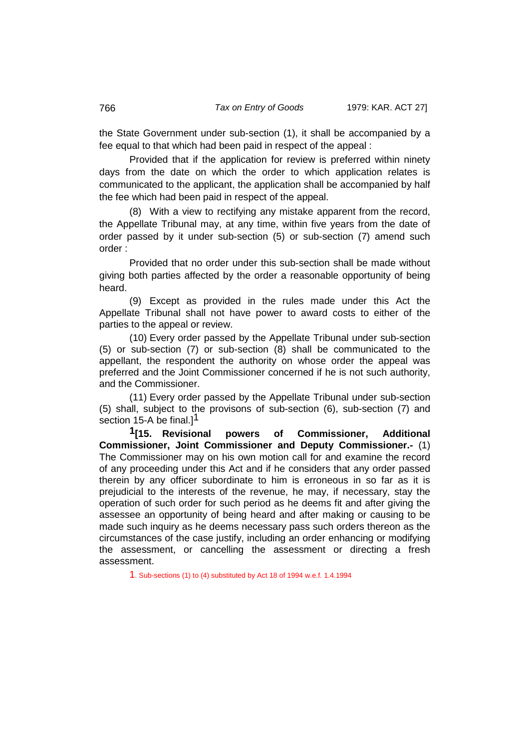the State Government under sub-section (1), it shall be accompanied by a fee equal to that which had been paid in respect of the appeal :

Provided that if the application for review is preferred within ninety days from the date on which the order to which application relates is communicated to the applicant, the application shall be accompanied by half the fee which had been paid in respect of the appeal.

(8) With a view to rectifying any mistake apparent from the record, the Appellate Tribunal may, at any time, within five years from the date of order passed by it under sub-section (5) or sub-section (7) amend such order :

Provided that no order under this sub-section shall be made without giving both parties affected by the order a reasonable opportunity of being heard.

(9) Except as provided in the rules made under this Act the Appellate Tribunal shall not have power to award costs to either of the parties to the appeal or review.

(10) Every order passed by the Appellate Tribunal under sub-section (5) or sub-section (7) or sub-section (8) shall be communicated to the appellant, the respondent the authority on whose order the appeal was preferred and the Joint Commissioner concerned if he is not such authority, and the Commissioner.

(11) Every order passed by the Appellate Tribunal under sub-section (5) shall, subject to the provisons of sub-section (6), sub-section (7) and section 15-A be final.][1]

[1][**15. Revisional powers of Commissioner, Additional Commissioner, Joint Commissioner and Deputy Commissioner.-** (1) The Commissioner may on his own motion call for and examine the record of any proceeding under this Act and if he considers that any order passed therein by any officer subordinate to him is erroneous in so far as it is prejudicial to the interests of the revenue, he may, if necessary, stay the operation of such order for such period as he deems fit and after giving the assessee an opportunity of being heard and after making or causing to be made such inquiry as he deems necessary pass such orders thereon as the circumstances of the case justify, including an order enhancing or modifying the assessment, or cancelling the assessment or directing a fresh assessment.

1. Sub-sections (1) to (4) substituted by Act 18 of 1994 w.e.f. 1.4.1994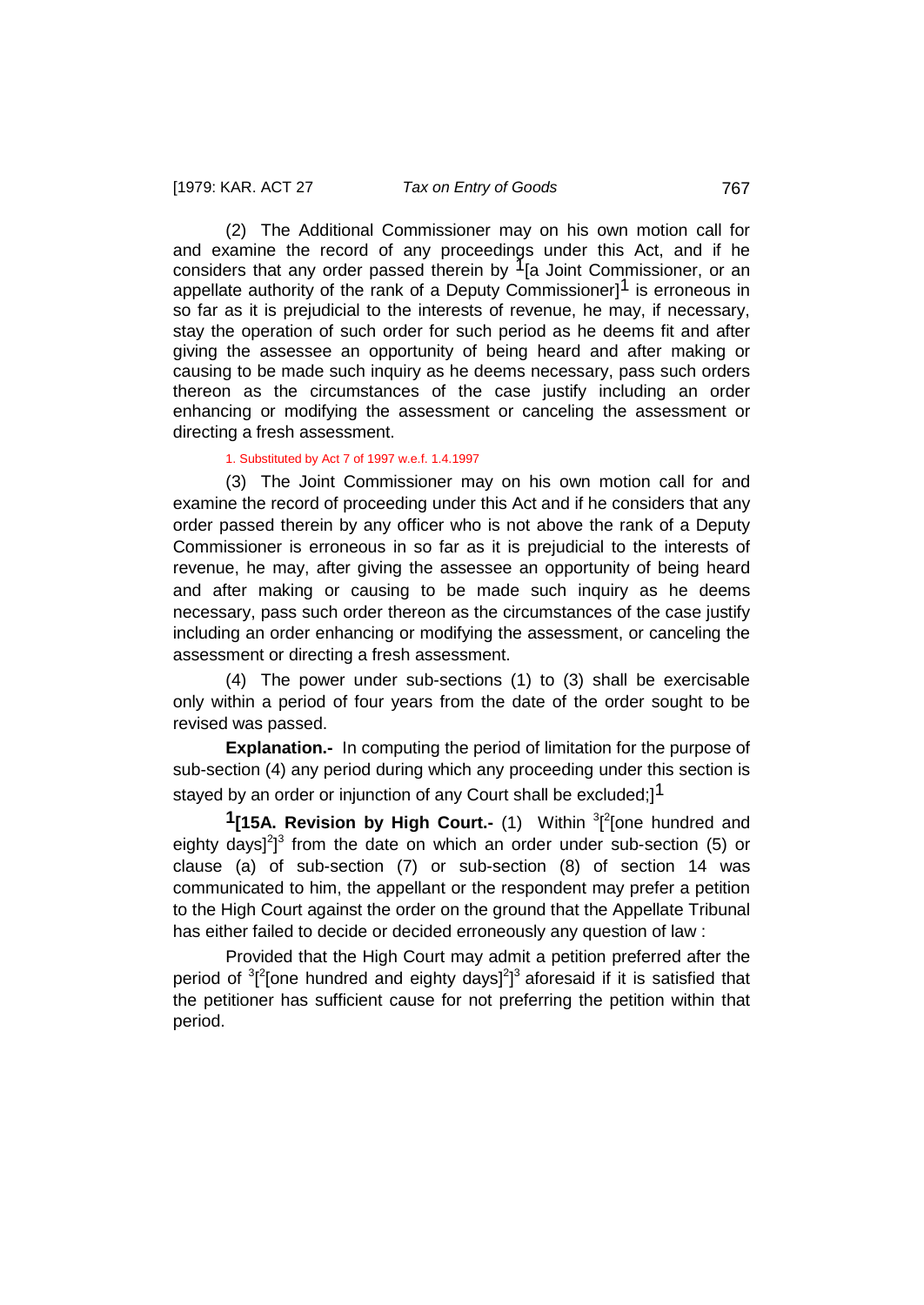(2) The Additional Commissioner may on his own motion call for and examine the record of any proceedings under this Act, and if he considers that any order passed therein by [1][a Joint Commissioner, or an appellate authority of the rank of a Deputy Commissioner][1] is erroneous in so far as it is prejudicial to the interests of revenue, he may, if necessary, stay the operation of such order for such period as he deems fit and after giving the assessee an opportunity of being heard and after making or causing to be made such inquiry as he deems necessary, pass such orders thereon as the circumstances of the case justify including an order enhancing or modifying the assessment or canceling the assessment or directing a fresh assessment.

1. Substituted by Act 7 of 1997 w.e.f. 1.4.1997

(3) The Joint Commissioner may on his own motion call for and examine the record of proceeding under this Act and if he considers that any order passed therein by any officer who is not above the rank of a Deputy Commissioner is erroneous in so far as it is prejudicial to the interests of revenue, he may, after giving the assessee an opportunity of being heard and after making or causing to be made such inquiry as he deems necessary, pass such order thereon as the circumstances of the case justify including an order enhancing or modifying the assessment, or canceling the assessment or directing a fresh assessment.

(4) The power under sub-sections (1) to (3) shall be exercisable only within a period of four years from the date of the order sought to be revised was passed.

**Explanation.-** In computing the period of limitation for the purpose of sub-section (4) any period during which any proceeding under this section is stayed by an order or injunction of any Court shall be excluded;][1]

**[1][15A. Revision by High Court.-** (1) Within [3][[2][one hundred and eighty days][2]][3] from the date on which an order under sub-section (5) or clause (a) of sub-section (7) or sub-section (8) of section 14 was communicated to him, the appellant or the respondent may prefer a petition to the High Court against the order on the ground that the Appellate Tribunal has either failed to decide or decided erroneously any question of law :

Provided that the High Court may admit a petition preferred after the period of [3][[2][one hundred and eighty days][2]][3] aforesaid if it is satisfied that the petitioner has sufficient cause for not preferring the petition within that period.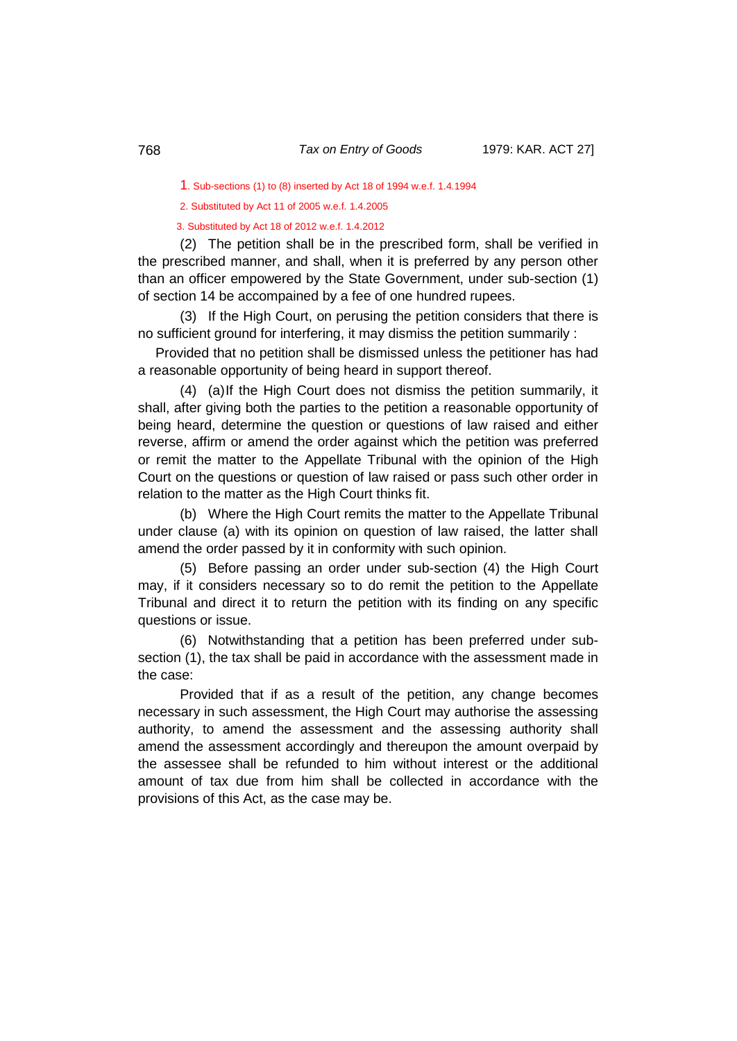1. Sub-sections (1) to (8) inserted by Act 18 of 1994 w.e.f. 1.4.1994

2. Substituted by Act 11 of 2005 w.e.f. 1.4.2005

3. Substituted by Act 18 of 2012 w.e.f. 1.4.2012

(2) The petition shall be in the prescribed form, shall be verified in the prescribed manner, and shall, when it is preferred by any person other than an officer empowered by the State Government, under sub-section (1) of section 14 be accompanied by a fee of one hundred rupees.

(3) If the High Court, on perusing the petition considers that there is no sufficient ground for interfering, it may dismiss the petition summarily :

Provided that no petition shall be dismissed unless the petitioner has had a reasonable opportunity of being heard in support thereof.

(4) (a) If the High Court does not dismiss the petition summarily, it shall, after giving both the parties to the petition a reasonable opportunity of being heard, determine the question or questions of law raised and either reverse, affirm or amend the order against which the petition was preferred or remit the matter to the Appellate Tribunal with the opinion of the High Court on the questions or question of law raised or pass such other order in relation to the matter as the High Court thinks fit.

(b) Where the High Court remits the matter to the Appellate Tribunal under clause (a) with its opinion on question of law raised, the latter shall amend the order passed by it in conformity with such opinion.

(5) Before passing an order under sub-section (4) the High Court may, if it considers necessary so to do remit the petition to the Appellate Tribunal and direct it to return the petition with its finding on any specific questions or issue.

(6) Notwithstanding that a petition has been preferred under sub-section (1), the tax shall be paid in accordance with the assessment made in the case:

Provided that if as a result of the petition, any change becomes necessary in such assessment, the High Court may authorise the assessing authority, to amend the assessment and the assessing authority shall amend the assessment accordingly and thereupon the amount overpaid by the assessee shall be refunded to him without interest or the additional amount of tax due from him shall be collected in accordance with the provisions of this Act, as the case may be.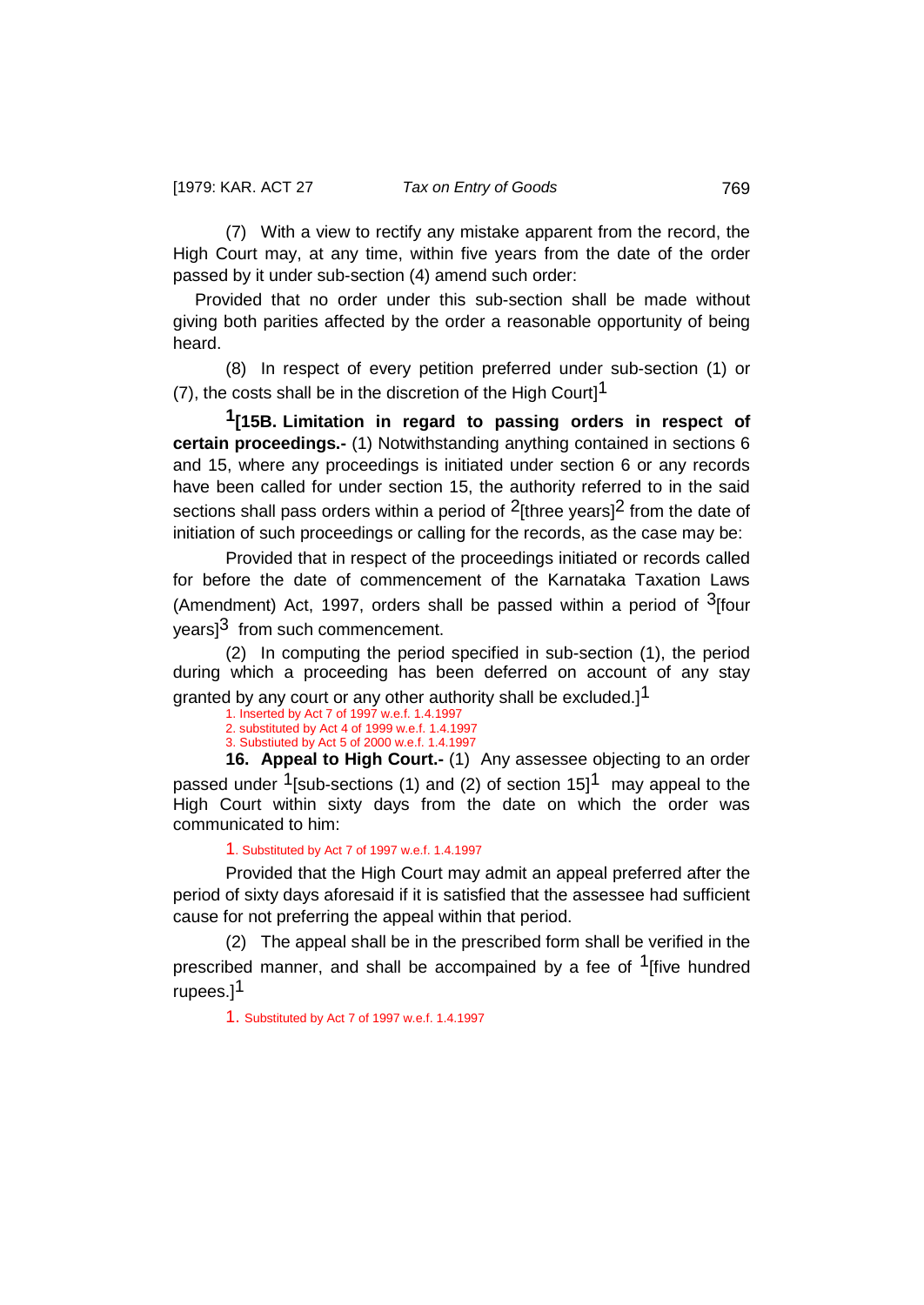(7) With a view to rectify any mistake apparent from the record, the High Court may, at any time, within five years from the date of the order passed by it under sub-section (4) amend such order:

Provided that no order under this sub-section shall be made without giving both parities affected by the order a reasonable opportunity of being heard.

(8) In respect of every petition preferred under sub-section (1) or (7), the costs shall be in the discretion of the High Court][1]

[1][**15B. Limitation in regard to passing orders in respect of certain proceedings.-** (1) Notwithstanding anything contained in sections 6 and 15, where any proceedings is initiated under section 6 or any records have been called for under section 15, the authority referred to in the said sections shall pass orders within a period of [2][three years][2] from the date of initiation of such proceedings or calling for the records, as the case may be:

Provided that in respect of the proceedings initiated or records called for before the date of commencement of the Karnataka Taxation Laws (Amendment) Act, 1997, orders shall be passed within a period of [3][four years][3] from such commencement.

(2) In computing the period specified in sub-section (1), the period during which a proceeding has been deferred on account of any stay granted by any court or any other authority shall be excluded.][1]

1. Inserted by Act 7 of 1997 w.e.f. 1.4.1997
2. substituted by Act 4 of 1999 w.e.f. 1.4.1997
3. Substiuted by Act 5 of 2000 w.e.f. 1.4.1997

**16. Appeal to High Court.-** (1) Any assessee objecting to an order passed under [1][sub-sections (1) and (2) of section 15][1] may appeal to the High Court within sixty days from the date on which the order was communicated to him:

1. Substituted by Act 7 of 1997 w.e.f. 1.4.1997

Provided that the High Court may admit an appeal preferred after the period of sixty days aforesaid if it is satisfied that the assessee had sufficient cause for not preferring the appeal within that period.

(2) The appeal shall be in the prescribed form shall be verified in the prescribed manner, and shall be accompanied by a fee of [1][five hundred rupees.][1]

1. Substituted by Act 7 of 1997 w.e.f. 1.4.1997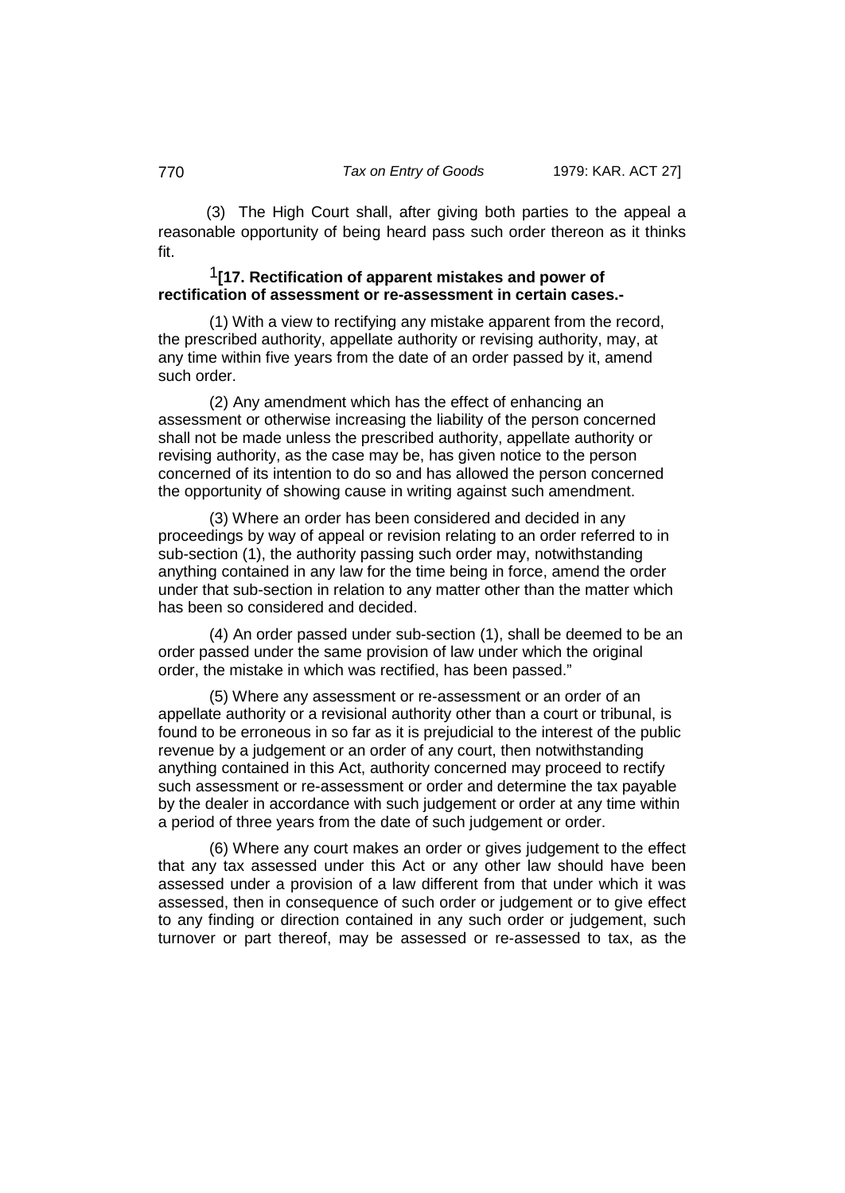(3) The High Court shall, after giving both parties to the appeal a reasonable opportunity of being heard pass such order thereon as it thinks fit.

[1][17. Rectification of apparent mistakes and power of rectification of assessment or re-assessment in certain cases.-**

(1) With a view to rectifying any mistake apparent from the record, the prescribed authority, appellate authority or revising authority, may, at any time within five years from the date of an order passed by it, amend such order.

(2) Any amendment which has the effect of enhancing an assessment or otherwise increasing the liability of the person concerned shall not be made unless the prescribed authority, appellate authority or revising authority, as the case may be, has given notice to the person concerned of its intention to do so and has allowed the person concerned the opportunity of showing cause in writing against such amendment.

(3) Where an order has been considered and decided in any proceedings by way of appeal or revision relating to an order referred to in sub-section (1), the authority passing such order may, notwithstanding anything contained in any law for the time being in force, amend the order under that sub-section in relation to any matter other than the matter which has been so considered and decided.

(4) An order passed under sub-section (1), shall be deemed to be an order passed under the same provision of law under which the original order, the mistake in which was rectified, has been passed."

(5) Where any assessment or re-assessment or an order of an appellate authority or a revisional authority other than a court or tribunal, is found to be erroneous in so far as it is prejudicial to the interest of the public revenue by a judgement or an order of any court, then notwithstanding anything contained in this Act, authority concerned may proceed to rectify such assessment or re-assessment or order and determine the tax payable by the dealer in accordance with such judgement or order at any time within a period of three years from the date of such judgement or order.

(6) Where any court makes an order or gives judgement to the effect that any tax assessed under this Act or any other law should have been assessed under a provision of a law different from that under which it was assessed, then in consequence of such order or judgement or to give effect to any finding or direction contained in any such order or judgement, such turnover or part thereof, may be assessed or re-assessed to tax, as the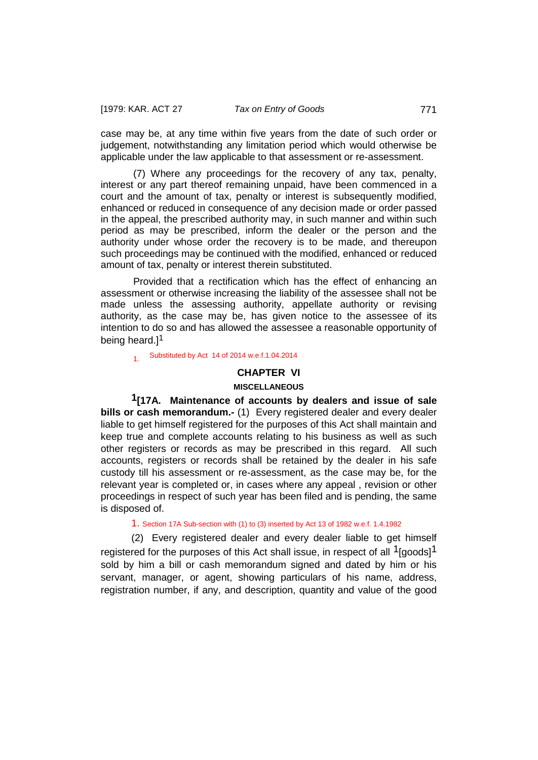case may be, at any time within five years from the date of such order or judgement, notwithstanding any limitation period which would otherwise be applicable under the law applicable to that assessment or re-assessment.

(7) Where any proceedings for the recovery of any tax, penalty, interest or any part thereof remaining unpaid, have been commenced in a court and the amount of tax, penalty or interest is subsequently modified, enhanced or reduced in consequence of any decision made or order passed in the appeal, the prescribed authority may, in such manner and within such period as may be prescribed, inform the dealer or the person and the authority under whose order the recovery is to be made, and thereupon such proceedings may be continued with the modified, enhanced or reduced amount of tax, penalty or interest therein substituted.

Provided that a rectification which has the effect of enhancing an assessment or otherwise increasing the liability of the assessee shall not be made unless the assessing authority, appellate authority or revising authority, as the case may be, has given notice to the assessee of its intention to do so and has allowed the assessee a reasonable opportunity of being heard.][1]

1. Substituted by Act 14 of 2014 w.e.f.1.04.2014

## CHAPTER VI

### MISCELLANEOUS

**[1][17A. Maintenance of accounts by dealers and issue of sale bills or cash memorandum.-** (1) Every registered dealer and every dealer liable to get himself registered for the purposes of this Act shall maintain and keep true and complete accounts relating to his business as well as such other registers or records as may be prescribed in this regard. All such accounts, registers or records shall be retained by the dealer in his safe custody till his assessment or re-assessment, as the case may be, for the relevant year is completed or, in cases where any appeal , revision or other proceedings in respect of such year has been filed and is pending, the same is disposed of.

1. Section 17A Sub-section with (1) to (3) inserted by Act 13 of 1982 w.e.f. 1.4.1982

(2) Every registered dealer and every dealer liable to get himself registered for the purposes of this Act shall issue, in respect of all [1][goods][1] sold by him a bill or cash memorandum signed and dated by him or his servant, manager, or agent, showing particulars of his name, address, registration number, if any, and description, quantity and value of the good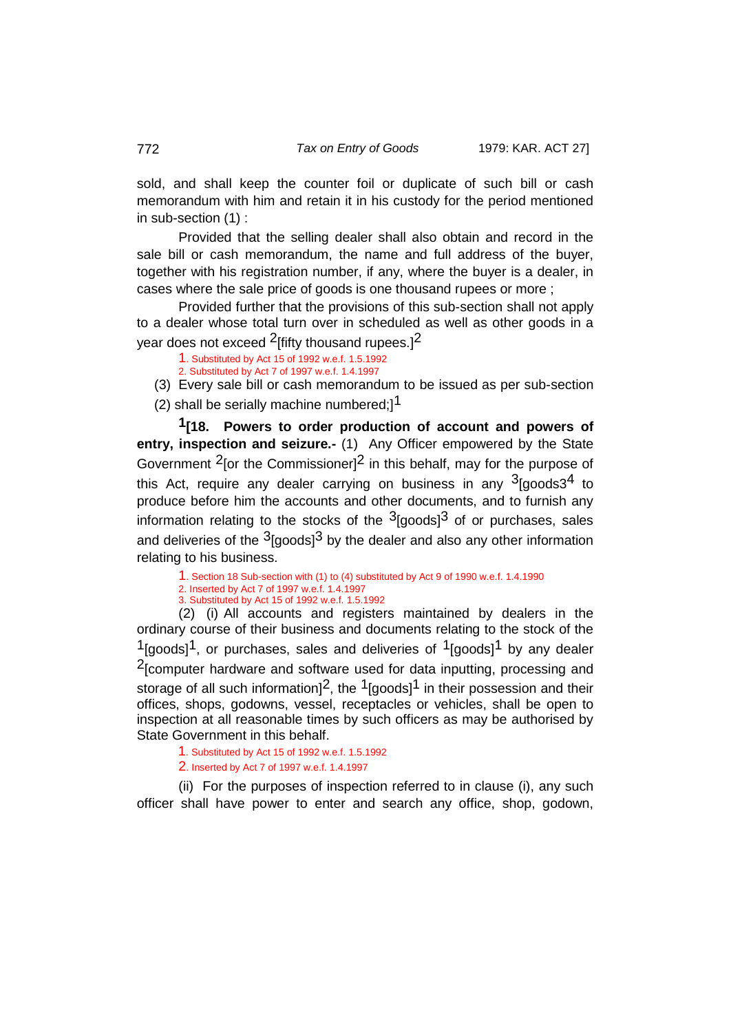sold, and shall keep the counter foil or duplicate of such bill or cash memorandum with him and retain it in his custody for the period mentioned in sub-section (1) :

Provided that the selling dealer shall also obtain and record in the sale bill or cash memorandum, the name and full address of the buyer, together with his registration number, if any, where the buyer is a dealer, in cases where the sale price of goods is one thousand rupees or more ;

Provided further that the provisions of this sub-section shall not apply to a dealer whose total turn over in scheduled as well as other goods in a year does not exceed [2][fifty thousand rupees.][2]

1. Substituted by Act 15 of 1992 w.e.f. 1.5.1992
2. Substituted by Act 7 of 1997 w.e.f. 1.4.1997

(3) Every sale bill or cash memorandum to be issued as per sub-section (2) shall be serially machine numbered;][1]

[1][**18. Powers to order production of account and powers of entry, inspection and seizure.-** (1) Any Officer empowered by the State Government [2][or the Commissioner][2] in this behalf, may for the purpose of this Act, require any dealer carrying on business in any [3][goods3[4] to produce before him the accounts and other documents, and to furnish any information relating to the stocks of the [3][goods][3] of or purchases, sales and deliveries of the [3][goods][3] by the dealer and also any other information relating to his business.

1. Section 18 Sub-section with (1) to (4) substituted by Act 9 of 1990 w.e.f. 1.4.1990
2. Inserted by Act 7 of 1997 w.e.f. 1.4.1997
3. Substituted by Act 15 of 1992 w.e.f. 1.5.1992

(2) (i) All accounts and registers maintained by dealers in the ordinary course of their business and documents relating to the stock of the [1][goods][1], or purchases, sales and deliveries of [1][goods][1] by any dealer [2][computer hardware and software used for data inputting, processing and storage of all such information][2], the [1][goods][1] in their possession and their offices, shops, godowns, vessel, receptacles or vehicles, shall be open to inspection at all reasonable times by such officers as may be authorised by State Government in this behalf.

1. Substituted by Act 15 of 1992 w.e.f. 1.5.1992
2. Inserted by Act 7 of 1997 w.e.f. 1.4.1997

(ii) For the purposes of inspection referred to in clause (i), any such officer shall have power to enter and search any office, shop, godown,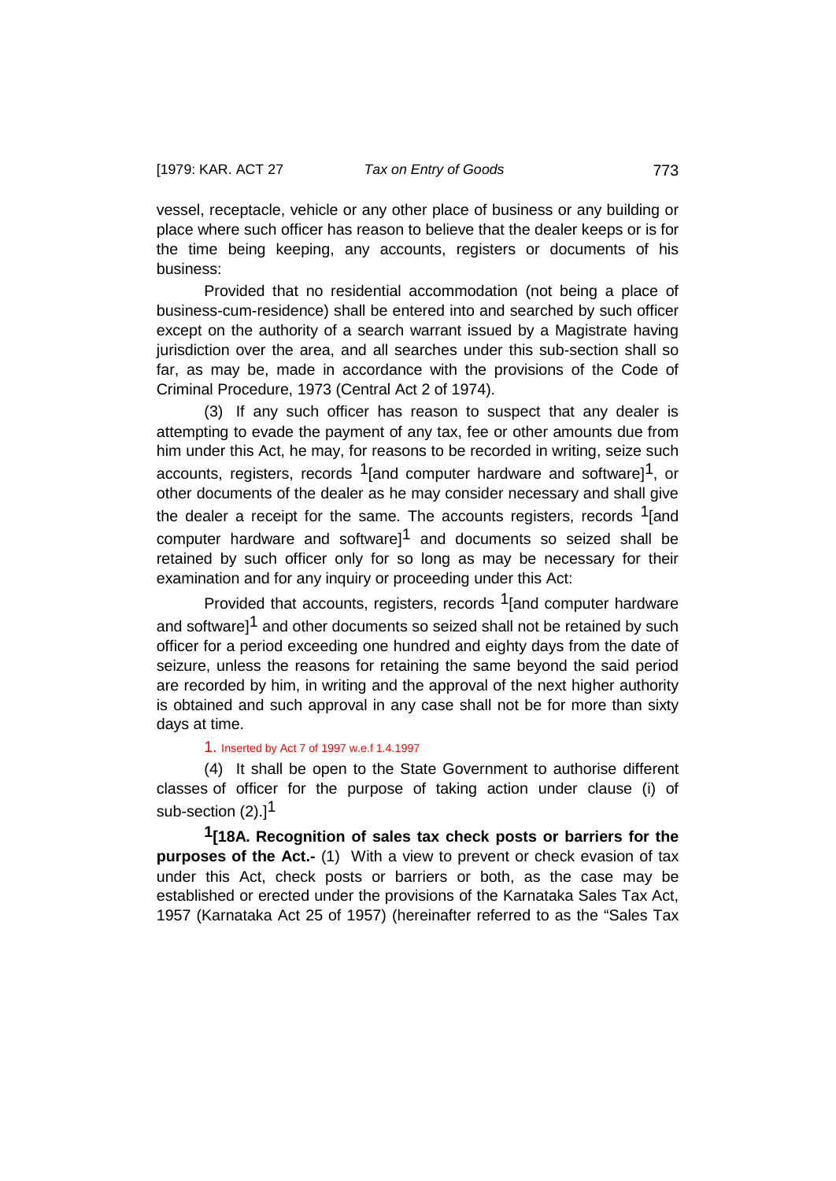vessel, receptacle, vehicle or any other place of business or any building or place where such officer has reason to believe that the dealer keeps or is for the time being keeping, any accounts, registers or documents of his business:

Provided that no residential accommodation (not being a place of business-cum-residence) shall be entered into and searched by such officer except on the authority of a search warrant issued by a Magistrate having jurisdiction over the area, and all searches under this sub-section shall so far, as may be, made in accordance with the provisions of the Code of Criminal Procedure, 1973 (Central Act 2 of 1974).

(3) If any such officer has reason to suspect that any dealer is attempting to evade the payment of any tax, fee or other amounts due from him under this Act, he may, for reasons to be recorded in writing, seize such accounts, registers, records [1][and computer hardware and software][1], or other documents of the dealer as he may consider necessary and shall give the dealer a receipt for the same. The accounts registers, records [1][and computer hardware and software][1] and documents so seized shall be retained by such officer only for so long as may be necessary for their examination and for any inquiry or proceeding under this Act:

Provided that accounts, registers, records [1][and computer hardware and software][1] and other documents so seized shall not be retained by such officer for a period exceeding one hundred and eighty days from the date of seizure, unless the reasons for retaining the same beyond the said period are recorded by him, in writing and the approval of the next higher authority is obtained and such approval in any case shall not be for more than sixty days at time.

1. Inserted by Act 7 of 1997 w.e.f 1.4.1997

(4) It shall be open to the State Government to authorise different classes of officer for the purpose of taking action under clause (i) of sub-section (2).][1]

**[1][18A. Recognition of sales tax check posts or barriers for the purposes of the Act.-** (1) With a view to prevent or check evasion of tax under this Act, check posts or barriers or both, as the case may be established or erected under the provisions of the Karnataka Sales Tax Act, 1957 (Karnataka Act 25 of 1957) (hereinafter referred to as the "Sales Tax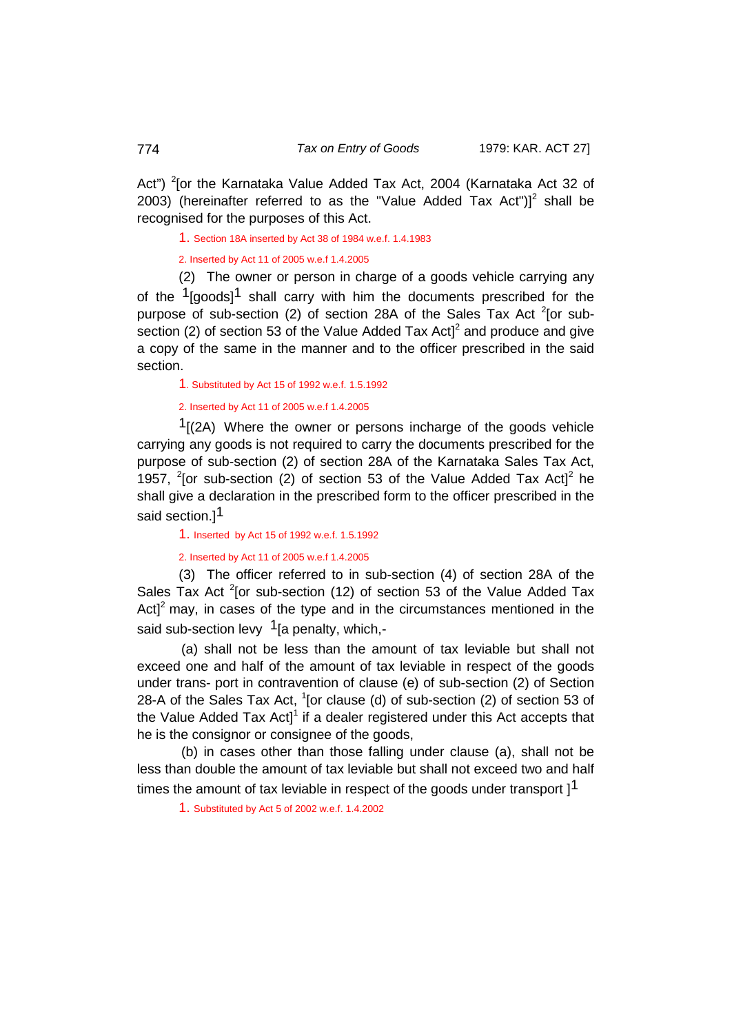Act") [2][or the Karnataka Value Added Tax Act, 2004 (Karnataka Act 32 of 2003) (hereinafter referred to as the "Value Added Tax Act")][2] shall be recognised for the purposes of this Act.

1. Section 18A inserted by Act 38 of 1984 w.e.f. 1.4.1983

2. Inserted by Act 11 of 2005 w.e.f 1.4.2005

(2) The owner or person in charge of a goods vehicle carrying any of the [1][goods][1] shall carry with him the documents prescribed for the purpose of sub-section (2) of section 28A of the Sales Tax Act [2][or sub-section (2) of section 53 of the Value Added Tax Act][2] and produce and give a copy of the same in the manner and to the officer prescribed in the said section.

1. Substituted by Act 15 of 1992 w.e.f. 1.5.1992

2. Inserted by Act 11 of 2005 w.e.f 1.4.2005

[1][(2A) Where the owner or persons incharge of the goods vehicle carrying any goods is not required to carry the documents prescribed for the purpose of sub-section (2) of section 28A of the Karnataka Sales Tax Act, 1957, [2][or sub-section (2) of section 53 of the Value Added Tax Act][2] he shall give a declaration in the prescribed form to the officer prescribed in the said section.][1]

1. Inserted by Act 15 of 1992 w.e.f. 1.5.1992

2. Inserted by Act 11 of 2005 w.e.f 1.4.2005

(3) The officer referred to in sub-section (4) of section 28A of the Sales Tax Act [2][or sub-section (12) of section 53 of the Value Added Tax Act][2] may, in cases of the type and in the circumstances mentioned in the said sub-section levy [1][a penalty, which,-

(a) shall not be less than the amount of tax leviable but shall not exceed one and half of the amount of tax leviable in respect of the goods under trans- port in contravention of clause (e) of sub-section (2) of Section 28-A of the Sales Tax Act, [1][or clause (d) of sub-section (2) of section 53 of the Value Added Tax Act][1] if a dealer registered under this Act accepts that he is the consignor or consignee of the goods,

(b) in cases other than those falling under clause (a), shall not be less than double the amount of tax leviable but shall not exceed two and half times the amount of tax leviable in respect of the goods under transport ][1]

1. Substituted by Act 5 of 2002 w.e.f. 1.4.2002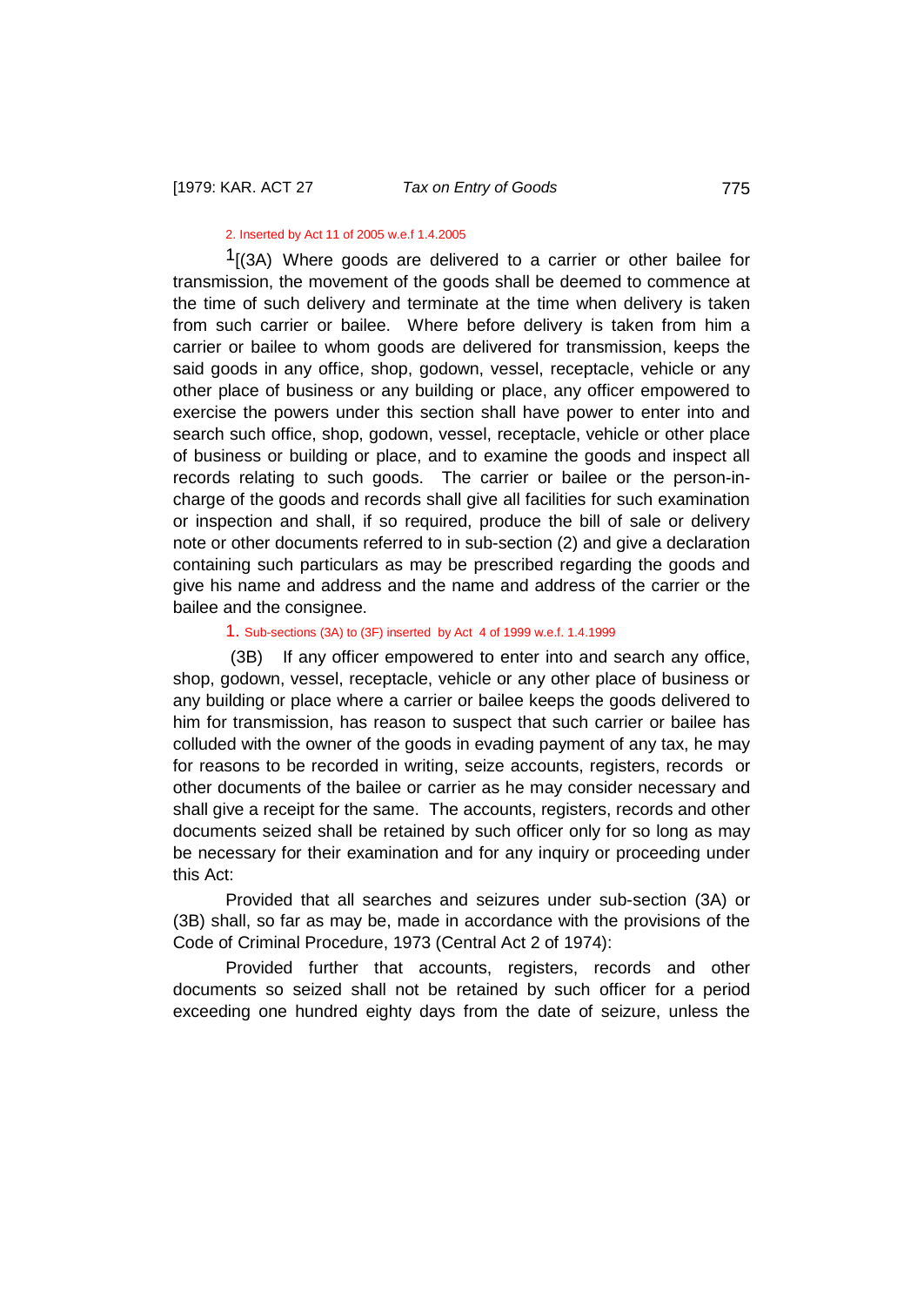2. Inserted by Act 11 of 2005 w.e.f 1.4.2005

[1][(3A) Where goods are delivered to a carrier or other bailee for transmission, the movement of the goods shall be deemed to commence at the time of such delivery and terminate at the time when delivery is taken from such carrier or bailee. Where before delivery is taken from him a carrier or bailee to whom goods are delivered for transmission, keeps the said goods in any office, shop, godown, vessel, receptacle, vehicle or any other place of business or any building or place, any officer empowered to exercise the powers under this section shall have power to enter into and search such office, shop, godown, vessel, receptacle, vehicle or other place of business or building or place, and to examine the goods and inspect all records relating to such goods. The carrier or bailee or the person-in-charge of the goods and records shall give all facilities for such examination or inspection and shall, if so required, produce the bill of sale or delivery note or other documents referred to in sub-section (2) and give a declaration containing such particulars as may be prescribed regarding the goods and give his name and address and the name and address of the carrier or the bailee and the consignee.

1. Sub-sections (3A) to (3F) inserted by Act 4 of 1999 w.e.f. 1.4.1999

(3B) If any officer empowered to enter into and search any office, shop, godown, vessel, receptacle, vehicle or any other place of business or any building or place where a carrier or bailee keeps the goods delivered to him for transmission, has reason to suspect that such carrier or bailee has colluded with the owner of the goods in evading payment of any tax, he may for reasons to be recorded in writing, seize accounts, registers, records or other documents of the bailee or carrier as he may consider necessary and shall give a receipt for the same. The accounts, registers, records and other documents seized shall be retained by such officer only for so long as may be necessary for their examination and for any inquiry or proceeding under this Act:

Provided that all searches and seizures under sub-section (3A) or (3B) shall, so far as may be, made in accordance with the provisions of the Code of Criminal Procedure, 1973 (Central Act 2 of 1974):

Provided further that accounts, registers, records and other documents so seized shall not be retained by such officer for a period exceeding one hundred eighty days from the date of seizure, unless the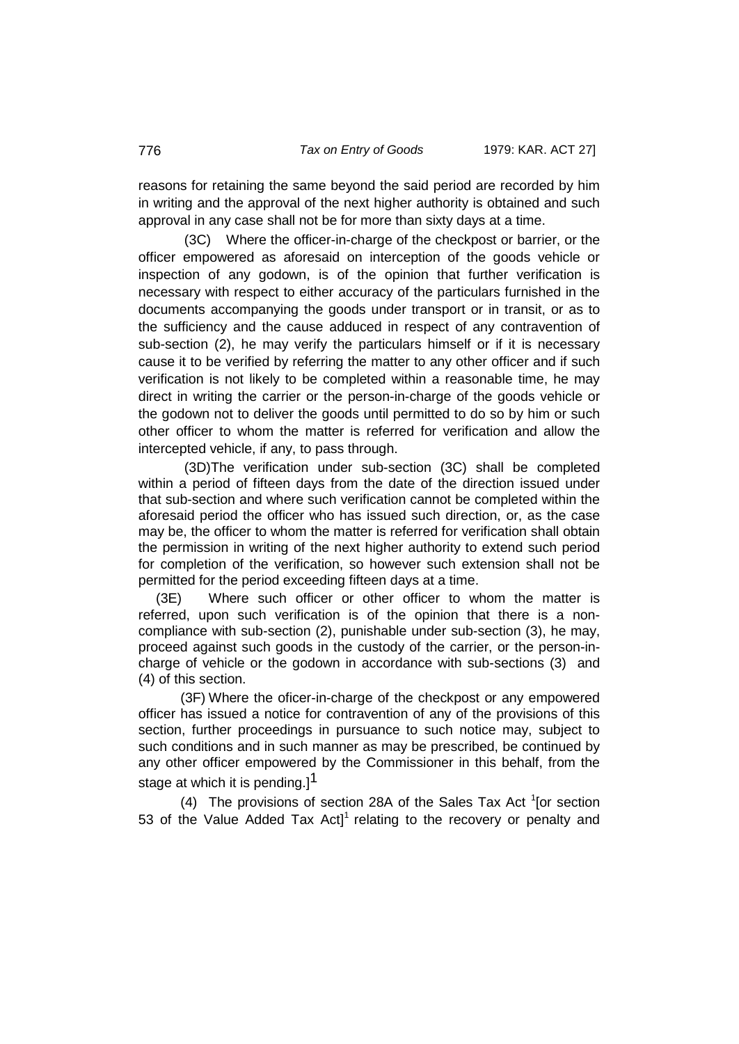reasons for retaining the same beyond the said period are recorded by him in writing and the approval of the next higher authority is obtained and such approval in any case shall not be for more than sixty days at a time.

(3C) Where the officer-in-charge of the checkpost or barrier, or the officer empowered as aforesaid on interception of the goods vehicle or inspection of any godown, is of the opinion that further verification is necessary with respect to either accuracy of the particulars furnished in the documents accompanying the goods under transport or in transit, or as to the sufficiency and the cause adduced in respect of any contravention of sub-section (2), he may verify the particulars himself or if it is necessary cause it to be verified by referring the matter to any other officer and if such verification is not likely to be completed within a reasonable time, he may direct in writing the carrier or the person-in-charge of the goods vehicle or the godown not to deliver the goods until permitted to do so by him or such other officer to whom the matter is referred for verification and allow the intercepted vehicle, if any, to pass through.

(3D)The verification under sub-section (3C) shall be completed within a period of fifteen days from the date of the direction issued under that sub-section and where such verification cannot be completed within the aforesaid period the officer who has issued such direction, or, as the case may be, the officer to whom the matter is referred for verification shall obtain the permission in writing of the next higher authority to extend such period for completion of the verification, so however such extension shall not be permitted for the period exceeding fifteen days at a time.

(3E) Where such officer or other officer to whom the matter is referred, upon such verification is of the opinion that there is a non-compliance with sub-section (2), punishable under sub-section (3), he may, proceed against such goods in the custody of the carrier, or the person-in-charge of vehicle or the godown in accordance with sub-sections (3) and (4) of this section.

(3F) Where the oficer-in-charge of the checkpost or any empowered officer has issued a notice for contravention of any of the provisions of this section, further proceedings in pursuance to such notice may, subject to such conditions and in such manner as may be prescribed, be continued by any other officer empowered by the Commissioner in this behalf, from the stage at which it is pending.][1]

(4) The provisions of section 28A of the Sales Tax Act [1][or section 53 of the Value Added Tax Act][1] relating to the recovery or penalty and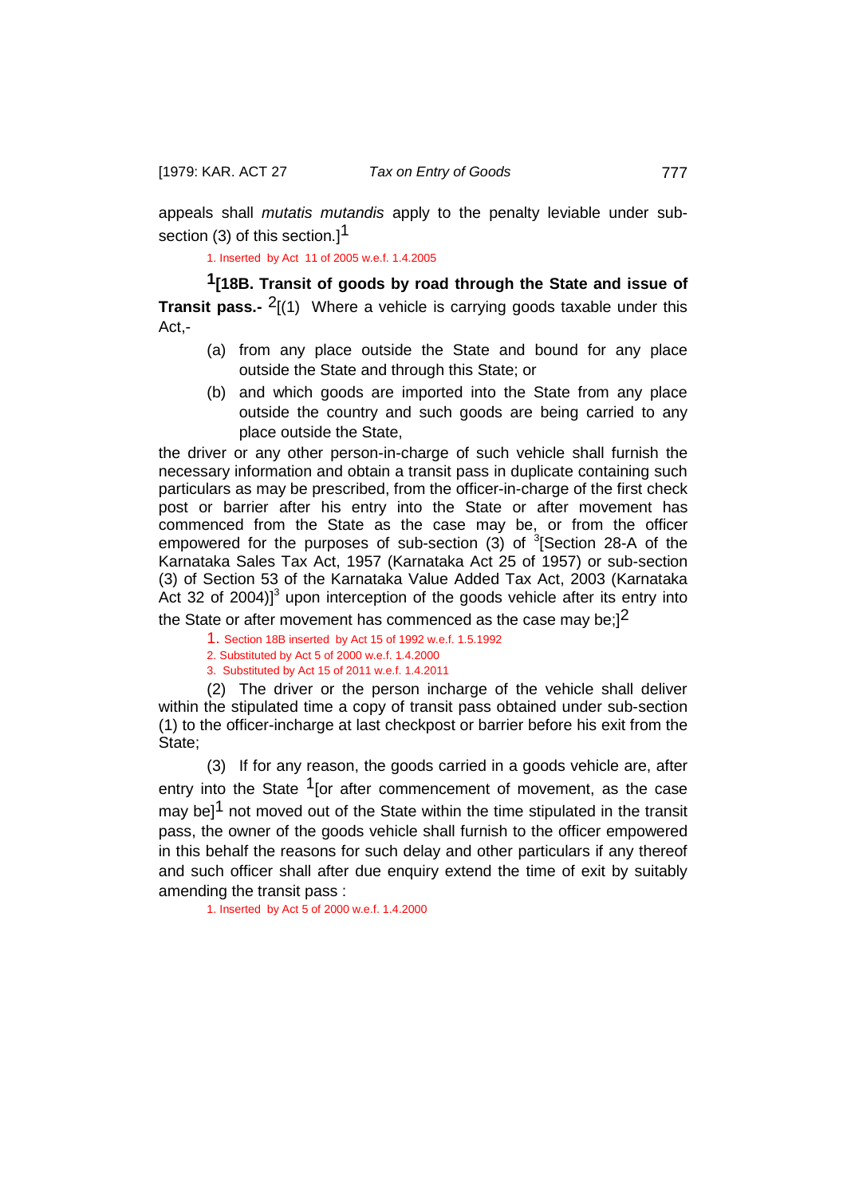appeals shall *mutatis mutandis* apply to the penalty leviable under sub-section (3) of this section.][1]

1. Inserted by Act 11 of 2005 w.e.f. 1.4.2005

**[1][18B. Transit of goods by road through the State and issue of Transit pass.-** [2][(1) Where a vehicle is carrying goods taxable under this Act,-

(a) from any place outside the State and bound for any place outside the State and through this State; or

(b) and which goods are imported into the State from any place outside the country and such goods are being carried to any place outside the State,

the driver or any other person-in-charge of such vehicle shall furnish the necessary information and obtain a transit pass in duplicate containing such particulars as may be prescribed, from the officer-in-charge of the first check post or barrier after his entry into the State or after movement has commenced from the State as the case may be, or from the officer empowered for the purposes of sub-section (3) of [3][Section 28-A of the Karnataka Sales Tax Act, 1957 (Karnataka Act 25 of 1957) or sub-section (3) of Section 53 of the Karnataka Value Added Tax Act, 2003 (Karnataka Act 32 of 2004)][3] upon interception of the goods vehicle after its entry into the State or after movement has commenced as the case may be;][2]

1. Section 18B inserted by Act 15 of 1992 w.e.f. 1.5.1992
2. Substituted by Act 5 of 2000 w.e.f. 1.4.2000
3. Substituted by Act 15 of 2011 w.e.f. 1.4.2011

(2) The driver or the person incharge of the vehicle shall deliver within the stipulated time a copy of transit pass obtained under sub-section (1) to the officer-incharge at last checkpost or barrier before his exit from the State;

(3) If for any reason, the goods carried in a goods vehicle are, after entry into the State [1][or after commencement of movement, as the case may be][1] not moved out of the State within the time stipulated in the transit pass, the owner of the goods vehicle shall furnish to the officer empowered in this behalf the reasons for such delay and other particulars if any thereof and such officer shall after due enquiry extend the time of exit by suitably amending the transit pass :

1. Inserted by Act 5 of 2000 w.e.f. 1.4.2000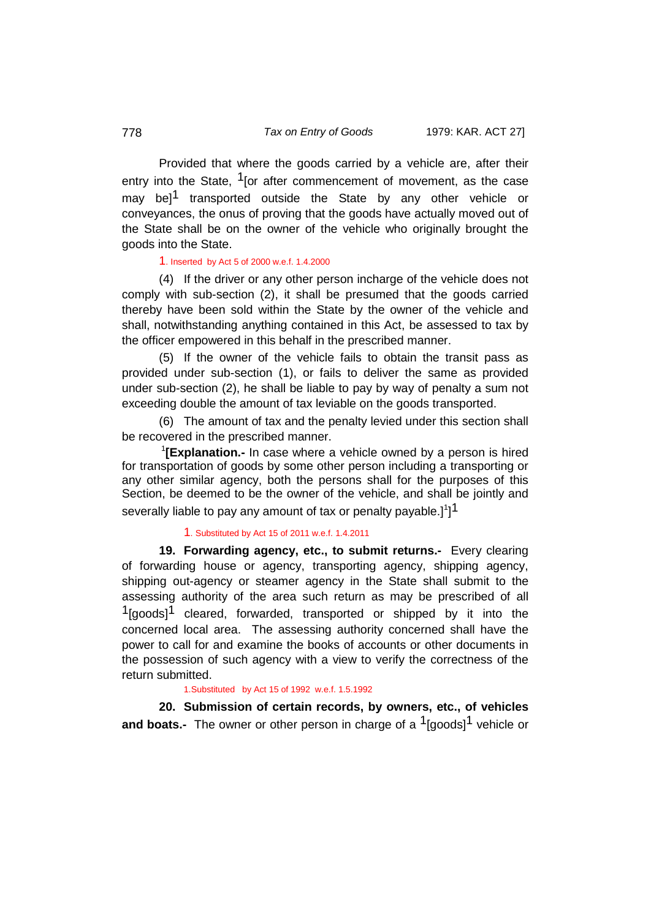Provided that where the goods carried by a vehicle are, after their entry into the State, [1][or after commencement of movement, as the case may be][1] transported outside the State by any other vehicle or conveyances, the onus of proving that the goods have actually moved out of the State shall be on the owner of the vehicle who originally brought the goods into the State.

1. Inserted by Act 5 of 2000 w.e.f. 1.4.2000

(4) If the driver or any other person incharge of the vehicle does not comply with sub-section (2), it shall be presumed that the goods carried thereby have been sold within the State by the owner of the vehicle and shall, notwithstanding anything contained in this Act, be assessed to tax by the officer empowered in this behalf in the prescribed manner.

(5) If the owner of the vehicle fails to obtain the transit pass as provided under sub-section (1), or fails to deliver the same as provided under sub-section (2), he shall be liable to pay by way of penalty a sum not exceeding double the amount of tax leviable on the goods transported.

(6) The amount of tax and the penalty levied under this section shall be recovered in the prescribed manner.

[1]**[Explanation.-** In case where a vehicle owned by a person is hired for transportation of goods by some other person including a transporting or any other similar agency, both the persons shall for the purposes of this Section, be deemed to be the owner of the vehicle, and shall be jointly and severally liable to pay any amount of tax or penalty payable.][1]

1. Substituted by Act 15 of 2011 w.e.f. 1.4.2011

**19. Forwarding agency, etc., to submit returns.-** Every clearing of forwarding house or agency, transporting agency, shipping agency, shipping out-agency or steamer agency in the State shall submit to the assessing authority of the area such return as may be prescribed of all [1][goods][1] cleared, forwarded, transported or shipped by it into the concerned local area. The assessing authority concerned shall have the power to call for and examine the books of accounts or other documents in the possession of such agency with a view to verify the correctness of the return submitted.

1.Substituted by Act 15 of 1992 w.e.f. 1.5.1992

**20. Submission of certain records, by owners, etc., of vehicles and boats.-** The owner or other person in charge of a [1][goods][1] vehicle or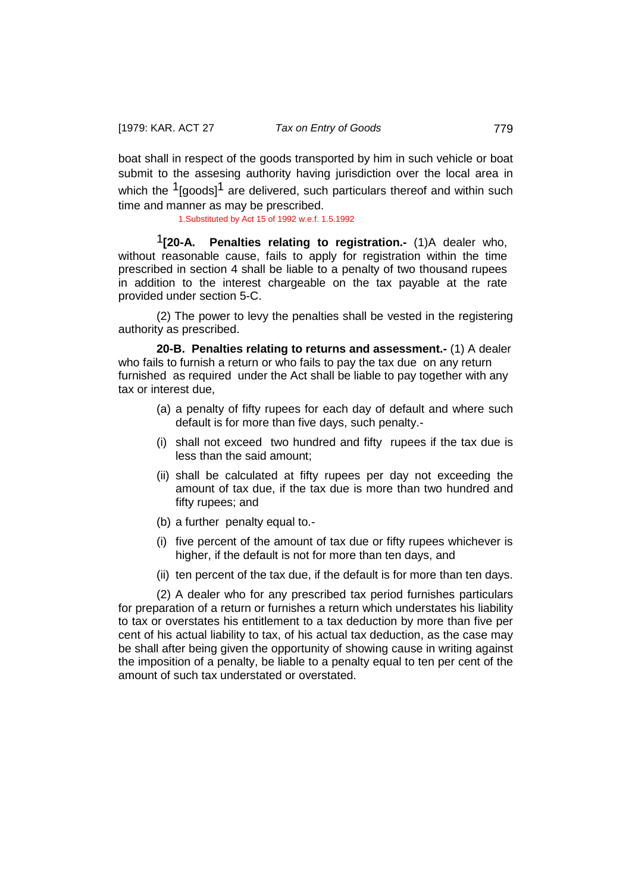boat shall in respect of the goods transported by him in such vehicle or boat submit to the assesing authority having jurisdiction over the local area in which the [1][goods][1] are delivered, such particulars thereof and within such time and manner as may be prescribed.

1.Substituted by Act 15 of 1992 w.e.f. 1.5.1992

[1]**[20-A. Penalties relating to registration.-** (1)A dealer who, without reasonable cause, fails to apply for registration within the time prescribed in section 4 shall be liable to a penalty of two thousand rupees in addition to the interest chargeable on the tax payable at the rate provided under section 5-C.

(2) The power to levy the penalties shall be vested in the registering authority as prescribed.

**20-B. Penalties relating to returns and assessment.-** (1) A dealer who fails to furnish a return or who fails to pay the tax due on any return furnished as required under the Act shall be liable to pay together with any tax or interest due,

(a) a penalty of fifty rupees for each day of default and where such default is for more than five days, such penalty.-

(i) shall not exceed two hundred and fifty rupees if the tax due is less than the said amount;

(ii) shall be calculated at fifty rupees per day not exceeding the amount of tax due, if the tax due is more than two hundred and fifty rupees; and

(b) a further penalty equal to.-

(i) five percent of the amount of tax due or fifty rupees whichever is higher, if the default is not for more than ten days, and

(ii) ten percent of the tax due, if the default is for more than ten days.

(2) A dealer who for any prescribed tax period furnishes particulars for preparation of a return or furnishes a return which understates his liability to tax or overstates his entitlement to a tax deduction by more than five per cent of his actual liability to tax, of his actual tax deduction, as the case may be shall after being given the opportunity of showing cause in writing against the imposition of a penalty, be liable to a penalty equal to ten per cent of the amount of such tax understated or overstated.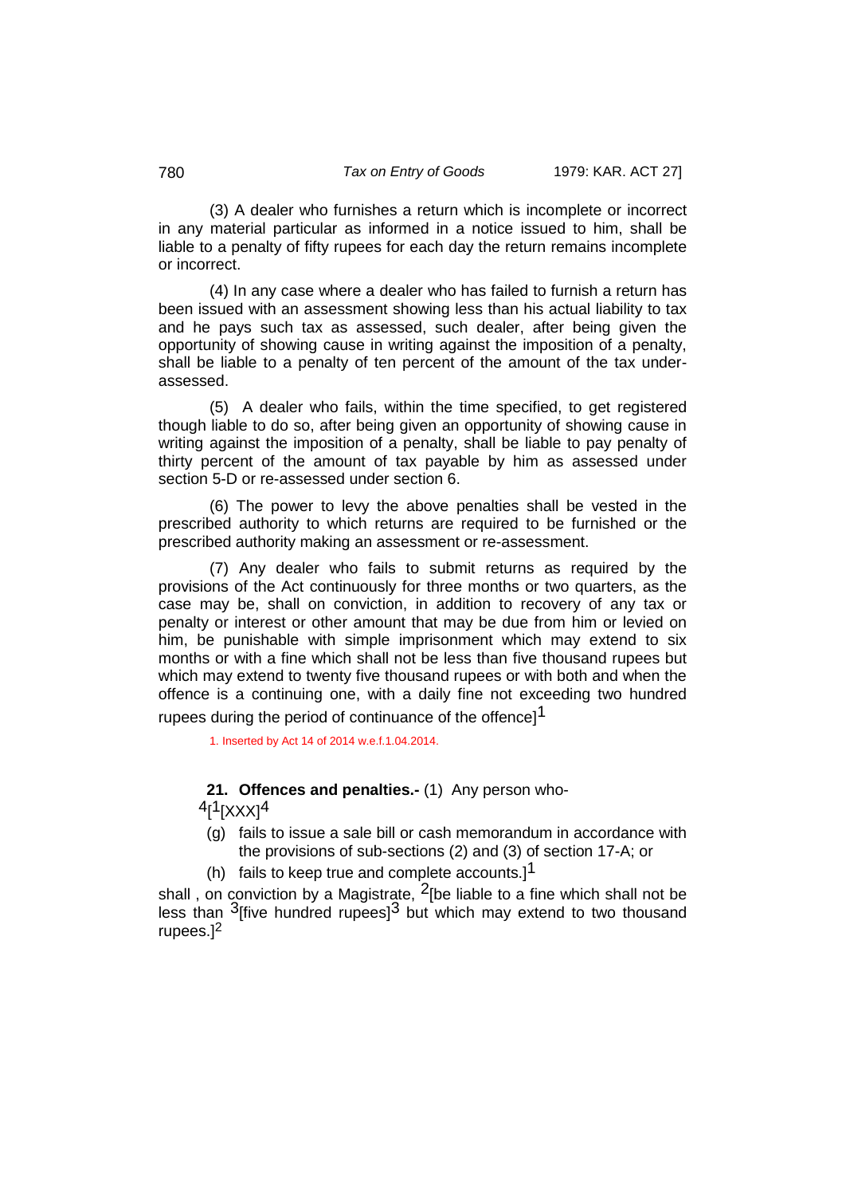(3) A dealer who furnishes a return which is incomplete or incorrect in any material particular as informed in a notice issued to him, shall be liable to a penalty of fifty rupees for each day the return remains incomplete or incorrect.

(4) In any case where a dealer who has failed to furnish a return has been issued with an assessment showing less than his actual liability to tax and he pays such tax as assessed, such dealer, after being given the opportunity of showing cause in writing against the imposition of a penalty, shall be liable to a penalty of ten percent of the amount of the tax under-assessed.

(5) A dealer who fails, within the time specified, to get registered though liable to do so, after being given an opportunity of showing cause in writing against the imposition of a penalty, shall be liable to pay penalty of thirty percent of the amount of tax payable by him as assessed under section 5-D or re-assessed under section 6.

(6) The power to levy the above penalties shall be vested in the prescribed authority to which returns are required to be furnished or the prescribed authority making an assessment or re-assessment.

(7) Any dealer who fails to submit returns as required by the provisions of the Act continuously for three months or two quarters, as the case may be, shall on conviction, in addition to recovery of any tax or penalty or interest or other amount that may be due from him or levied on him, be punishable with simple imprisonment which may extend to six months or with a fine which shall not be less than five thousand rupees but which may extend to twenty five thousand rupees or with both and when the offence is a continuing one, with a daily fine not exceeding two hundred rupees during the period of continuance of the offence][1]

1. Inserted by Act 14 of 2014 w.e.f.1.04.2014.

**21. Offences and penalties.-** (1) Any person who-

[4][[1][XXX][4]

(g) fails to issue a sale bill or cash memorandum in accordance with the provisions of sub-sections (2) and (3) of section 17-A; or

(h) fails to keep true and complete accounts.][1]

shall , on conviction by a Magistrate, [2][be liable to a fine which shall not be less than [3][five hundred rupees][3] but which may extend to two thousand rupees.][2]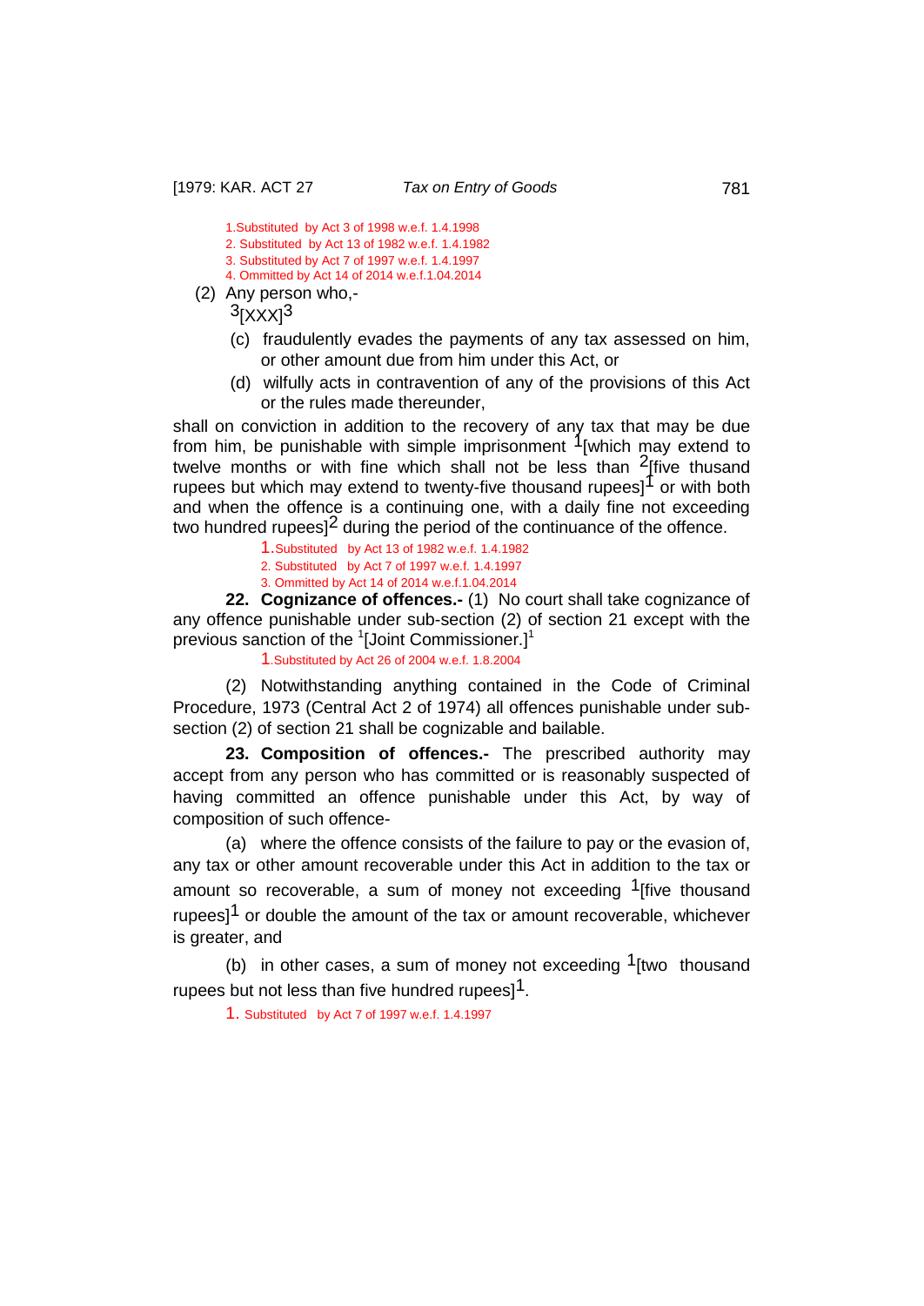1.Substituted by Act 3 of 1998 w.e.f. 1.4.1998
2. Substituted by Act 13 of 1982 w.e.f. 1.4.1982
3. Substituted by Act 7 of 1997 w.e.f. 1.4.1997
4. Ommitted by Act 14 of 2014 w.e.f.1.04.2014

(2) Any person who,-
[3][XXX][3]

(c) fraudulently evades the payments of any tax assessed on him, or other amount due from him under this Act, or

(d) wilfully acts in contravention of any of the provisions of this Act or the rules made thereunder,

shall on conviction in addition to the recovery of any tax that may be due from him, be punishable with simple imprisonment [1][which may extend to twelve months or with fine which shall not be less than [2][five thousand rupees but which may extend to twenty-five thousand rupees][1] or with both and when the offence is a continuing one, with a daily fine not exceeding two hundred rupees][2] during the period of the continuance of the offence.

1.Substituted by Act 13 of 1982 w.e.f. 1.4.1982
2. Substituted by Act 7 of 1997 w.e.f. 1.4.1997
3. Ommitted by Act 14 of 2014 w.e.f.1.04.2014

**22. Cognizance of offences.-** (1) No court shall take cognizance of any offence punishable under sub-section (2) of section 21 except with the previous sanction of the [1][Joint Commissioner.][1]

1.Substituted by Act 26 of 2004 w.e.f. 1.8.2004

(2) Notwithstanding anything contained in the Code of Criminal Procedure, 1973 (Central Act 2 of 1974) all offences punishable under sub-section (2) of section 21 shall be cognizable and bailable.

**23. Composition of offences.-** The prescribed authority may accept from any person who has committed or is reasonably suspected of having committed an offence punishable under this Act, by way of composition of such offence-

(a) where the offence consists of the failure to pay or the evasion of, any tax or other amount recoverable under this Act in addition to the tax or amount so recoverable, a sum of money not exceeding [1][five thousand rupees][1] or double the amount of the tax or amount recoverable, whichever is greater, and

(b) in other cases, a sum of money not exceeding [1][two thousand rupees but not less than five hundred rupees][1].

1. Substituted by Act 7 of 1997 w.e.f. 1.4.1997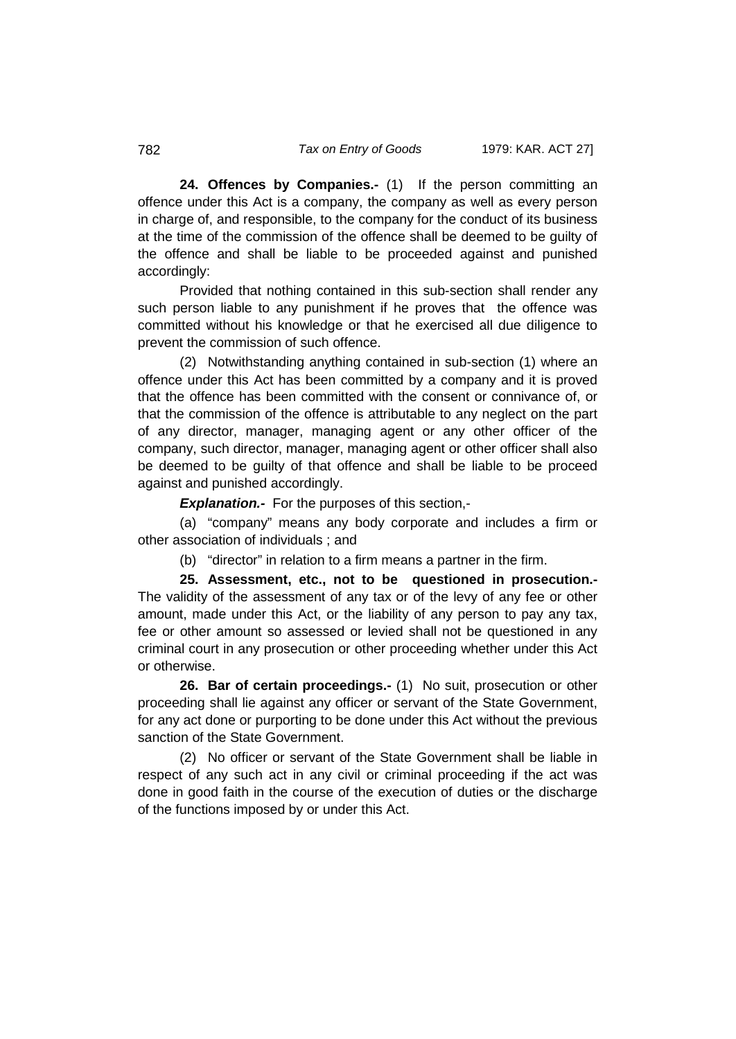**24. Offences by Companies.-** (1) If the person committing an offence under this Act is a company, the company as well as every person in charge of, and responsible, to the company for the conduct of its business at the time of the commission of the offence shall be deemed to be guilty of the offence and shall be liable to be proceeded against and punished accordingly:

Provided that nothing contained in this sub-section shall render any such person liable to any punishment if he proves that the offence was committed without his knowledge or that he exercised all due diligence to prevent the commission of such offence.

(2) Notwithstanding anything contained in sub-section (1) where an offence under this Act has been committed by a company and it is proved that the offence has been committed with the consent or connivance of, or that the commission of the offence is attributable to any neglect on the part of any director, manager, managing agent or any other officer of the company, such director, manager, managing agent or other officer shall also be deemed to be guilty of that offence and shall be liable to be proceed against and punished accordingly.

***Explanation.-*** For the purposes of this section,-

(a) "company" means any body corporate and includes a firm or other association of individuals ; and

(b) "director" in relation to a firm means a partner in the firm.

**25. Assessment, etc., not to be questioned in prosecution.-** The validity of the assessment of any tax or of the levy of any fee or other amount, made under this Act, or the liability of any person to pay any tax, fee or other amount so assessed or levied shall not be questioned in any criminal court in any prosecution or other proceeding whether under this Act or otherwise.

**26. Bar of certain proceedings.-** (1) No suit, prosecution or other proceeding shall lie against any officer or servant of the State Government, for any act done or purporting to be done under this Act without the previous sanction of the State Government.

(2) No officer or servant of the State Government shall be liable in respect of any such act in any civil or criminal proceeding if the act was done in good faith in the course of the execution of duties or the discharge of the functions imposed by or under this Act.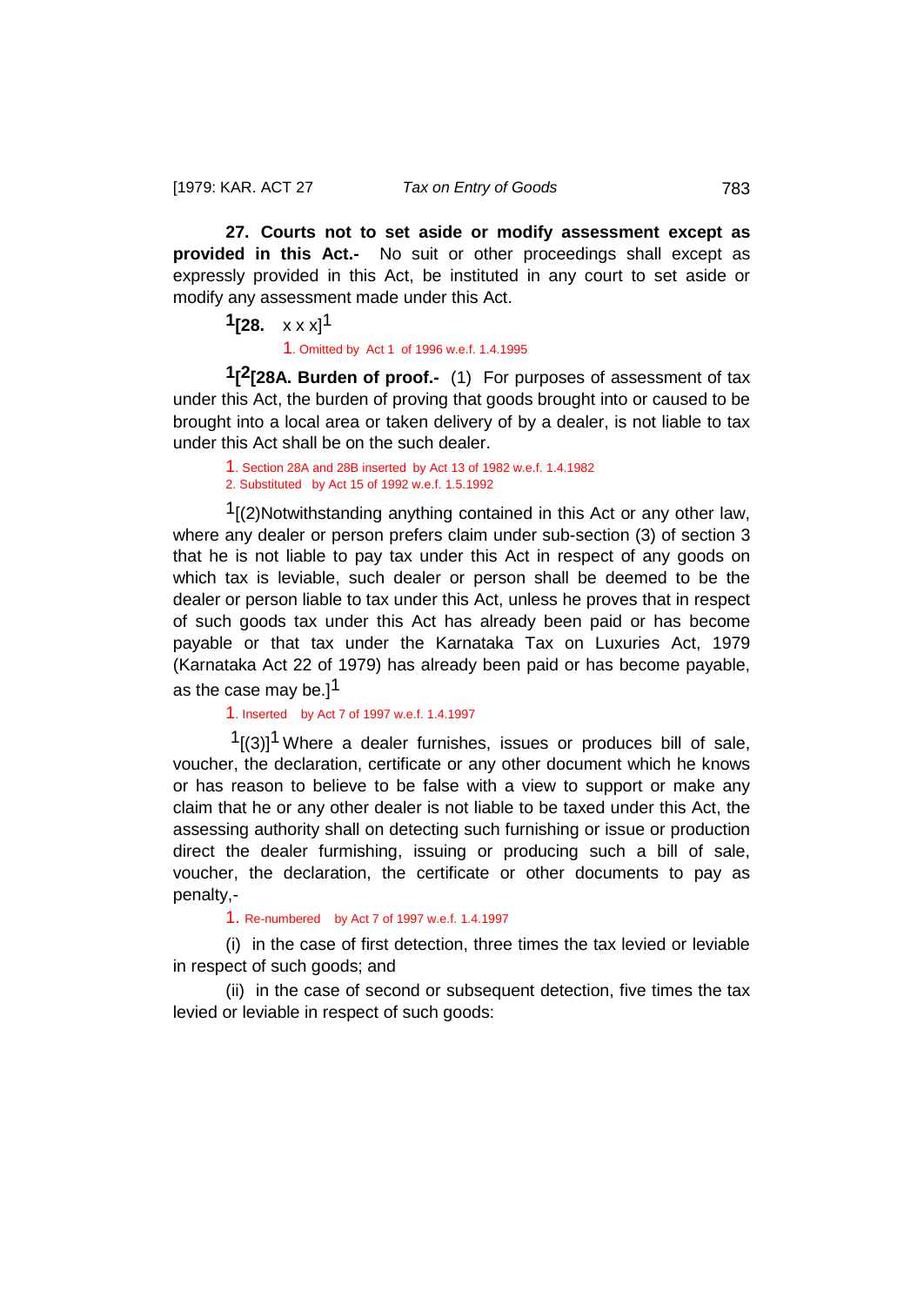**27. Courts not to set aside or modify assessment except as provided in this Act.-** No suit or other proceedings shall except as expressly provided in this Act, be instituted in any court to set aside or modify any assessment made under this Act.

[1][28. x x x][1]

1. Omitted by Act 1 of 1996 w.e.f. 1.4.1995

[1][[2][28A. Burden of proof.-** (1) For purposes of assessment of tax under this Act, the burden of proving that goods brought into or caused to be brought into a local area or taken delivery of by a dealer, is not liable to tax under this Act shall be on the such dealer.

1. Section 28A and 28B inserted by Act 13 of 1982 w.e.f. 1.4.1982
2. Substituted by Act 15 of 1992 w.e.f. 1.5.1992

[1][(2)Notwithstanding anything contained in this Act or any other law, where any dealer or person prefers claim under sub-section (3) of section 3 that he is not liable to pay tax under this Act in respect of any goods on which tax is leviable, such dealer or person shall be deemed to be the dealer or person liable to tax under this Act, unless he proves that in respect of such goods tax under this Act has already been paid or has become payable or that tax under the Karnataka Tax on Luxuries Act, 1979 (Karnataka Act 22 of 1979) has already been paid or has become payable, as the case may be.][1]

1. Inserted by Act 7 of 1997 w.e.f. 1.4.1997

[1][(3)][1] Where a dealer furnishes, issues or produces bill of sale, voucher, the declaration, certificate or any other document which he knows or has reason to believe to be false with a view to support or make any claim that he or any other dealer is not liable to be taxed under this Act, the assessing authority shall on detecting such furnishing or issue or production direct the dealer furnishing, issuing or producing such a bill of sale, voucher, the declaration, the certificate or other documents to pay as penalty,-

1. Re-numbered by Act 7 of 1997 w.e.f. 1.4.1997

(i) in the case of first detection, three times the tax levied or leviable in respect of such goods; and

(ii) in the case of second or subsequent detection, five times the tax levied or leviable in respect of such goods: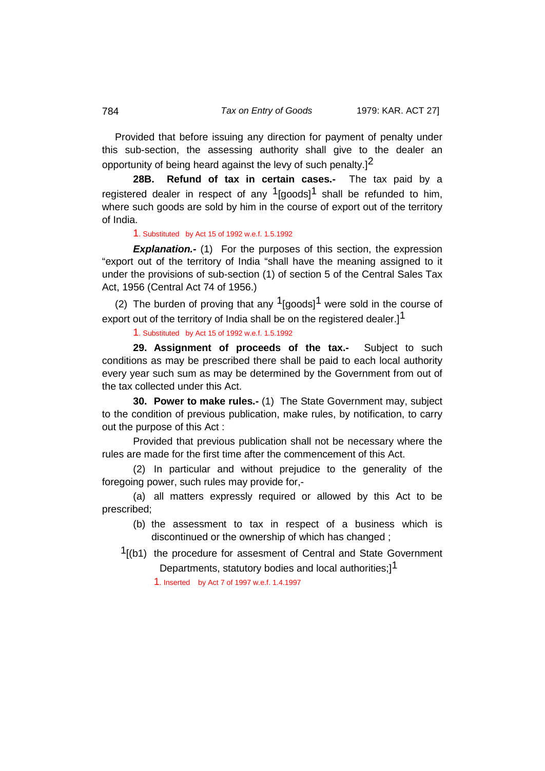Provided that before issuing any direction for payment of penalty under this sub-section, the assessing authority shall give to the dealer an opportunity of being heard against the levy of such penalty.][2]

**28B. Refund of tax in certain cases.-** The tax paid by a registered dealer in respect of any [1][goods][1] shall be refunded to him, where such goods are sold by him in the course of export out of the territory of India.

1. Substituted by Act 15 of 1992 w.e.f. 1.5.1992

***Explanation.-*** (1) For the purposes of this section, the expression "export out of the territory of India "shall have the meaning assigned to it under the provisions of sub-section (1) of section 5 of the Central Sales Tax Act, 1956 (Central Act 74 of 1956.)

(2) The burden of proving that any [1][goods][1] were sold in the course of export out of the territory of India shall be on the registered dealer.][1]

1. Substituted by Act 15 of 1992 w.e.f. 1.5.1992

**29. Assignment of proceeds of the tax.-** Subject to such conditions as may be prescribed there shall be paid to each local authority every year such sum as may be determined by the Government from out of the tax collected under this Act.

**30. Power to make rules.-** (1) The State Government may, subject to the condition of previous publication, make rules, by notification, to carry out the purpose of this Act :

Provided that previous publication shall not be necessary where the rules are made for the first time after the commencement of this Act.

(2) In particular and without prejudice to the generality of the foregoing power, such rules may provide for,-

(a) all matters expressly required or allowed by this Act to be prescribed;

(b) the assessment to tax in respect of a business which is discontinued or the ownership of which has changed ;

[1][(b1) the procedure for assesment of Central and State Government Departments, statutory bodies and local authorities;][1]

1. Inserted by Act 7 of 1997 w.e.f. 1.4.1997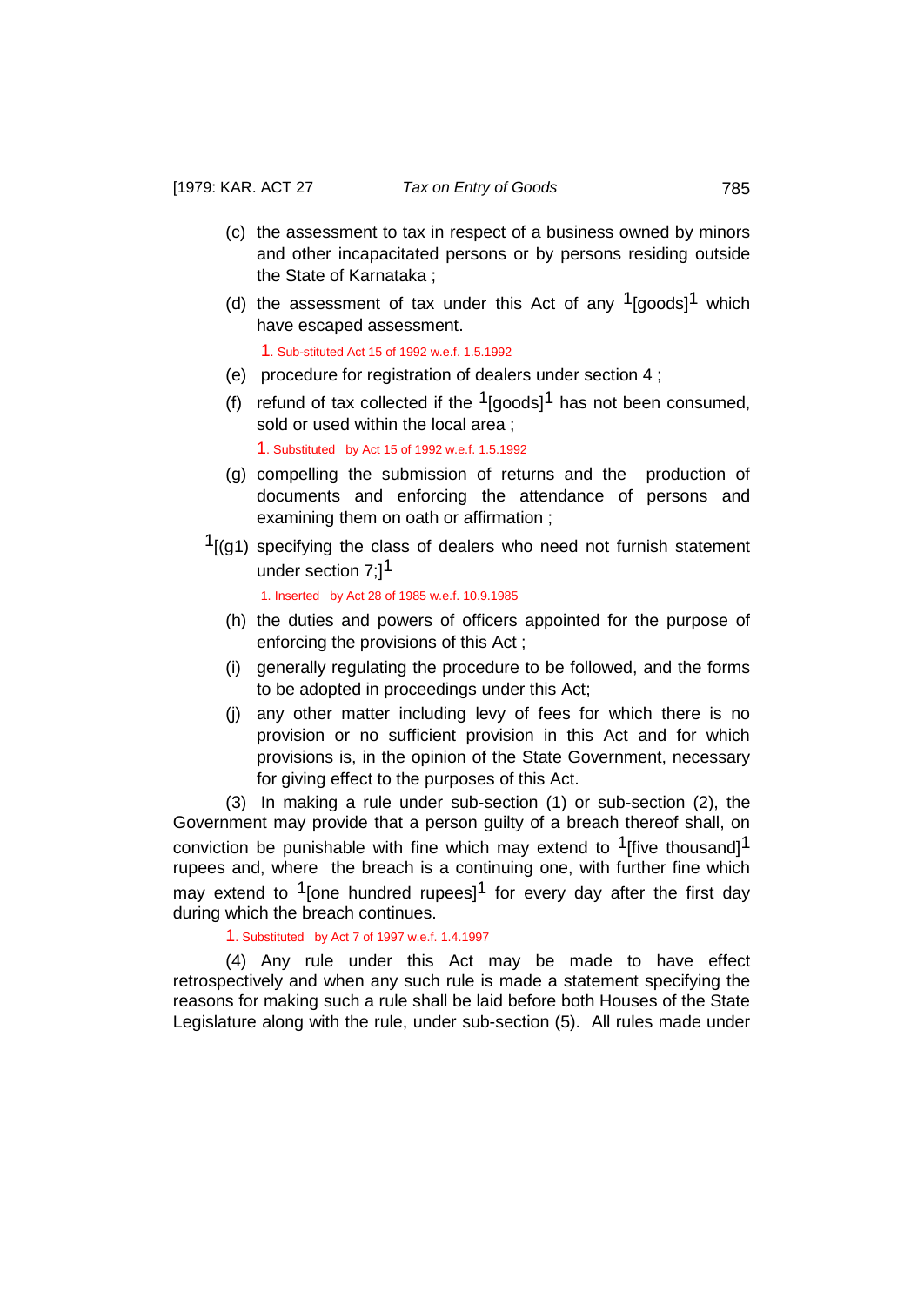(c) the assessment to tax in respect of a business owned by minors and other incapacitated persons or by persons residing outside the State of Karnataka ;

(d) the assessment of tax under this Act of any [1][goods][1] which have escaped assessment.

1. Sub-stituted Act 15 of 1992 w.e.f. 1.5.1992

(e) procedure for registration of dealers under section 4 ;

(f) refund of tax collected if the [1][goods][1] has not been consumed, sold or used within the local area ;

1. Substituted by Act 15 of 1992 w.e.f. 1.5.1992

(g) compelling the submission of returns and the production of documents and enforcing the attendance of persons and examining them on oath or affirmation ;

[1][(g1) specifying the class of dealers who need not furnish statement under section 7;][1]

1. Inserted by Act 28 of 1985 w.e.f. 10.9.1985

(h) the duties and powers of officers appointed for the purpose of enforcing the provisions of this Act ;

(i) generally regulating the procedure to be followed, and the forms to be adopted in proceedings under this Act;

(j) any other matter including levy of fees for which there is no provision or no sufficient provision in this Act and for which provisions is, in the opinion of the State Government, necessary for giving effect to the purposes of this Act.

(3) In making a rule under sub-section (1) or sub-section (2), the Government may provide that a person guilty of a breach thereof shall, on conviction be punishable with fine which may extend to [1][five thousand][1] rupees and, where the breach is a continuing one, with further fine which may extend to [1][one hundred rupees][1] for every day after the first day during which the breach continues.

1. Substituted by Act 7 of 1997 w.e.f. 1.4.1997

(4) Any rule under this Act may be made to have effect retrospectively and when any such rule is made a statement specifying the reasons for making such a rule shall be laid before both Houses of the State Legislature along with the rule, under sub-section (5). All rules made under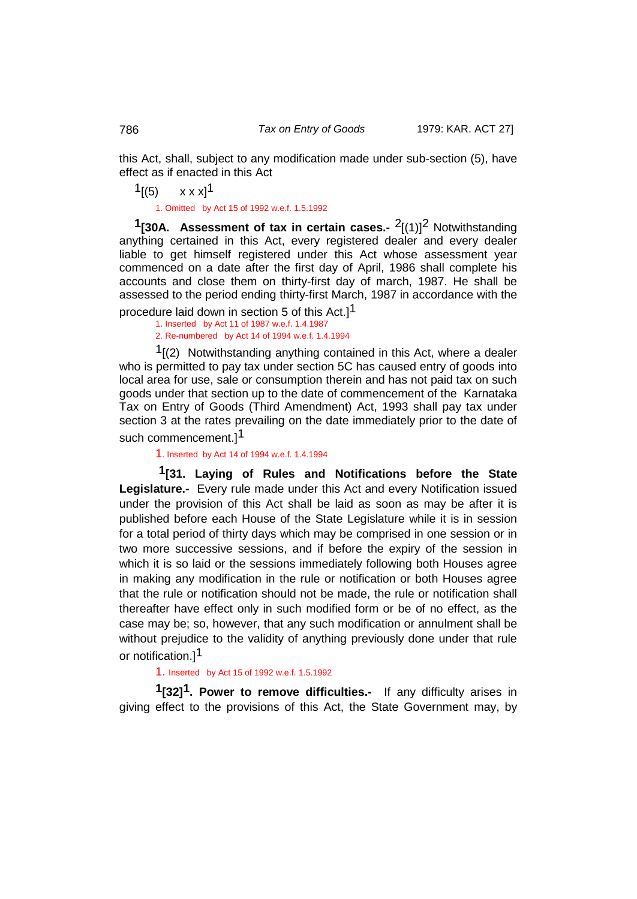this Act, shall, subject to any modification made under sub-section (5), have effect as if enacted in this Act

[1][(5) x x x][1]

1. Omitted by Act 15 of 1992 w.e.f. 1.5.1992

[1]**[30A. Assessment of tax in certain cases.-** [2][(1)][2] Notwithstanding anything certained in this Act, every registered dealer and every dealer liable to get himself registered under this Act whose assessment year commenced on a date after the first day of April, 1986 shall complete his accounts and close them on thirty-first day of march, 1987. He shall be assessed to the period ending thirty-first March, 1987 in accordance with the procedure laid down in section 5 of this Act.][1]

1. Inserted by Act 11 of 1987 w.e.f. 1.4.1987
2. Re-numbered by Act 14 of 1994 w.e.f. 1.4.1994

[1][(2) Notwithstanding anything contained in this Act, where a dealer who is permitted to pay tax under section 5C has caused entry of goods into local area for use, sale or consumption therein and has not paid tax on such goods under that section up to the date of commencement of the Karnataka Tax on Entry of Goods (Third Amendment) Act, 1993 shall pay tax under section 3 at the rates prevailing on the date immediately prior to the date of such commencement.][1]

1. Inserted by Act 14 of 1994 w.e.f. 1.4.1994

[1]**[31. Laying of Rules and Notifications before the State Legislature.-** Every rule made under this Act and every Notification issued under the provision of this Act shall be laid as soon as may be after it is published before each House of the State Legislature while it is in session for a total period of thirty days which may be comprised in one session or in two more successive sessions, and if before the expiry of the session in which it is so laid or the sessions immediately following both Houses agree in making any modification in the rule or notification or both Houses agree that the rule or notification should not be made, the rule or notification shall thereafter have effect only in such modified form or be of no effect, as the case may be; so, however, that any such modification or annulment shall be without prejudice to the validity of anything previously done under that rule or notification.][1]

1. Inserted by Act 15 of 1992 w.e.f. 1.5.1992

[1]**[32]**[1]**. Power to remove difficulties.-** If any difficulty arises in giving effect to the provisions of this Act, the State Government may, by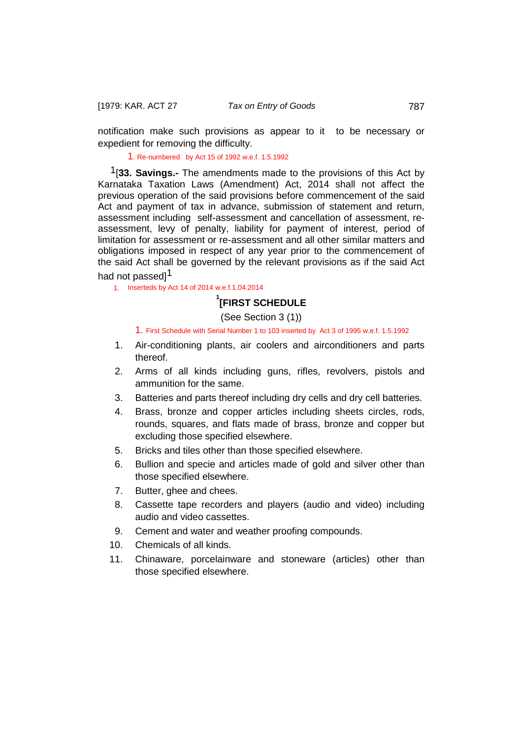notification make such provisions as appear to it to be necessary or expedient for removing the difficulty.

1. Re-numbered by Act 15 of 1992 w.e.f. 1.5.1992

[1][**33. Savings.-** The amendments made to the provisions of this Act by Karnataka Taxation Laws (Amendment) Act, 2014 shall not affect the previous operation of the said provisions before commencement of the said Act and payment of tax in advance, submission of statement and return, assessment including self-assessment and cancellation of assessment, re-assessment, levy of penalty, liability for payment of interest, period of limitation for assessment or re-assessment and all other similar matters and obligations imposed in respect of any year prior to the commencement of the said Act shall be governed by the relevant provisions as if the said Act had not passed][1]

1. Inserteds by Act 14 of 2014 w.e.f.1.04.2014

## [1][FIRST SCHEDULE

(See Section 3 (1))

1. First Schedule with Serial Number 1 to 103 inserted by Act 3 of 1995 w.e.f. 1.5.1992

1. Air-conditioning plants, air coolers and airconditioners and parts thereof.
2. Arms of all kinds including guns, rifles, revolvers, pistols and ammunition for the same.
3. Batteries and parts thereof including dry cells and dry cell batteries.
4. Brass, bronze and copper articles including sheets circles, rods, rounds, squares, and flats made of brass, bronze and copper but excluding those specified elsewhere.
5. Bricks and tiles other than those specified elsewhere.
6. Bullion and specie and articles made of gold and silver other than those specified elsewhere.
7. Butter, ghee and chees.
8. Cassette tape recorders and players (audio and video) including audio and video cassettes.
9. Cement and water and weather proofing compounds.
10. Chemicals of all kinds.
11. Chinaware, porcelainware and stoneware (articles) other than those specified elsewhere.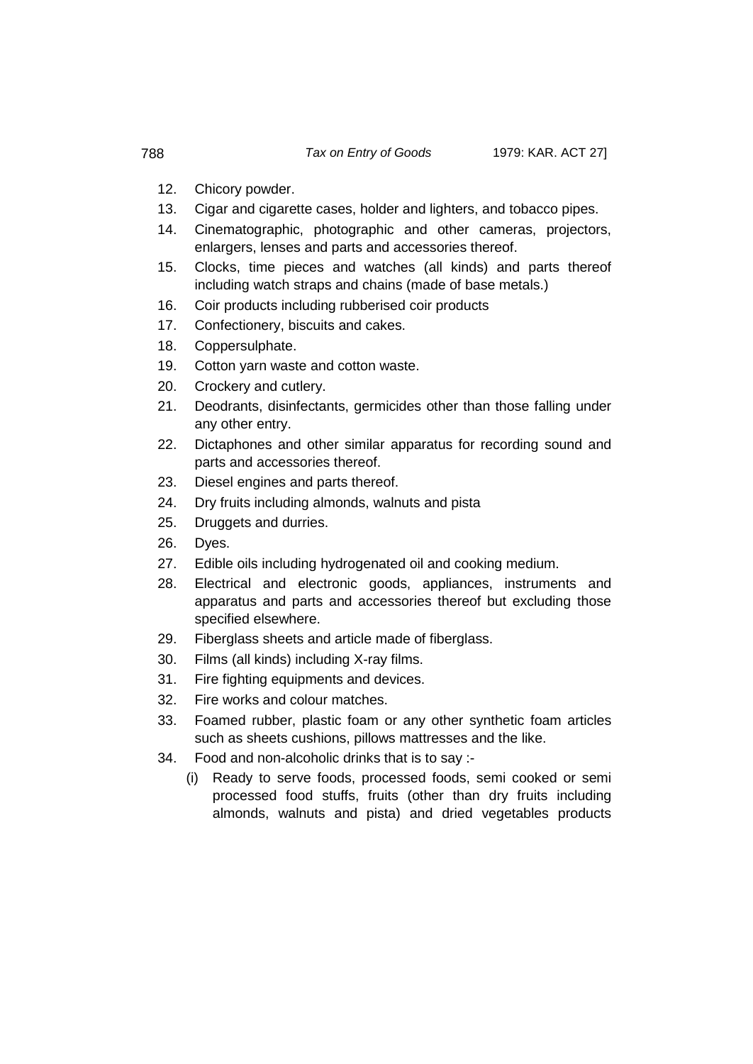12. Chicory powder.
13. Cigar and cigarette cases, holder and lighters, and tobacco pipes.
14. Cinematographic, photographic and other cameras, projectors, enlargers, lenses and parts and accessories thereof.
15. Clocks, time pieces and watches (all kinds) and parts thereof including watch straps and chains (made of base metals.)
16. Coir products including rubberised coir products
17. Confectionery, biscuits and cakes.
18. Coppersulphate.
19. Cotton yarn waste and cotton waste.
20. Crockery and cutlery.
21. Deodrants, disinfectants, germicides other than those falling under any other entry.
22. Dictaphones and other similar apparatus for recording sound and parts and accessories thereof.
23. Diesel engines and parts thereof.
24. Dry fruits including almonds, walnuts and pista
25. Druggets and durries.
26. Dyes.
27. Edible oils including hydrogenated oil and cooking medium.
28. Electrical and electronic goods, appliances, instruments and apparatus and parts and accessories thereof but excluding those specified elsewhere.
29. Fiberglass sheets and article made of fiberglass.
30. Films (all kinds) including X-ray films.
31. Fire fighting equipments and devices.
32. Fire works and colour matches.
33. Foamed rubber, plastic foam or any other synthetic foam articles such as sheets cushions, pillows mattresses and the like.
34. Food and non-alcoholic drinks that is to say :-
    (i) Ready to serve foods, processed foods, semi cooked or semi processed food stuffs, fruits (other than dry fruits including almonds, walnuts and pista) and dried vegetables products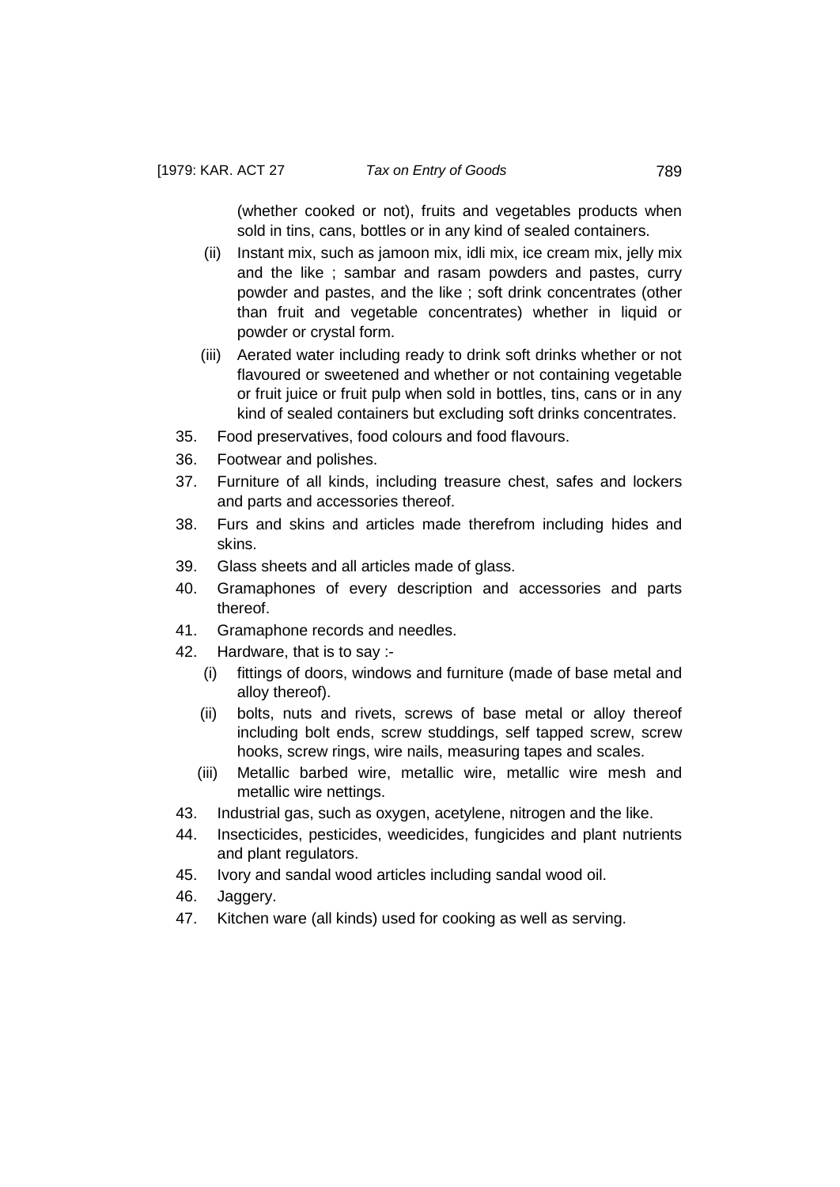(whether cooked or not), fruits and vegetables products when sold in tins, cans, bottles or in any kind of sealed containers.

(ii) Instant mix, such as jamoon mix, idli mix, ice cream mix, jelly mix and the like ; sambar and rasam powders and pastes, curry powder and pastes, and the like ; soft drink concentrates (other than fruit and vegetable concentrates) whether in liquid or powder or crystal form.

(iii) Aerated water including ready to drink soft drinks whether or not flavoured or sweetened and whether or not containing vegetable or fruit juice or fruit pulp when sold in bottles, tins, cans or in any kind of sealed containers but excluding soft drinks concentrates.

35. Food preservatives, food colours and food flavours.

36. Footwear and polishes.

37. Furniture of all kinds, including treasure chest, safes and lockers and parts and accessories thereof.

38. Furs and skins and articles made therefrom including hides and skins.

39. Glass sheets and all articles made of glass.

40. Gramaphones of every description and accessories and parts thereof.

41. Gramaphone records and needles.

42. Hardware, that is to say :-

    (i) fittings of doors, windows and furniture (made of base metal and alloy thereof).

    (ii) bolts, nuts and rivets, screws of base metal or alloy thereof including bolt ends, screw studdings, self tapped screw, screw hooks, screw rings, wire nails, measuring tapes and scales.

    (iii) Metallic barbed wire, metallic wire, metallic wire mesh and metallic wire nettings.

43. Industrial gas, such as oxygen, acetylene, nitrogen and the like.

44. Insecticides, pesticides, weedicides, fungicides and plant nutrients and plant regulators.

45. Ivory and sandal wood articles including sandal wood oil.

46. Jaggery.

47. Kitchen ware (all kinds) used for cooking as well as serving.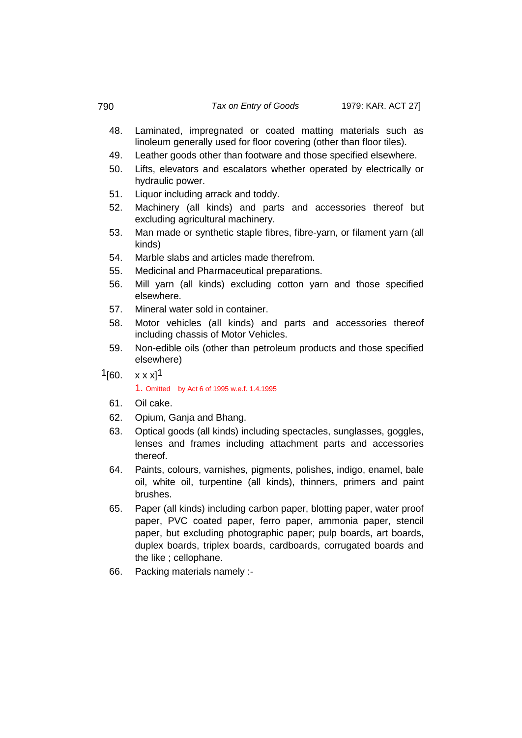48. Laminated, impregnated or coated matting materials such as linoleum generally used for floor covering (other than floor tiles).

49. Leather goods other than footware and those specified elsewhere.

50. Lifts, elevators and escalators whether operated by electrically or hydraulic power.

51. Liquor including arrack and toddy.

52. Machinery (all kinds) and parts and accessories thereof but excluding agricultural machinery.

53. Man made or synthetic staple fibres, fibre-yarn, or filament yarn (all kinds)

54. Marble slabs and articles made therefrom.

55. Medicinal and Pharmaceutical preparations.

56. Mill yarn (all kinds) excluding cotton yarn and those specified elsewhere.

57. Mineral water sold in container.

58. Motor vehicles (all kinds) and parts and accessories thereof including chassis of Motor Vehicles.

59. Non-edible oils (other than petroleum products and those specified elsewhere)

[1][60. x x x][1]

1. Omitted by Act 6 of 1995 w.e.f. 1.4.1995

61. Oil cake.

62. Opium, Ganja and Bhang.

63. Optical goods (all kinds) including spectacles, sunglasses, goggles, lenses and frames including attachment parts and accessories thereof.

64. Paints, colours, varnishes, pigments, polishes, indigo, enamel, bale oil, white oil, turpentine (all kinds), thinners, primers and paint brushes.

65. Paper (all kinds) including carbon paper, blotting paper, water proof paper, PVC coated paper, ferro paper, ammonia paper, stencil paper, but excluding photographic paper; pulp boards, art boards, duplex boards, triplex boards, cardboards, corrugated boards and the like ; cellophane.

66. Packing materials namely :-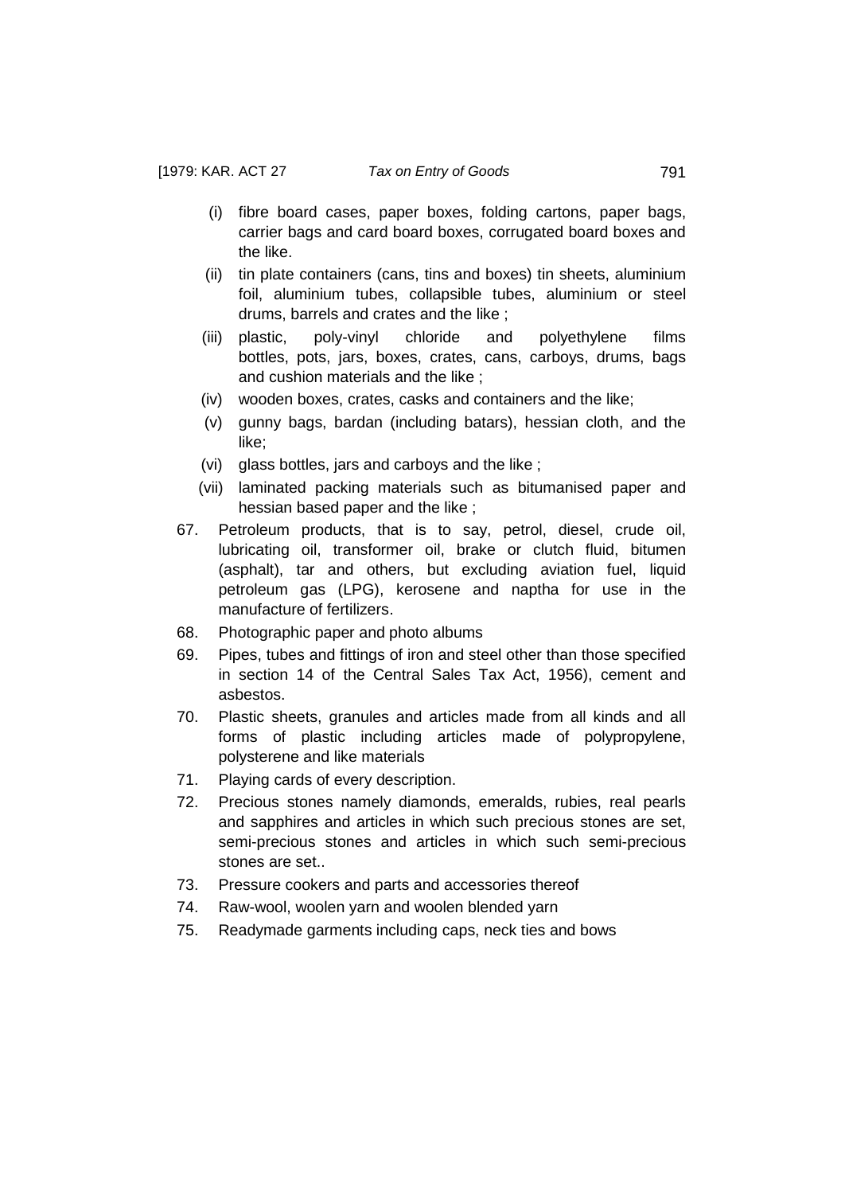(i) fibre board cases, paper boxes, folding cartons, paper bags, carrier bags and card board boxes, corrugated board boxes and the like.

(ii) tin plate containers (cans, tins and boxes) tin sheets, aluminium foil, aluminium tubes, collapsible tubes, aluminium or steel drums, barrels and crates and the like ;

(iii) plastic, poly-vinyl chloride and polyethylene films bottles, pots, jars, boxes, crates, cans, carboys, drums, bags and cushion materials and the like ;

(iv) wooden boxes, crates, casks and containers and the like;

(v) gunny bags, bardan (including batars), hessian cloth, and the like;

(vi) glass bottles, jars and carboys and the like ;

(vii) laminated packing materials such as bitumanised paper and hessian based paper and the like ;

67. Petroleum products, that is to say, petrol, diesel, crude oil, lubricating oil, transformer oil, brake or clutch fluid, bitumen (asphalt), tar and others, but excluding aviation fuel, liquid petroleum gas (LPG), kerosene and naptha for use in the manufacture of fertilizers.

68. Photographic paper and photo albums

69. Pipes, tubes and fittings of iron and steel other than those specified in section 14 of the Central Sales Tax Act, 1956), cement and asbestos.

70. Plastic sheets, granules and articles made from all kinds and all forms of plastic including articles made of polypropylene, polysterene and like materials

71. Playing cards of every description.

72. Precious stones namely diamonds, emeralds, rubies, real pearls and sapphires and articles in which such precious stones are set, semi-precious stones and articles in which such semi-precious stones are set..

73. Pressure cookers and parts and accessories thereof

74. Raw-wool, woolen yarn and woolen blended yarn

75. Readymade garments including caps, neck ties and bows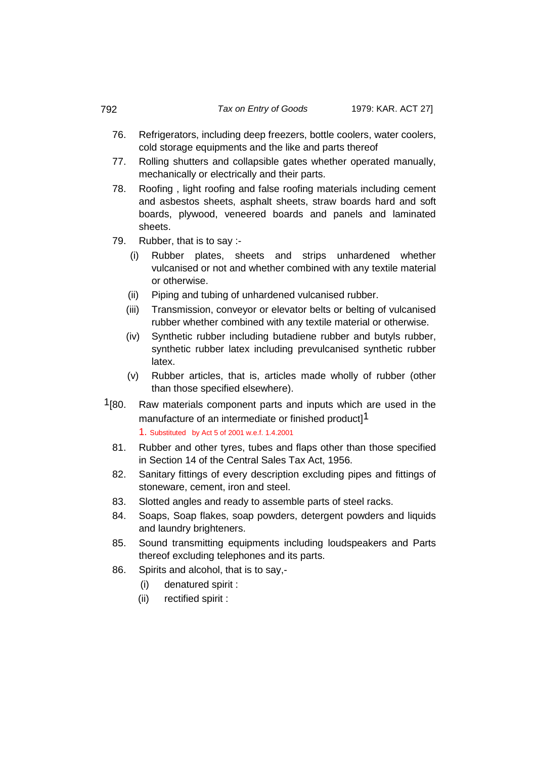76. Refrigerators, including deep freezers, bottle coolers, water coolers, cold storage equipments and the like and parts thereof

77. Rolling shutters and collapsible gates whether operated manually, mechanically or electrically and their parts.

78. Roofing , light roofing and false roofing materials including cement and asbestos sheets, asphalt sheets, straw boards hard and soft boards, plywood, veneered boards and panels and laminated sheets.

79. Rubber, that is to say :-

    (i) Rubber plates, sheets and strips unhardened whether vulcanised or not and whether combined with any textile material or otherwise.

    (ii) Piping and tubing of unhardened vulcanised rubber.

    (iii) Transmission, conveyor or elevator belts or belting of vulcanised rubber whether combined with any textile material or otherwise.

    (iv) Synthetic rubber including butadiene rubber and butyls rubber, synthetic rubber latex including prevulcanised synthetic rubber latex.

    (v) Rubber articles, that is, articles made wholly of rubber (other than those specified elsewhere).

[1][80. Raw materials component parts and inputs which are used in the manufacture of an intermediate or finished product][1]

1. Substituted by Act 5 of 2001 w.e.f. 1.4.2001

81. Rubber and other tyres, tubes and flaps other than those specified in Section 14 of the Central Sales Tax Act, 1956.

82. Sanitary fittings of every description excluding pipes and fittings of stoneware, cement, iron and steel.

83. Slotted angles and ready to assemble parts of steel racks.

84. Soaps, Soap flakes, soap powders, detergent powders and liquids and laundry brighteners.

85. Sound transmitting equipments including loudspeakers and Parts thereof excluding telephones and its parts.

86. Spirits and alcohol, that is to say,-

    (i) denatured spirit :

    (ii) rectified spirit :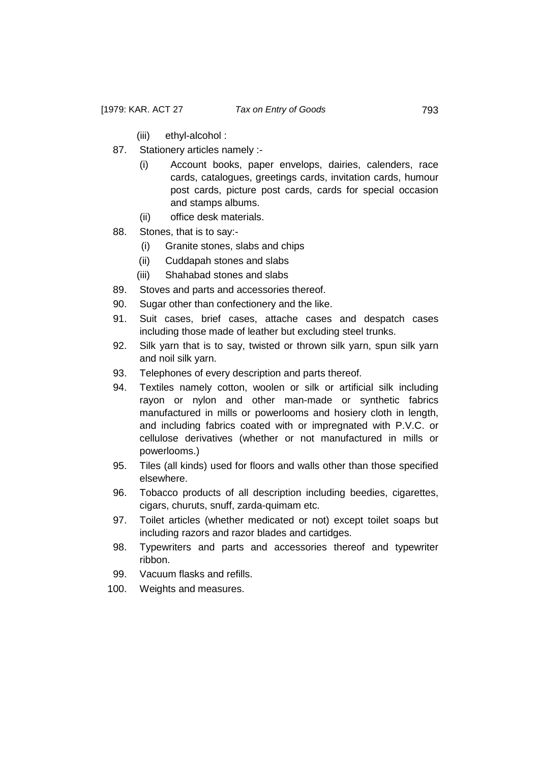(iii) ethyl-alcohol :

87. Stationery articles namely :-
    (i) Account books, paper envelops, dairies, calenders, race cards, catalogues, greetings cards, invitation cards, humour post cards, picture post cards, cards for special occasion and stamps albums.
    (ii) office desk materials.
88. Stones, that is to say:-
    (i) Granite stones, slabs and chips
    (ii) Cuddapah stones and slabs
    (iii) Shahabad stones and slabs
89. Stoves and parts and accessories thereof.
90. Sugar other than confectionery and the like.
91. Suit cases, brief cases, attache cases and despatch cases including those made of leather but excluding steel trunks.
92. Silk yarn that is to say, twisted or thrown silk yarn, spun silk yarn and noil silk yarn.
93. Telephones of every description and parts thereof.
94. Textiles namely cotton, woolen or silk or artificial silk including rayon or nylon and other man-made or synthetic fabrics manufactured in mills or powerlooms and hosiery cloth in length, and including fabrics coated with or impregnated with P.V.C. or cellulose derivatives (whether or not manufactured in mills or powerlooms.)
95. Tiles (all kinds) used for floors and walls other than those specified elsewhere.
96. Tobacco products of all description including beedies, cigarettes, cigars, churuts, snuff, zarda-quimam etc.
97. Toilet articles (whether medicated or not) except toilet soaps but including razors and razor blades and cartidges.
98. Typewriters and parts and accessories thereof and typewriter ribbon.
99. Vacuum flasks and refills.
100. Weights and measures.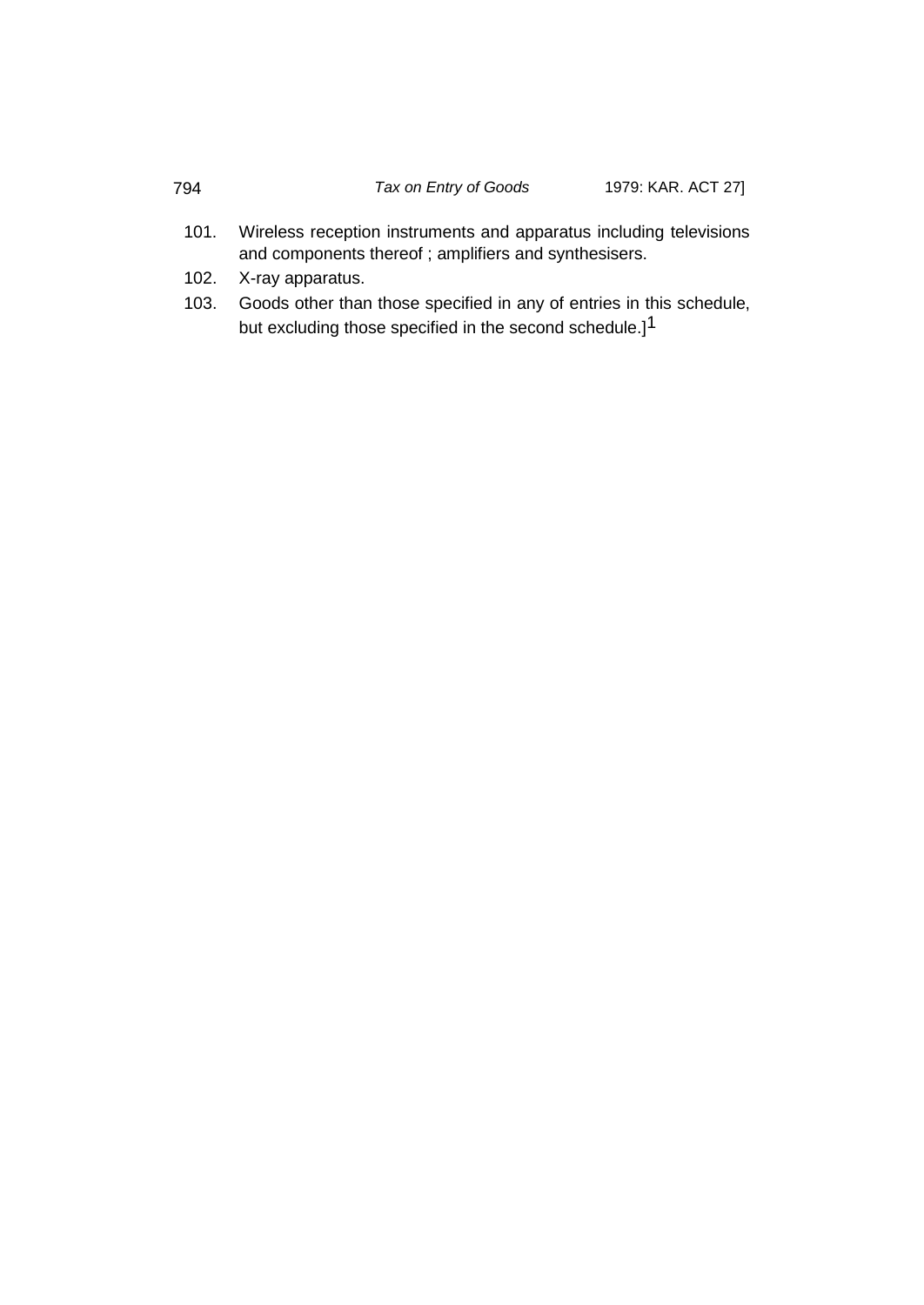101. Wireless reception instruments and apparatus including televisions and components thereof ; amplifiers and synthesisers.

102. X-ray apparatus.

103. Goods other than those specified in any of entries in this schedule, but excluding those specified in the second schedule.][1]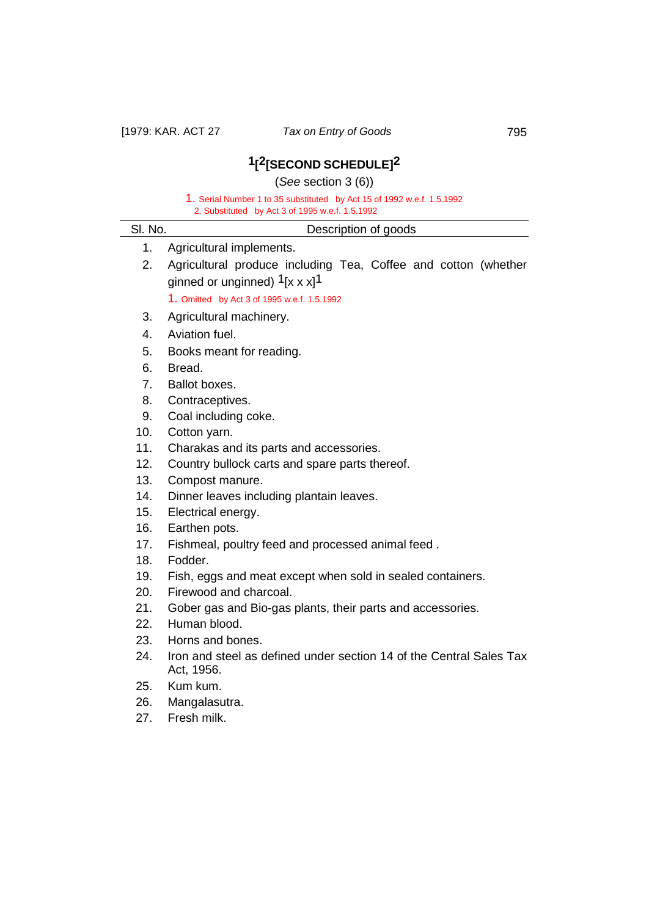# [1][2][SECOND SCHEDULE][2]

(*See* section 3 (6))

1. Serial Number 1 to 35 substituted by Act 15 of 1992 w.e.f. 1.5.1992
2. Substituted by Act 3 of 1995 w.e.f. 1.5.1992

| Sl. No. | Description of goods |
|---|---|
| 1. | Agricultural implements. |
| 2. | Agricultural produce including Tea, Coffee and cotton (whether ginned or unginned) [1][x x x][1]<br>1. Omitted by Act 3 of 1995 w.e.f. 1.5.1992 |
| 3. | Agricultural machinery. |
| 4. | Aviation fuel. |
| 5. | Books meant for reading. |
| 6. | Bread. |
| 7. | Ballot boxes. |
| 8. | Contraceptives. |
| 9. | Coal including coke. |
| 10. | Cotton yarn. |
| 11. | Charakas and its parts and accessories. |
| 12. | Country bullock carts and spare parts thereof. |
| 13. | Compost manure. |
| 14. | Dinner leaves including plantain leaves. |
| 15. | Electrical energy. |
| 16. | Earthen pots. |
| 17. | Fishmeal, poultry feed and processed animal feed . |
| 18. | Fodder. |
| 19. | Fish, eggs and meat except when sold in sealed containers. |
| 20. | Firewood and charcoal. |
| 21. | Gober gas and Bio-gas plants, their parts and accessories. |
| 22. | Human blood. |
| 23. | Horns and bones. |
| 24. | Iron and steel as defined under section 14 of the Central Sales Tax Act, 1956. |
| 25. | Kum kum. |
| 26. | Mangalasutra. |
| 27. | Fresh milk. |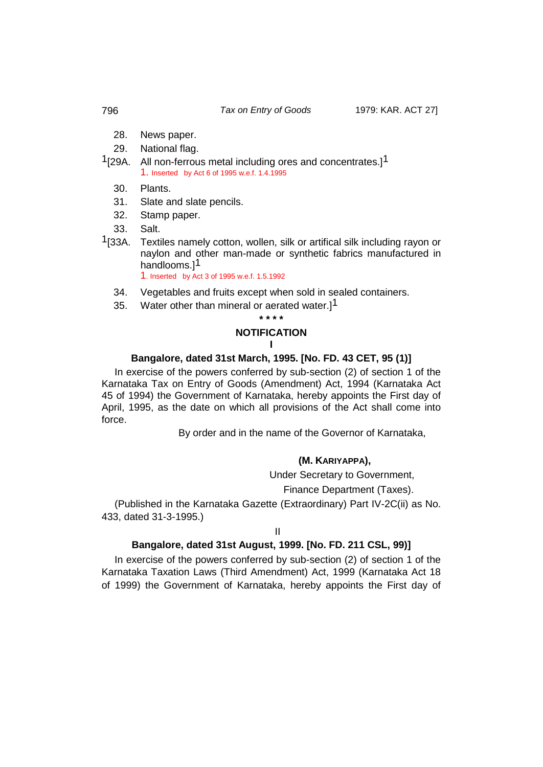28. News paper.

29. National flag.

[1][29A. All non-ferrous metal including ores and concentrates.][1]
1. Inserted by Act 6 of 1995 w.e.f. 1.4.1995

30. Plants.

31. Slate and slate pencils.

32. Stamp paper.

33. Salt.

[1][33A. Textiles namely cotton, wollen, silk or artifical silk including rayon or naylon and other man-made or synthetic fabrics manufactured in handlooms.][1]
1. Inserted by Act 3 of 1995 w.e.f. 1.5.1992

34. Vegetables and fruits except when sold in sealed containers.

35. Water other than mineral or aerated water.][1]

\* \* \* \*

## NOTIFICATION

### I

**Bangalore, dated 31st March, 1995. [No. FD. 43 CET, 95 (1)]**

In exercise of the powers conferred by sub-section (2) of section 1 of the Karnataka Tax on Entry of Goods (Amendment) Act, 1994 (Karnataka Act 45 of 1994) the Government of Karnataka, hereby appoints the First day of April, 1995, as the date on which all provisions of the Act shall come into force.

By order and in the name of the Governor of Karnataka,

**(M. KARIYAPPA),**
Under Secretary to Government,
Finance Department (Taxes).

(Published in the Karnataka Gazette (Extraordinary) Part IV-2C(ii) as No. 433, dated 31-3-1995.)

### II

**Bangalore, dated 31st August, 1999. [No. FD. 211 CSL, 99)]**

In exercise of the powers conferred by sub-section (2) of section 1 of the Karnataka Taxation Laws (Third Amendment) Act, 1999 (Karnataka Act 18 of 1999) the Government of Karnataka, hereby appoints the First day of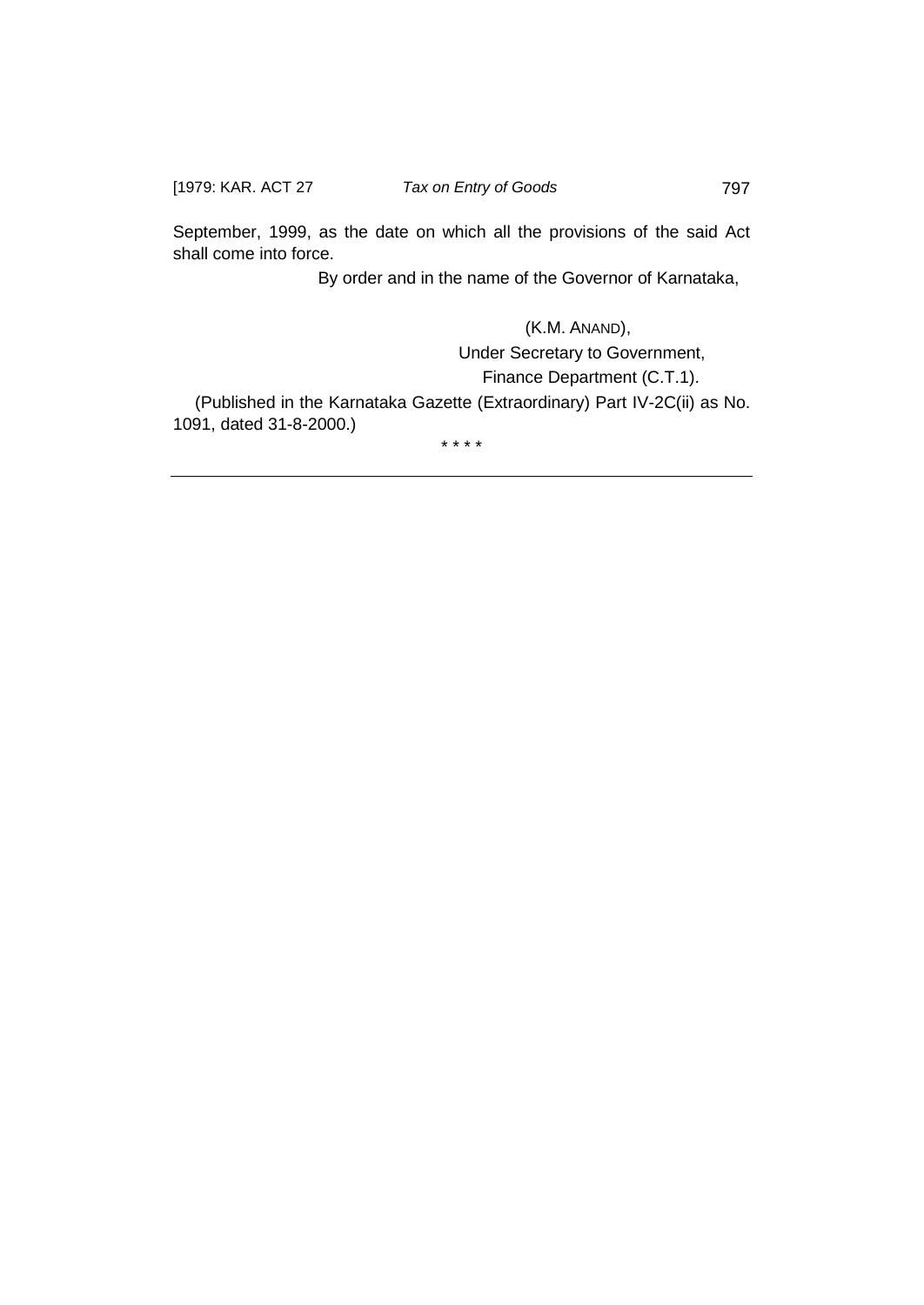September, 1999, as the date on which all the provisions of the said Act shall come into force.

By order and in the name of the Governor of Karnataka,

(K.M. ANAND),
Under Secretary to Government,
Finance Department (C.T.1).

(Published in the Karnataka Gazette (Extraordinary) Part IV-2C(ii) as No. 1091, dated 31-8-2000.)

* * * *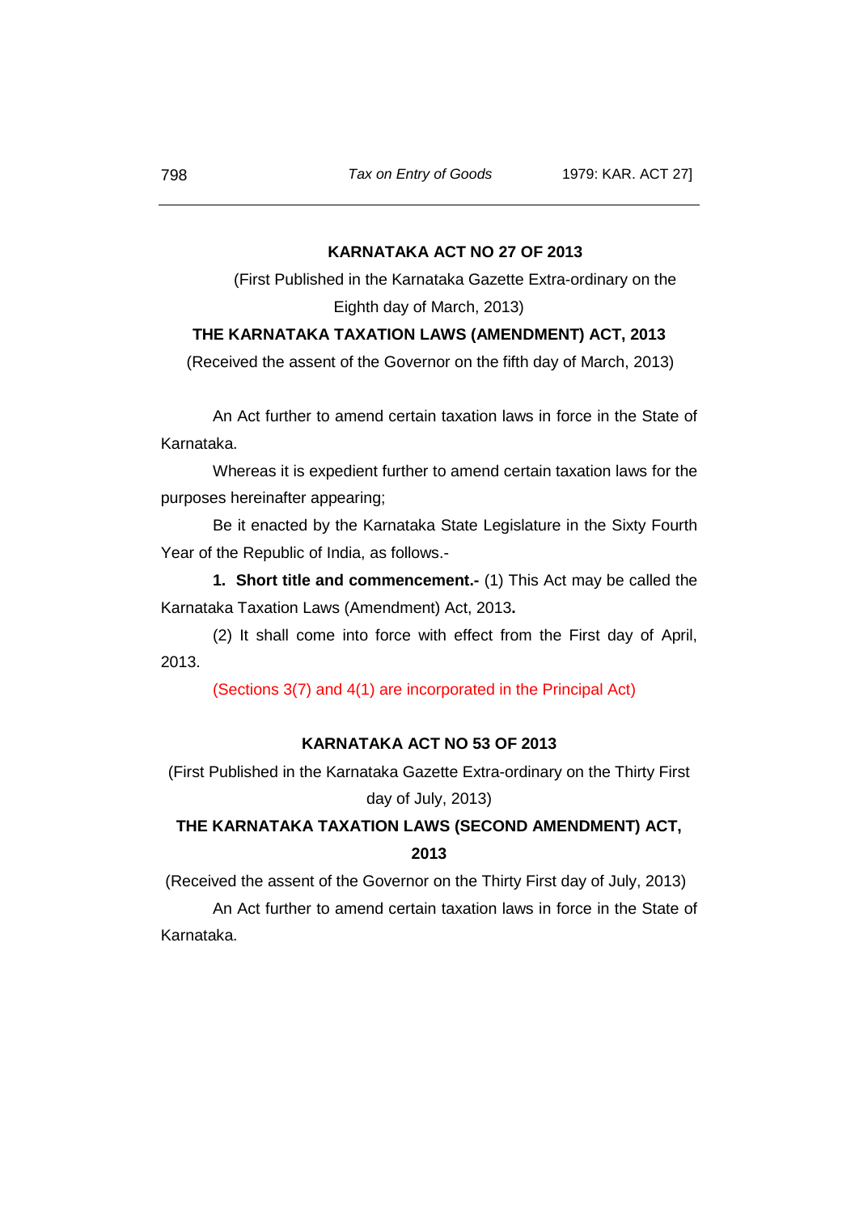**KARNATAKA ACT NO 27 OF 2013**

(First Published in the Karnataka Gazette Extra-ordinary on the Eighth day of March, 2013)

**THE KARNATAKA TAXATION LAWS (AMENDMENT) ACT, 2013**

(Received the assent of the Governor on the fifth day of March, 2013)

An Act further to amend certain taxation laws in force in the State of Karnataka.

Whereas it is expedient further to amend certain taxation laws for the purposes hereinafter appearing;

Be it enacted by the Karnataka State Legislature in the Sixty Fourth Year of the Republic of India, as follows.-

**1. Short title and commencement.-** (1) This Act may be called the Karnataka Taxation Laws (Amendment) Act, 2013**.**

(2) It shall come into force with effect from the First day of April, 2013.

(Sections 3(7) and 4(1) are incorporated in the Principal Act)

**KARNATAKA ACT NO 53 OF 2013**

(First Published in the Karnataka Gazette Extra-ordinary on the Thirty First day of July, 2013)

**THE KARNATAKA TAXATION LAWS (SECOND AMENDMENT) ACT, 2013**

(Received the assent of the Governor on the Thirty First day of July, 2013)

An Act further to amend certain taxation laws in force in the State of Karnataka.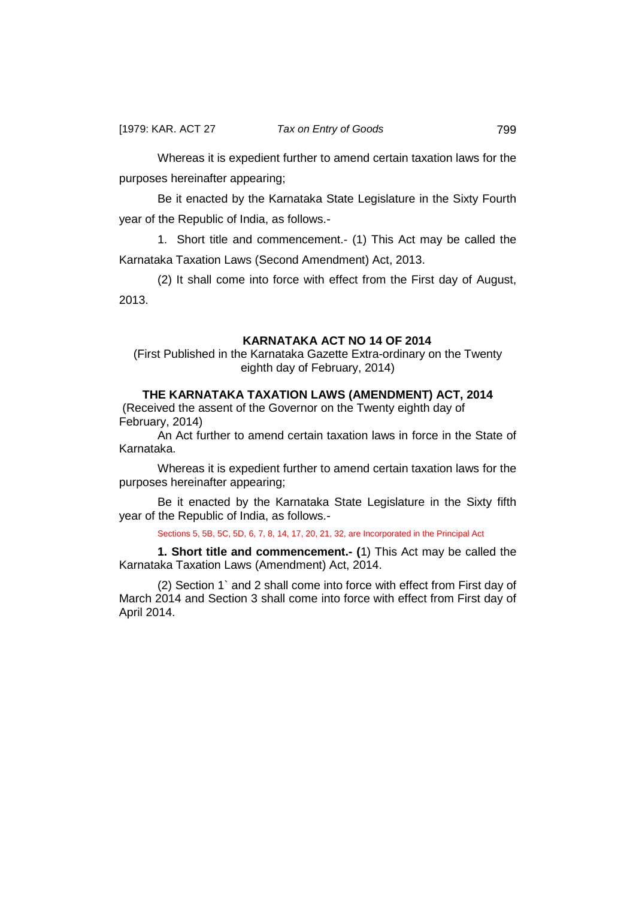Whereas it is expedient further to amend certain taxation laws for the purposes hereinafter appearing;

Be it enacted by the Karnataka State Legislature in the Sixty Fourth year of the Republic of India, as follows.-

1. Short title and commencement.- (1) This Act may be called the Karnataka Taxation Laws (Second Amendment) Act, 2013.

(2) It shall come into force with effect from the First day of August, 2013.

## KARNATAKA ACT NO 14 OF 2014

(First Published in the Karnataka Gazette Extra-ordinary on the Twenty eighth day of February, 2014)

## THE KARNATAKA TAXATION LAWS (AMENDMENT) ACT, 2014

(Received the assent of the Governor on the Twenty eighth day of February, 2014)

An Act further to amend certain taxation laws in force in the State of Karnataka.

Whereas it is expedient further to amend certain taxation laws for the purposes hereinafter appearing;

Be it enacted by the Karnataka State Legislature in the Sixty fifth year of the Republic of India, as follows.-

Sections 5, 5B, 5C, 5D, 6, 7, 8, 14, 17, 20, 21, 32, are Incorporated in the Principal Act

**1. Short title and commencement.- (**1) This Act may be called the Karnataka Taxation Laws (Amendment) Act, 2014.

(2) Section 1` and 2 shall come into force with effect from First day of March 2014 and Section 3 shall come into force with effect from First day of April 2014.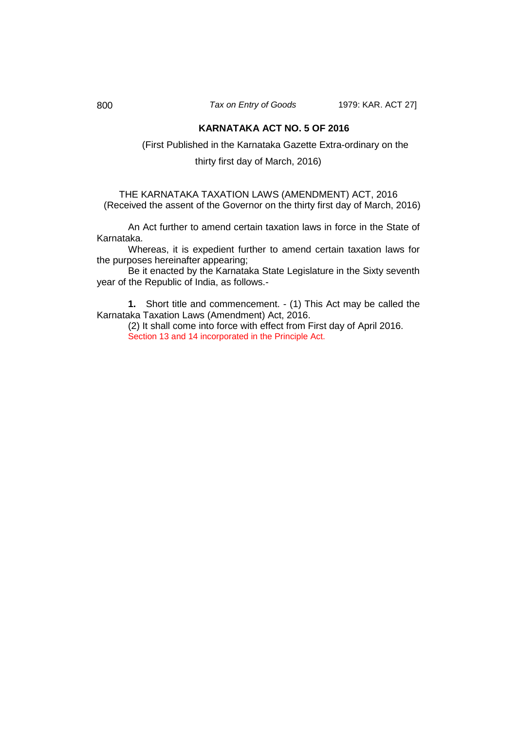## KARNATAKA ACT NO. 5 OF 2016

(First Published in the Karnataka Gazette Extra-ordinary on the thirty first day of March, 2016)

THE KARNATAKA TAXATION LAWS (AMENDMENT) ACT, 2016
(Received the assent of the Governor on the thirty first day of March, 2016)

An Act further to amend certain taxation laws in force in the State of Karnataka.

Whereas, it is expedient further to amend certain taxation laws for the purposes hereinafter appearing;

Be it enacted by the Karnataka State Legislature in the Sixty seventh year of the Republic of India, as follows.-

**1.** Short title and commencement. - (1) This Act may be called the Karnataka Taxation Laws (Amendment) Act, 2016.

(2) It shall come into force with effect from First day of April 2016.

Section 13 and 14 incorporated in the Principle Act.